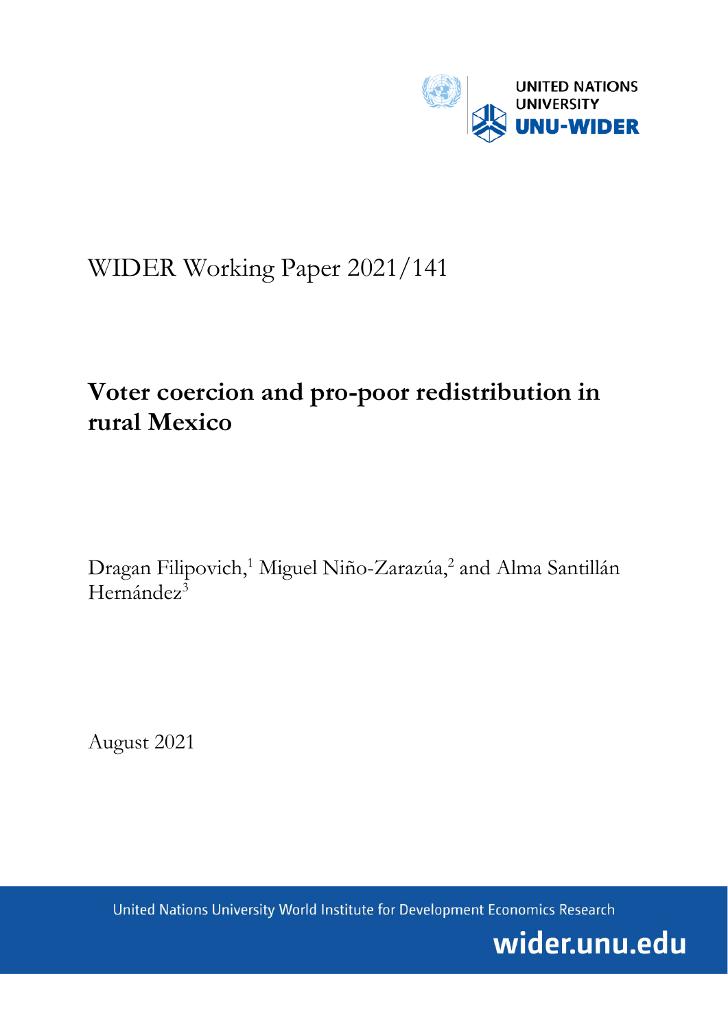UNITED NATIONS UNIVERSITY
UNU-WIDER

WIDER Working Paper 2021/141

# Voter coercion and pro-poor redistribution in rural Mexico

Dragan Filipovich,[1] Miguel Niño-Zarazúa,[2] and Alma Santillán Hernández[3]

August 2021

United Nations University World Institute for Development Economics Research

wider.unu.edu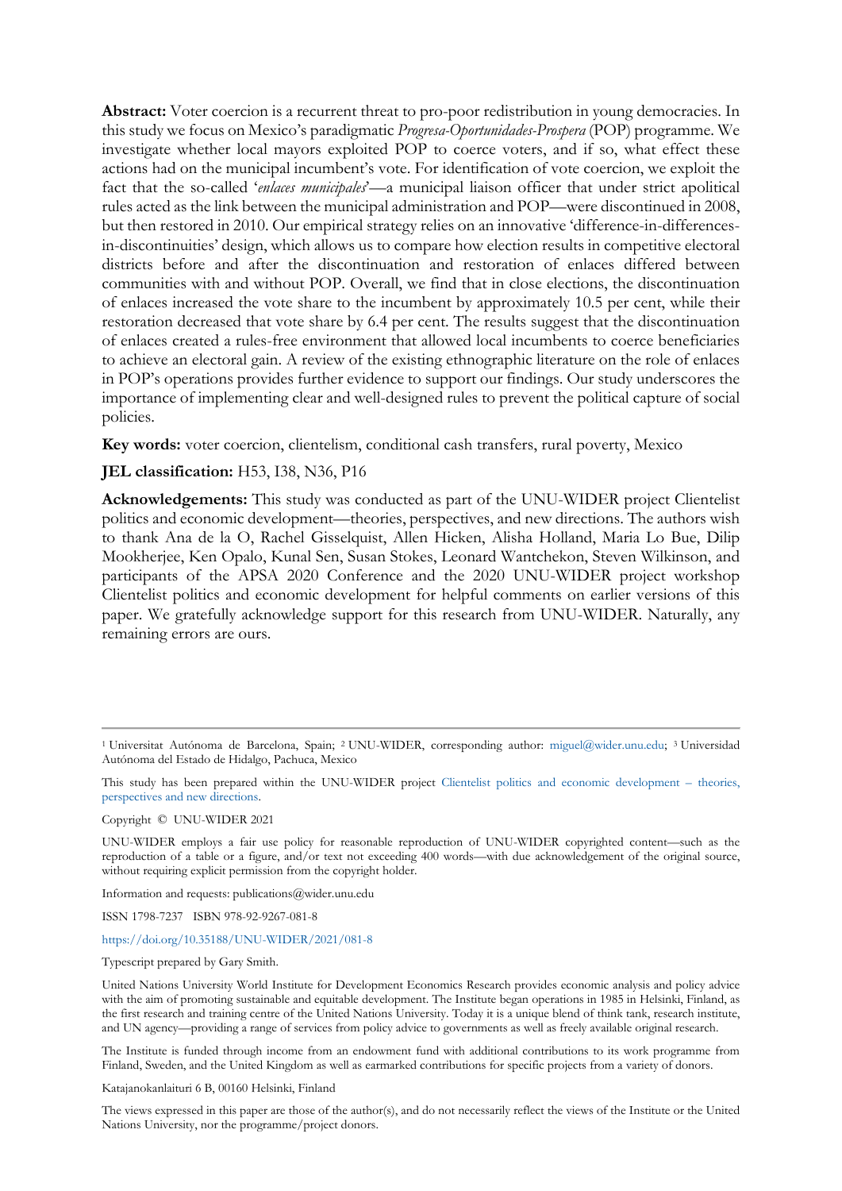**Abstract:** Voter coercion is a recurrent threat to pro-poor redistribution in young democracies. In this study we focus on Mexico's paradigmatic *Progresa-Oportunidades-Prospera* (POP) programme. We investigate whether local mayors exploited POP to coerce voters, and if so, what effect these actions had on the municipal incumbent's vote. For identification of vote coercion, we exploit the fact that the so-called '*enlaces municipales*'—a municipal liaison officer that under strict apolitical rules acted as the link between the municipal administration and POP—were discontinued in 2008, but then restored in 2010. Our empirical strategy relies on an innovative 'difference-in-differences-in-discontinuities' design, which allows us to compare how election results in competitive electoral districts before and after the discontinuation and restoration of enlaces differed between communities with and without POP. Overall, we find that in close elections, the discontinuation of enlaces increased the vote share to the incumbent by approximately 10.5 per cent, while their restoration decreased that vote share by 6.4 per cent. The results suggest that the discontinuation of enlaces created a rules-free environment that allowed local incumbents to coerce beneficiaries to achieve an electoral gain. A review of the existing ethnographic literature on the role of enlaces in POP's operations provides further evidence to support our findings. Our study underscores the importance of implementing clear and well-designed rules to prevent the political capture of social policies.

**Key words:** voter coercion, clientelism, conditional cash transfers, rural poverty, Mexico

**JEL classification:** H53, I38, N36, P16

**Acknowledgements:** This study was conducted as part of the UNU-WIDER project Clientelist politics and economic development—theories, perspectives, and new directions. The authors wish to thank Ana de la O, Rachel Gisselquist, Allen Hicken, Alisha Holland, Maria Lo Bue, Dilip Mookherjee, Ken Opalo, Kunal Sen, Susan Stokes, Leonard Wantchekon, Steven Wilkinson, and participants of the APSA 2020 Conference and the 2020 UNU-WIDER project workshop Clientelist politics and economic development for helpful comments on earlier versions of this paper. We gratefully acknowledge support for this research from UNU-WIDER. Naturally, any remaining errors are ours.

---

[1] Universitat Autónoma de Barcelona, Spain; [2] UNU-WIDER, corresponding author: miguel@wider.unu.edu; [3] Universidad Autónoma del Estado de Hidalgo, Pachuca, Mexico

This study has been prepared within the UNU-WIDER project Clientelist politics and economic development – theories, perspectives and new directions.

Copyright © UNU-WIDER 2021

UNU-WIDER employs a fair use policy for reasonable reproduction of UNU-WIDER copyrighted content—such as the reproduction of a table or a figure, and/or text not exceeding 400 words—with due acknowledgement of the original source, without requiring explicit permission from the copyright holder.

Information and requests: publications@wider.unu.edu

ISSN 1798-7237 ISBN 978-92-9267-081-8

https://doi.org/10.35188/UNU-WIDER/2021/081-8

Typescript prepared by Gary Smith.

United Nations University World Institute for Development Economics Research provides economic analysis and policy advice with the aim of promoting sustainable and equitable development. The Institute began operations in 1985 in Helsinki, Finland, as the first research and training centre of the United Nations University. Today it is a unique blend of think tank, research institute, and UN agency—providing a range of services from policy advice to governments as well as freely available original research.

The Institute is funded through income from an endowment fund with additional contributions to its work programme from Finland, Sweden, and the United Kingdom as well as earmarked contributions for specific projects from a variety of donors.

Katajanokanlaituri 6 B, 00160 Helsinki, Finland

The views expressed in this paper are those of the author(s), and do not necessarily reflect the views of the Institute or the United Nations University, nor the programme/project donors.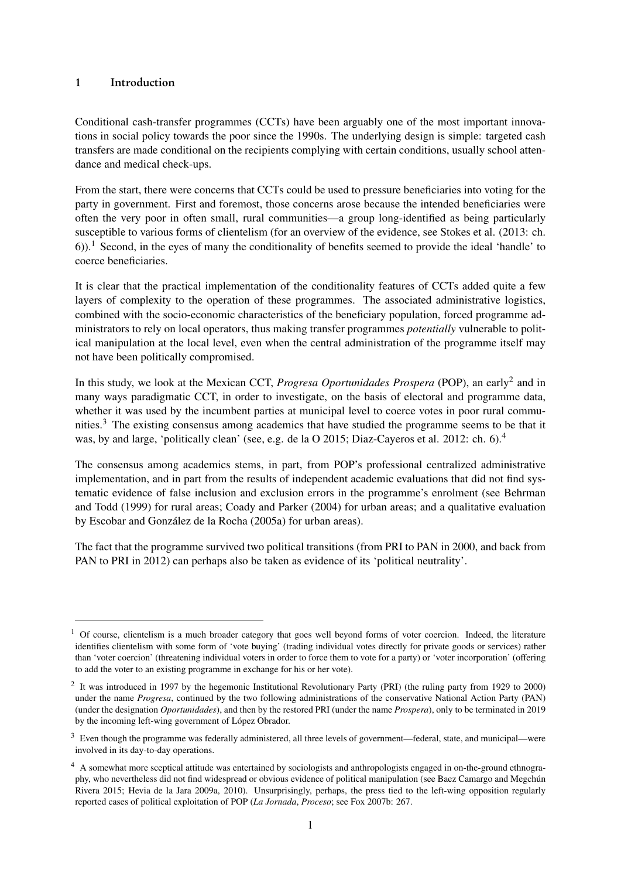## 1 Introduction

Conditional cash-transfer programmes (CCTs) have been arguably one of the most important innovations in social policy towards the poor since the 1990s. The underlying design is simple: targeted cash transfers are made conditional on the recipients complying with certain conditions, usually school attendance and medical check-ups.

From the start, there were concerns that CCTs could be used to pressure beneficiaries into voting for the party in government. First and foremost, those concerns arose because the intended beneficiaries were often the very poor in often small, rural communities—a group long-identified as being particularly susceptible to various forms of clientelism (for an overview of the evidence, see Stokes et al. (2013: ch. 6)).[1] Second, in the eyes of many the conditionality of benefits seemed to provide the ideal 'handle' to coerce beneficiaries.

It is clear that the practical implementation of the conditionality features of CCTs added quite a few layers of complexity to the operation of these programmes. The associated administrative logistics, combined with the socio-economic characteristics of the beneficiary population, forced programme administrators to rely on local operators, thus making transfer programmes *potentially* vulnerable to political manipulation at the local level, even when the central administration of the programme itself may not have been politically compromised.

In this study, we look at the Mexican CCT, *Progresa Oportunidades Prospera* (POP), an early[2] and in many ways paradigmatic CCT, in order to investigate, on the basis of electoral and programme data, whether it was used by the incumbent parties at municipal level to coerce votes in poor rural communities.[3] The existing consensus among academics that have studied the programme seems to be that it was, by and large, 'politically clean' (see, e.g. de la O 2015; Diaz-Cayeros et al. 2012: ch. 6).[4]

The consensus among academics stems, in part, from POP's professional centralized administrative implementation, and in part from the results of independent academic evaluations that did not find systematic evidence of false inclusion and exclusion errors in the programme's enrolment (see Behrman and Todd (1999) for rural areas; Coady and Parker (2004) for urban areas; and a qualitative evaluation by Escobar and González de la Rocha (2005a) for urban areas).

The fact that the programme survived two political transitions (from PRI to PAN in 2000, and back from PAN to PRI in 2012) can perhaps also be taken as evidence of its 'political neutrality'.

---

[1] Of course, clientelism is a much broader category that goes well beyond forms of voter coercion. Indeed, the literature identifies clientelism with some form of 'vote buying' (trading individual votes directly for private goods or services) rather than 'voter coercion' (threatening individual voters in order to force them to vote for a party) or 'voter incorporation' (offering to add the voter to an existing programme in exchange for his or her vote).

[2] It was introduced in 1997 by the hegemonic Institutional Revolutionary Party (PRI) (the ruling party from 1929 to 2000) under the name *Progresa*, continued by the two following administrations of the conservative National Action Party (PAN) (under the designation *Oportunidades*), and then by the restored PRI (under the name *Prospera*), only to be terminated in 2019 by the incoming left-wing government of López Obrador.

[3] Even though the programme was federally administered, all three levels of government—federal, state, and municipal—were involved in its day-to-day operations.

[4] A somewhat more sceptical attitude was entertained by sociologists and anthropologists engaged in on-the-ground ethnography, who nevertheless did not find widespread or obvious evidence of political manipulation (see Baez Camargo and Megchún Rivera 2015; Hevia de la Jara 2009a, 2010). Unsurprisingly, perhaps, the press tied to the left-wing opposition regularly reported cases of political exploitation of POP (*La Jornada*, *Proceso*; see Fox 2007b: 267.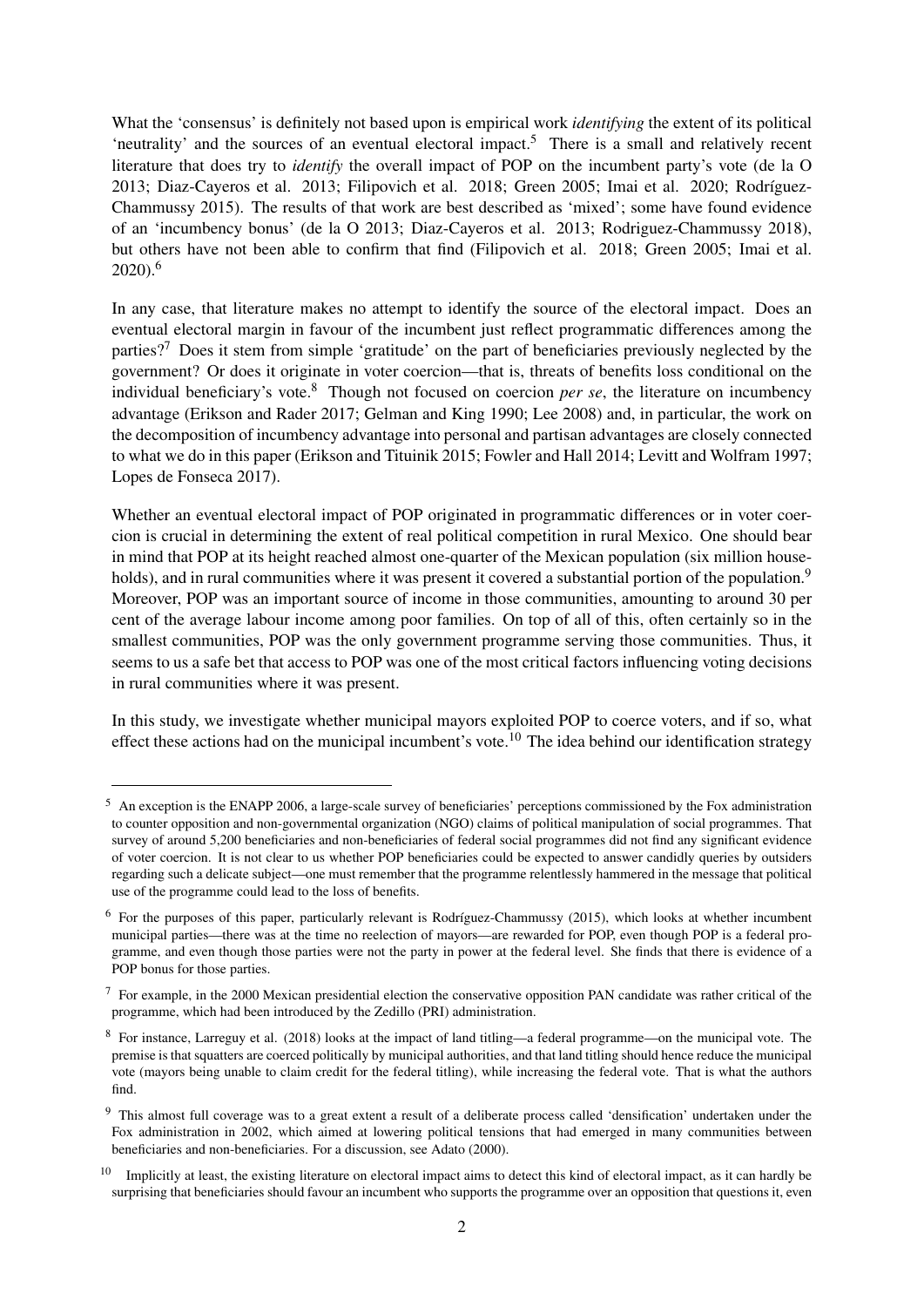What the 'consensus' is definitely not based upon is empirical work *identifying* the extent of its political 'neutrality' and the sources of an eventual electoral impact.[5] There is a small and relatively recent literature that does try to *identify* the overall impact of POP on the incumbent party's vote (de la O 2013; Diaz-Cayeros et al. 2013; Filipovich et al. 2018; Green 2005; Imai et al. 2020; Rodríguez-Chammussy 2015). The results of that work are best described as 'mixed'; some have found evidence of an 'incumbency bonus' (de la O 2013; Diaz-Cayeros et al. 2013; Rodriguez-Chammussy 2018), but others have not been able to confirm that find (Filipovich et al. 2018; Green 2005; Imai et al. 2020).[6]

In any case, that literature makes no attempt to identify the source of the electoral impact. Does an eventual electoral margin in favour of the incumbent just reflect programmatic differences among the parties?[7] Does it stem from simple 'gratitude' on the part of beneficiaries previously neglected by the government? Or does it originate in voter coercion—that is, threats of benefits loss conditional on the individual beneficiary's vote.[8] Though not focused on coercion *per se*, the literature on incumbency advantage (Erikson and Rader 2017; Gelman and King 1990; Lee 2008) and, in particular, the work on the decomposition of incumbency advantage into personal and partisan advantages are closely connected to what we do in this paper (Erikson and Tituinik 2015; Fowler and Hall 2014; Levitt and Wolfram 1997; Lopes de Fonseca 2017).

Whether an eventual electoral impact of POP originated in programmatic differences or in voter coercion is crucial in determining the extent of real political competition in rural Mexico. One should bear in mind that POP at its height reached almost one-quarter of the Mexican population (six million households), and in rural communities where it was present it covered a substantial portion of the population.[9] Moreover, POP was an important source of income in those communities, amounting to around 30 per cent of the average labour income among poor families. On top of all of this, often certainly so in the smallest communities, POP was the only government programme serving those communities. Thus, it seems to us a safe bet that access to POP was one of the most critical factors influencing voting decisions in rural communities where it was present.

In this study, we investigate whether municipal mayors exploited POP to coerce voters, and if so, what effect these actions had on the municipal incumbent's vote.[10] The idea behind our identification strategy

---

[5] An exception is the ENAPP 2006, a large-scale survey of beneficiaries' perceptions commissioned by the Fox administration to counter opposition and non-governmental organization (NGO) claims of political manipulation of social programmes. That survey of around 5,200 beneficiaries and non-beneficiaries of federal social programmes did not find any significant evidence of voter coercion. It is not clear to us whether POP beneficiaries could be expected to answer candidly queries by outsiders regarding such a delicate subject—one must remember that the programme relentlessly hammered in the message that political use of the programme could lead to the loss of benefits.

[6] For the purposes of this paper, particularly relevant is Rodríguez-Chammussy (2015), which looks at whether incumbent municipal parties—there was at the time no reelection of mayors—are rewarded for POP, even though POP is a federal programme, and even though those parties were not the party in power at the federal level. She finds that there is evidence of a POP bonus for those parties.

[7] For example, in the 2000 Mexican presidential election the conservative opposition PAN candidate was rather critical of the programme, which had been introduced by the Zedillo (PRI) administration.

[8] For instance, Larreguy et al. (2018) looks at the impact of land titling—a federal programme—on the municipal vote. The premise is that squatters are coerced politically by municipal authorities, and that land titling should hence reduce the municipal vote (mayors being unable to claim credit for the federal titling), while increasing the federal vote. That is what the authors find.

[9] This almost full coverage was to a great extent a result of a deliberate process called 'densification' undertaken under the Fox administration in 2002, which aimed at lowering political tensions that had emerged in many communities between beneficiaries and non-beneficiaries. For a discussion, see Adato (2000).

[10] Implicitly at least, the existing literature on electoral impact aims to detect this kind of electoral impact, as it can hardly be surprising that beneficiaries should favour an incumbent who supports the programme over an opposition that questions it, even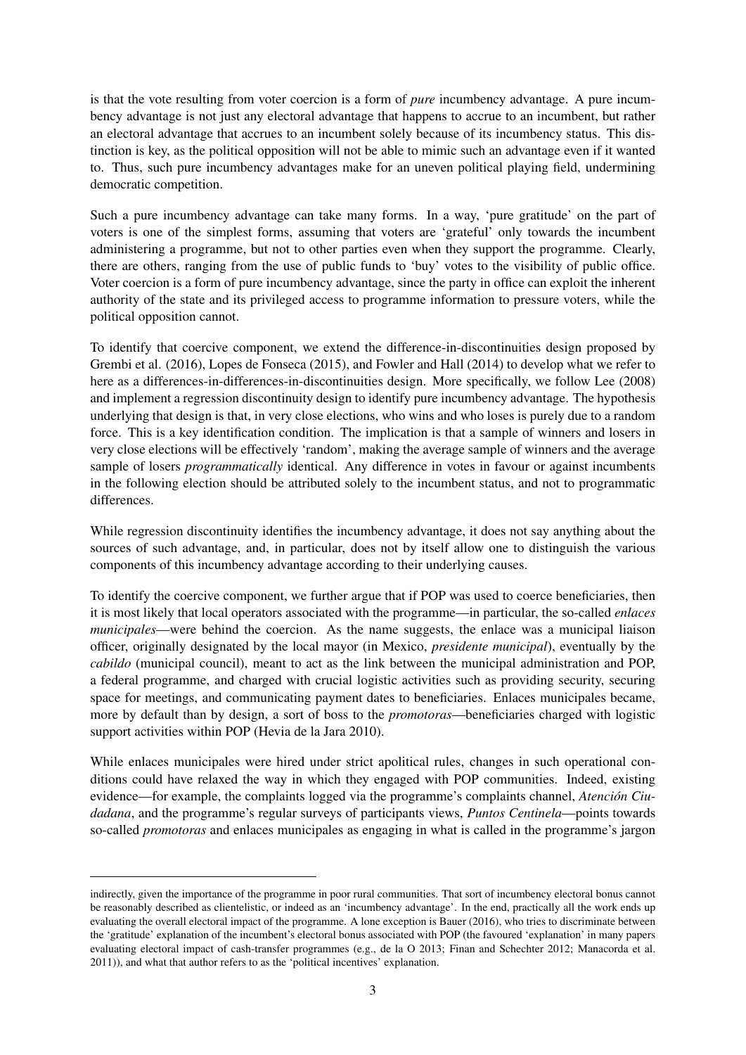is that the vote resulting from voter coercion is a form of *pure* incumbency advantage. A pure incumbency advantage is not just any electoral advantage that happens to accrue to an incumbent, but rather an electoral advantage that accrues to an incumbent solely because of its incumbency status. This distinction is key, as the political opposition will not be able to mimic such an advantage even if it wanted to. Thus, such pure incumbency advantages make for an uneven political playing field, undermining democratic competition.

Such a pure incumbency advantage can take many forms. In a way, 'pure gratitude' on the part of voters is one of the simplest forms, assuming that voters are 'grateful' only towards the incumbent administering a programme, but not to other parties even when they support the programme. Clearly, there are others, ranging from the use of public funds to 'buy' votes to the visibility of public office. Voter coercion is a form of pure incumbency advantage, since the party in office can exploit the inherent authority of the state and its privileged access to programme information to pressure voters, while the political opposition cannot.

To identify that coercive component, we extend the difference-in-discontinuities design proposed by Grembi et al. (2016), Lopes de Fonseca (2015), and Fowler and Hall (2014) to develop what we refer to here as a differences-in-differences-in-discontinuities design. More specifically, we follow Lee (2008) and implement a regression discontinuity design to identify pure incumbency advantage. The hypothesis underlying that design is that, in very close elections, who wins and who loses is purely due to a random force. This is a key identification condition. The implication is that a sample of winners and losers in very close elections will be effectively 'random', making the average sample of winners and the average sample of losers *programmatically* identical. Any difference in votes in favour or against incumbents in the following election should be attributed solely to the incumbent status, and not to programmatic differences.

While regression discontinuity identifies the incumbency advantage, it does not say anything about the sources of such advantage, and, in particular, does not by itself allow one to distinguish the various components of this incumbency advantage according to their underlying causes.

To identify the coercive component, we further argue that if POP was used to coerce beneficiaries, then it is most likely that local operators associated with the programme—in particular, the so-called *enlaces municipales*—were behind the coercion. As the name suggests, the enlace was a municipal liaison officer, originally designated by the local mayor (in Mexico, *presidente municipal*), eventually by the *cabildo* (municipal council), meant to act as the link between the municipal administration and POP, a federal programme, and charged with crucial logistic activities such as providing security, securing space for meetings, and communicating payment dates to beneficiaries. Enlaces municipales became, more by default than by design, a sort of boss to the *promotoras*—beneficiaries charged with logistic support activities within POP (Hevia de la Jara 2010).

While enlaces municipales were hired under strict apolitical rules, changes in such operational conditions could have relaxed the way in which they engaged with POP communities. Indeed, existing evidence—for example, the complaints logged via the programme's complaints channel, *Atención Ciudadana*, and the programme's regular surveys of participants views, *Puntos Centinela*—points towards so-called *promotoras* and enlaces municipales as engaging in what is called in the programme's jargon

---

indirectly, given the importance of the programme in poor rural communities. That sort of incumbency electoral bonus cannot be reasonably described as clientelistic, or indeed as an 'incumbency advantage'. In the end, practically all the work ends up evaluating the overall electoral impact of the programme. A lone exception is Bauer (2016), who tries to discriminate between the 'gratitude' explanation of the incumbent's electoral bonus associated with POP (the favoured 'explanation' in many papers evaluating electoral impact of cash-transfer programmes (e.g., de la O 2013; Finan and Schechter 2012; Manacorda et al. 2011)), and what that author refers to as the 'political incentives' explanation.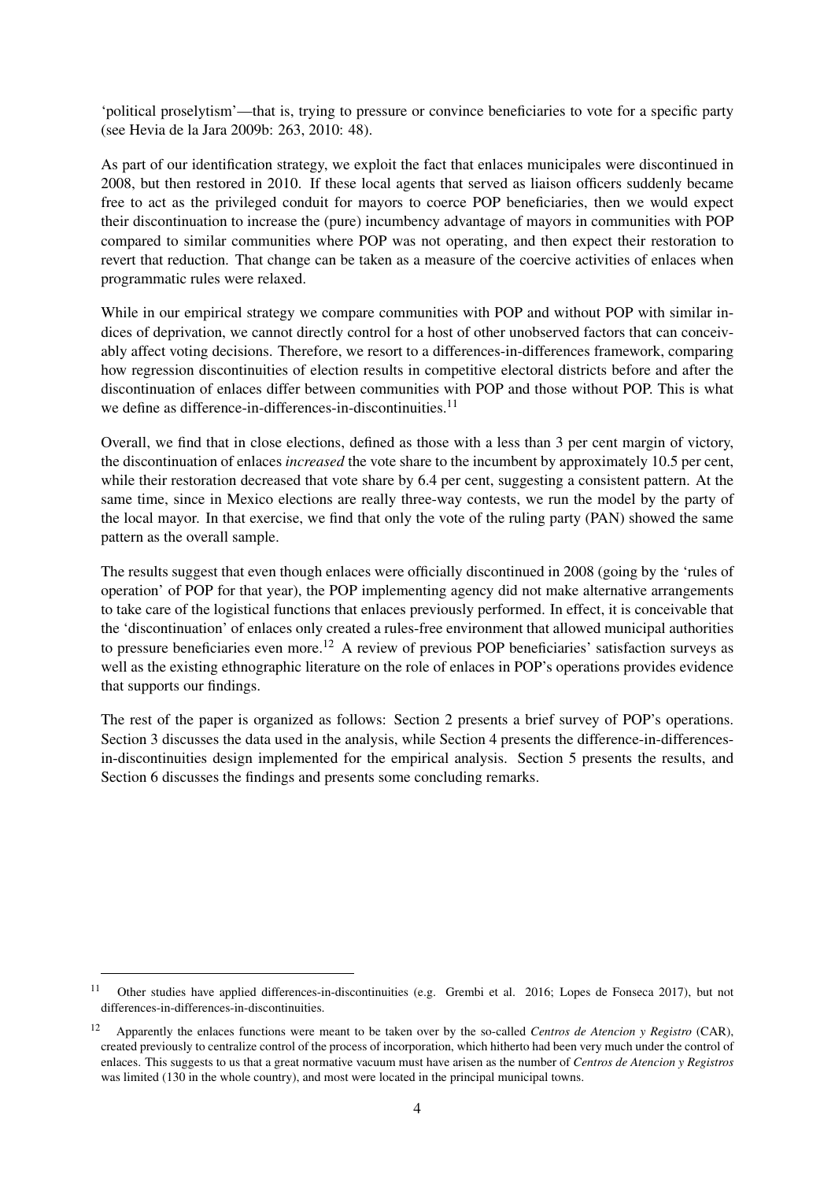'political proselytism'—that is, trying to pressure or convince beneficiaries to vote for a specific party (see Hevia de la Jara 2009b: 263, 2010: 48).

As part of our identification strategy, we exploit the fact that enlaces municipales were discontinued in 2008, but then restored in 2010. If these local agents that served as liaison officers suddenly became free to act as the privileged conduit for mayors to coerce POP beneficiaries, then we would expect their discontinuation to increase the (pure) incumbency advantage of mayors in communities with POP compared to similar communities where POP was not operating, and then expect their restoration to revert that reduction. That change can be taken as a measure of the coercive activities of enlaces when programmatic rules were relaxed.

While in our empirical strategy we compare communities with POP and without POP with similar indices of deprivation, we cannot directly control for a host of other unobserved factors that can conceivably affect voting decisions. Therefore, we resort to a differences-in-differences framework, comparing how regression discontinuities of election results in competitive electoral districts before and after the discontinuation of enlaces differ between communities with POP and those without POP. This is what we define as difference-in-differences-in-discontinuities.[11]

Overall, we find that in close elections, defined as those with a less than 3 per cent margin of victory, the discontinuation of enlaces *increased* the vote share to the incumbent by approximately 10.5 per cent, while their restoration decreased that vote share by 6.4 per cent, suggesting a consistent pattern. At the same time, since in Mexico elections are really three-way contests, we run the model by the party of the local mayor. In that exercise, we find that only the vote of the ruling party (PAN) showed the same pattern as the overall sample.

The results suggest that even though enlaces were officially discontinued in 2008 (going by the 'rules of operation' of POP for that year), the POP implementing agency did not make alternative arrangements to take care of the logistical functions that enlaces previously performed. In effect, it is conceivable that the 'discontinuation' of enlaces only created a rules-free environment that allowed municipal authorities to pressure beneficiaries even more.[12] A review of previous POP beneficiaries' satisfaction surveys as well as the existing ethnographic literature on the role of enlaces in POP's operations provides evidence that supports our findings.

The rest of the paper is organized as follows: Section 2 presents a brief survey of POP's operations. Section 3 discusses the data used in the analysis, while Section 4 presents the difference-in-differences-in-discontinuities design implemented for the empirical analysis. Section 5 presents the results, and Section 6 discusses the findings and presents some concluding remarks.

---

[11] Other studies have applied differences-in-discontinuities (e.g. Grembi et al. 2016; Lopes de Fonseca 2017), but not differences-in-differences-in-discontinuities.

[12] Apparently the enlaces functions were meant to be taken over by the so-called *Centros de Atencion y Registro* (CAR), created previously to centralize control of the process of incorporation, which hitherto had been very much under the control of enlaces. This suggests to us that a great normative vacuum must have arisen as the number of *Centros de Atencion y Registros* was limited (130 in the whole country), and most were located in the principal municipal towns.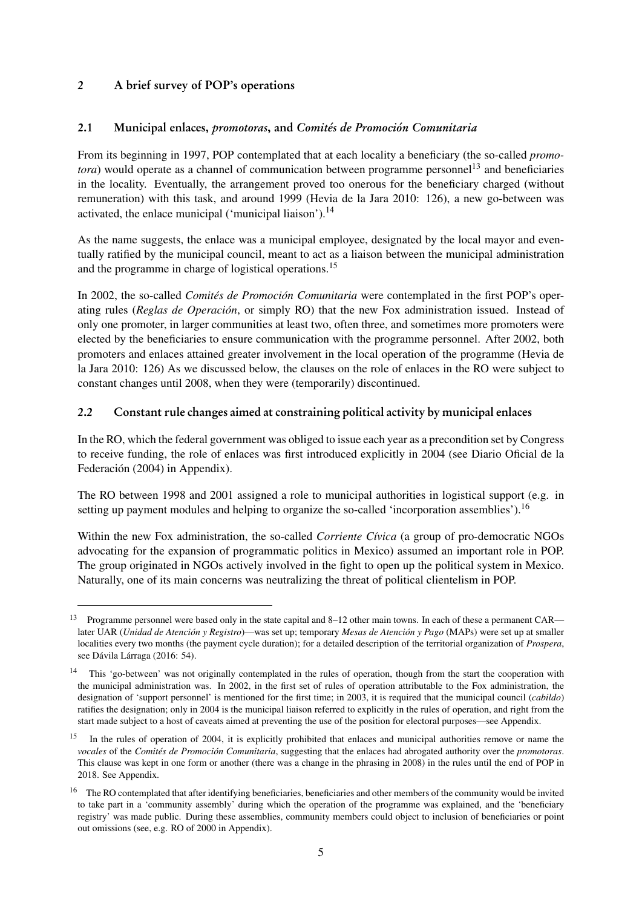## 2 A brief survey of POP's operations

### 2.1 Municipal enlaces, *promotoras*, and *Comités de Promoción Comunitaria*

From its beginning in 1997, POP contemplated that at each locality a beneficiary (the so-called *promotora*) would operate as a channel of communication between programme personnel[13] and beneficiaries in the locality. Eventually, the arrangement proved too onerous for the beneficiary charged (without remuneration) with this task, and around 1999 (Hevia de la Jara 2010: 126), a new go-between was activated, the enlace municipal ('municipal liaison').[14]

As the name suggests, the enlace was a municipal employee, designated by the local mayor and eventually ratified by the municipal council, meant to act as a liaison between the municipal administration and the programme in charge of logistical operations.[15]

In 2002, the so-called *Comités de Promoción Comunitaria* were contemplated in the first POP's operating rules (*Reglas de Operación*, or simply RO) that the new Fox administration issued. Instead of only one promoter, in larger communities at least two, often three, and sometimes more promoters were elected by the beneficiaries to ensure communication with the programme personnel. After 2002, both promoters and enlaces attained greater involvement in the local operation of the programme (Hevia de la Jara 2010: 126) As we discussed below, the clauses on the role of enlaces in the RO were subject to constant changes until 2008, when they were (temporarily) discontinued.

### 2.2 Constant rule changes aimed at constraining political activity by municipal enlaces

In the RO, which the federal government was obliged to issue each year as a precondition set by Congress to receive funding, the role of enlaces was first introduced explicitly in 2004 (see Diario Oficial de la Federación (2004) in Appendix).

The RO between 1998 and 2001 assigned a role to municipal authorities in logistical support (e.g. in setting up payment modules and helping to organize the so-called 'incorporation assemblies').[16]

Within the new Fox administration, the so-called *Corriente Cívica* (a group of pro-democratic NGOs advocating for the expansion of programmatic politics in Mexico) assumed an important role in POP. The group originated in NGOs actively involved in the fight to open up the political system in Mexico. Naturally, one of its main concerns was neutralizing the threat of political clientelism in POP.

---

[13] Programme personnel were based only in the state capital and 8–12 other main towns. In each of these a permanent CAR—later UAR (*Unidad de Atención y Registro*)—was set up; temporary *Mesas de Atención y Pago* (MAPs) were set up at smaller localities every two months (the payment cycle duration); for a detailed description of the territorial organization of *Prospera*, see Dávila Lárraga (2016: 54).

[14] This 'go-between' was not originally contemplated in the rules of operation, though from the start the cooperation with the municipal administration was. In 2002, in the first set of rules of operation attributable to the Fox administration, the designation of 'support personnel' is mentioned for the first time; in 2003, it is required that the municipal council (*cabildo*) ratifies the designation; only in 2004 is the municipal liaison referred to explicitly in the rules of operation, and right from the start made subject to a host of caveats aimed at preventing the use of the position for electoral purposes—see Appendix.

[15] In the rules of operation of 2004, it is explicitly prohibited that enlaces and municipal authorities remove or name the *vocales* of the *Comités de Promoción Comunitaria*, suggesting that the enlaces had abrogated authority over the *promotoras*. This clause was kept in one form or another (there was a change in the phrasing in 2008) in the rules until the end of POP in 2018. See Appendix.

[16] The RO contemplated that after identifying beneficiaries, beneficiaries and other members of the community would be invited to take part in a 'community assembly' during which the operation of the programme was explained, and the 'beneficiary registry' was made public. During these assemblies, community members could object to inclusion of beneficiaries or point out omissions (see, e.g. RO of 2000 in Appendix).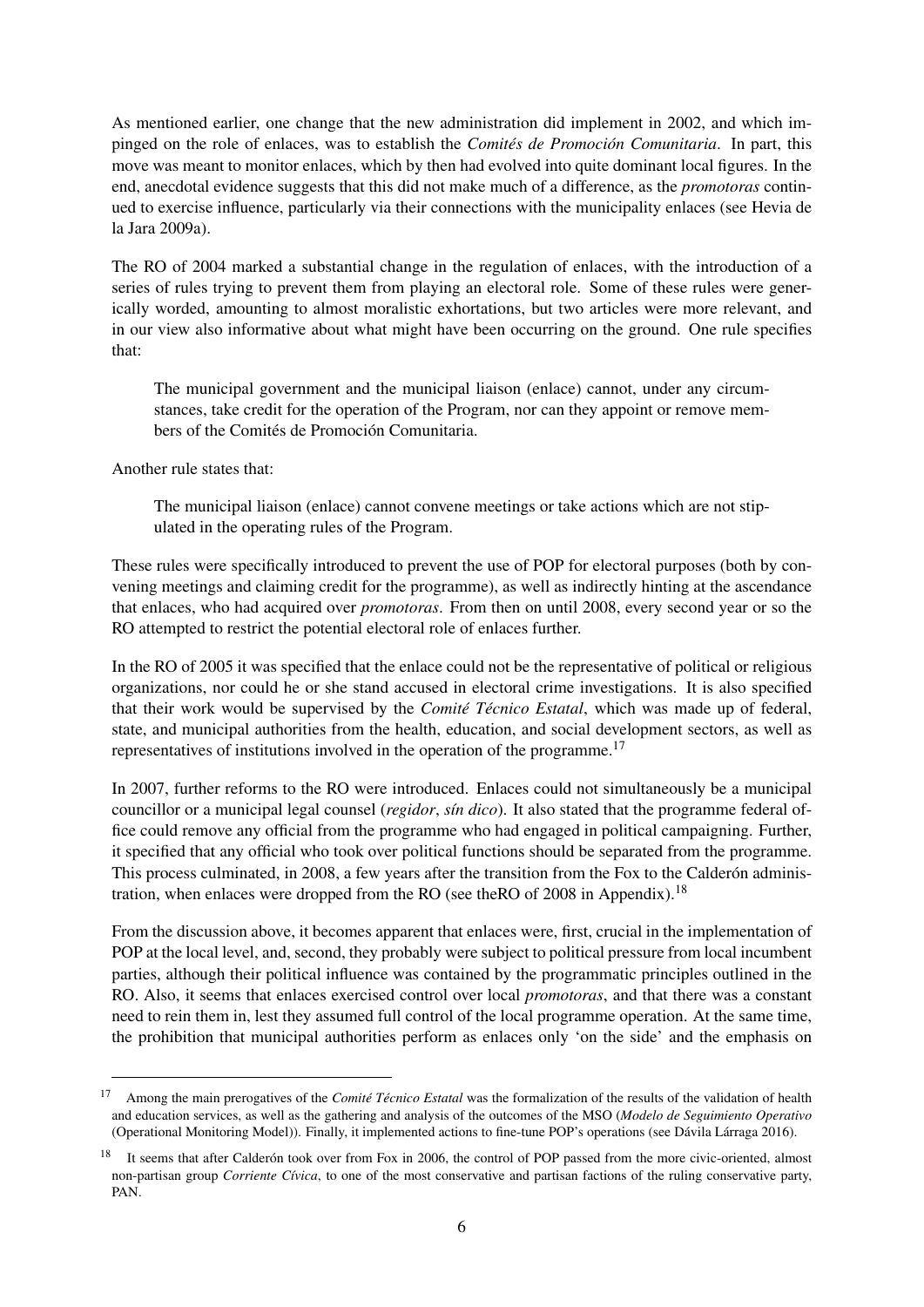As mentioned earlier, one change that the new administration did implement in 2002, and which impinged on the role of enlaces, was to establish the *Comités de Promoción Comunitaria*. In part, this move was meant to monitor enlaces, which by then had evolved into quite dominant local figures. In the end, anecdotal evidence suggests that this did not make much of a difference, as the *promotoras* continued to exercise influence, particularly via their connections with the municipality enlaces (see Hevia de la Jara 2009a).

The RO of 2004 marked a substantial change in the regulation of enlaces, with the introduction of a series of rules trying to prevent them from playing an electoral role. Some of these rules were generically worded, amounting to almost moralistic exhortations, but two articles were more relevant, and in our view also informative about what might have been occurring on the ground. One rule specifies that:

> The municipal government and the municipal liaison (enlace) cannot, under any circumstances, take credit for the operation of the Program, nor can they appoint or remove members of the Comités de Promoción Comunitaria.

Another rule states that:

> The municipal liaison (enlace) cannot convene meetings or take actions which are not stipulated in the operating rules of the Program.

These rules were specifically introduced to prevent the use of POP for electoral purposes (both by convening meetings and claiming credit for the programme), as well as indirectly hinting at the ascendance that enlaces, who had acquired over *promotoras*. From then on until 2008, every second year or so the RO attempted to restrict the potential electoral role of enlaces further.

In the RO of 2005 it was specified that the enlace could not be the representative of political or religious organizations, nor could he or she stand accused in electoral crime investigations. It is also specified that their work would be supervised by the *Comité Técnico Estatal*, which was made up of federal, state, and municipal authorities from the health, education, and social development sectors, as well as representatives of institutions involved in the operation of the programme.[17]

In 2007, further reforms to the RO were introduced. Enlaces could not simultaneously be a municipal councillor or a municipal legal counsel (*regidor*, *sín dico*). It also stated that the programme federal office could remove any official from the programme who had engaged in political campaigning. Further, it specified that any official who took over political functions should be separated from the programme. This process culminated, in 2008, a few years after the transition from the Fox to the Calderón administration, when enlaces were dropped from the RO (see theRO of 2008 in Appendix).[18]

From the discussion above, it becomes apparent that enlaces were, first, crucial in the implementation of POP at the local level, and, second, they probably were subject to political pressure from local incumbent parties, although their political influence was contained by the programmatic principles outlined in the RO. Also, it seems that enlaces exercised control over local *promotoras*, and that there was a constant need to rein them in, lest they assumed full control of the local programme operation. At the same time, the prohibition that municipal authorities perform as enlaces only 'on the side' and the emphasis on

---

[17] Among the main prerogatives of the *Comité Técnico Estatal* was the formalization of the results of the validation of health and education services, as well as the gathering and analysis of the outcomes of the MSO (*Modelo de Seguimiento Operativo* (Operational Monitoring Model)). Finally, it implemented actions to fine-tune POP's operations (see Dávila Lárraga 2016).

[18] It seems that after Calderón took over from Fox in 2006, the control of POP passed from the more civic-oriented, almost non-partisan group *Corriente Cívica*, to one of the most conservative and partisan factions of the ruling conservative party, PAN.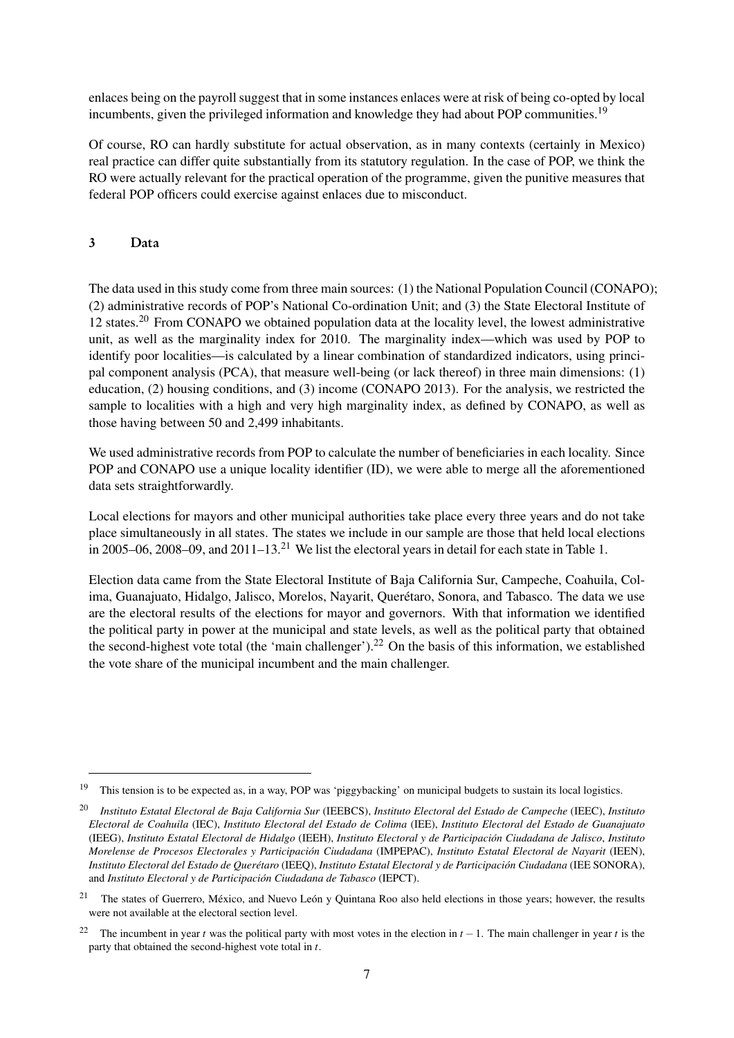enlaces being on the payroll suggest that in some instances enlaces were at risk of being co-opted by local incumbents, given the privileged information and knowledge they had about POP communities.[19]

Of course, RO can hardly substitute for actual observation, as in many contexts (certainly in Mexico) real practice can differ quite substantially from its statutory regulation. In the case of POP, we think the RO were actually relevant for the practical operation of the programme, given the punitive measures that federal POP officers could exercise against enlaces due to misconduct.

## 3 Data

The data used in this study come from three main sources: (1) the National Population Council (CONAPO); (2) administrative records of POP's National Co-ordination Unit; and (3) the State Electoral Institute of 12 states.[20] From CONAPO we obtained population data at the locality level, the lowest administrative unit, as well as the marginality index for 2010. The marginality index—which was used by POP to identify poor localities—is calculated by a linear combination of standardized indicators, using principal component analysis (PCA), that measure well-being (or lack thereof) in three main dimensions: (1) education, (2) housing conditions, and (3) income (CONAPO 2013). For the analysis, we restricted the sample to localities with a high and very high marginality index, as defined by CONAPO, as well as those having between 50 and 2,499 inhabitants.

We used administrative records from POP to calculate the number of beneficiaries in each locality. Since POP and CONAPO use a unique locality identifier (ID), we were able to merge all the aforementioned data sets straightforwardly.

Local elections for mayors and other municipal authorities take place every three years and do not take place simultaneously in all states. The states we include in our sample are those that held local elections in 2005–06, 2008–09, and 2011–13.[21] We list the electoral years in detail for each state in Table 1.

Election data came from the State Electoral Institute of Baja California Sur, Campeche, Coahuila, Colima, Guanajuato, Hidalgo, Jalisco, Morelos, Nayarit, Querétaro, Sonora, and Tabasco. The data we use are the electoral results of the elections for mayor and governors. With that information we identified the political party in power at the municipal and state levels, as well as the political party that obtained the second-highest vote total (the 'main challenger').[22] On the basis of this information, we established the vote share of the municipal incumbent and the main challenger.

---

[19] This tension is to be expected as, in a way, POP was 'piggybacking' on municipal budgets to sustain its local logistics.

[20] *Instituto Estatal Electoral de Baja California Sur* (IEEBCS), *Instituto Electoral del Estado de Campeche* (IEEC), *Instituto Electoral de Coahuila* (IEC), *Instituto Electoral del Estado de Colima* (IEE), *Instituto Electoral del Estado de Guanajuato* (IEEG), *Instituto Estatal Electoral de Hidalgo* (IEEH), *Instituto Electoral y de Participación Ciudadana de Jalisco*, *Instituto Morelense de Procesos Electorales y Participación Ciudadana* (IMPEPAC), *Instituto Estatal Electoral de Nayarit* (IEEN), *Instituto Electoral del Estado de Querétaro* (IEEQ), *Instituto Estatal Electoral y de Participación Ciudadana* (IEE SONORA), and *Instituto Electoral y de Participación Ciudadana de Tabasco* (IEPCT).

[21] The states of Guerrero, México, and Nuevo León y Quintana Roo also held elections in those years; however, the results were not available at the electoral section level.

[22] The incumbent in year $t$ was the political party with most votes in the election in $t-1$. The main challenger in year $t$ is the party that obtained the second-highest vote total in $t$.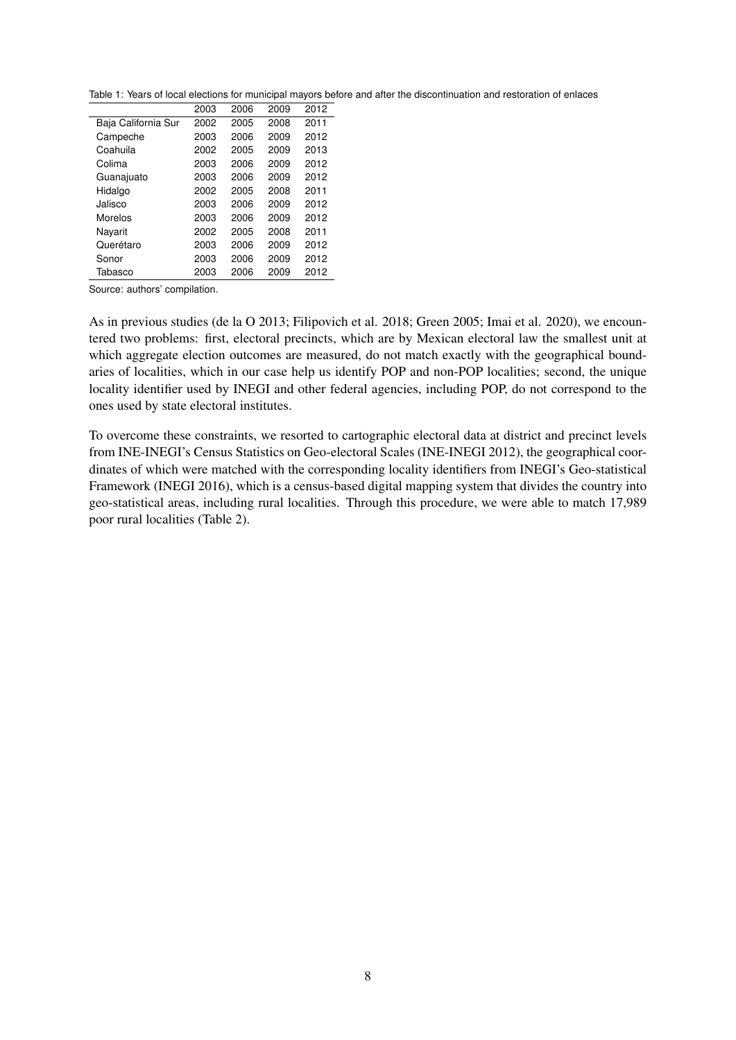Table 1: Years of local elections for municipal mayors before and after the discontinuation and restoration of enlaces

| | 2003 | 2006 | 2009 | 2012 |
|---|---|---|---|---|
| Baja California Sur | 2002 | 2005 | 2008 | 2011 |
| Campeche | 2003 | 2006 | 2009 | 2012 |
| Coahuila | 2002 | 2005 | 2009 | 2013 |
| Colima | 2003 | 2006 | 2009 | 2012 |
| Guanajuato | 2003 | 2006 | 2009 | 2012 |
| Hidalgo | 2002 | 2005 | 2008 | 2011 |
| Jalisco | 2003 | 2006 | 2009 | 2012 |
| Morelos | 2003 | 2006 | 2009 | 2012 |
| Nayarit | 2002 | 2005 | 2008 | 2011 |
| Querétaro | 2003 | 2006 | 2009 | 2012 |
| Sonor | 2003 | 2006 | 2009 | 2012 |
| Tabasco | 2003 | 2006 | 2009 | 2012 |

Source: authors' compilation.

As in previous studies (de la O 2013; Filipovich et al. 2018; Green 2005; Imai et al. 2020), we encountered two problems: first, electoral precincts, which are by Mexican electoral law the smallest unit at which aggregate election outcomes are measured, do not match exactly with the geographical boundaries of localities, which in our case help us identify POP and non-POP localities; second, the unique locality identifier used by INEGI and other federal agencies, including POP, do not correspond to the ones used by state electoral institutes.

To overcome these constraints, we resorted to cartographic electoral data at district and precinct levels from INE-INEGI's Census Statistics on Geo-electoral Scales (INE-INEGI 2012), the geographical coordinates of which were matched with the corresponding locality identifiers from INEGI's Geo-statistical Framework (INEGI 2016), which is a census-based digital mapping system that divides the country into geo-statistical areas, including rural localities. Through this procedure, we were able to match 17,989 poor rural localities (Table 2).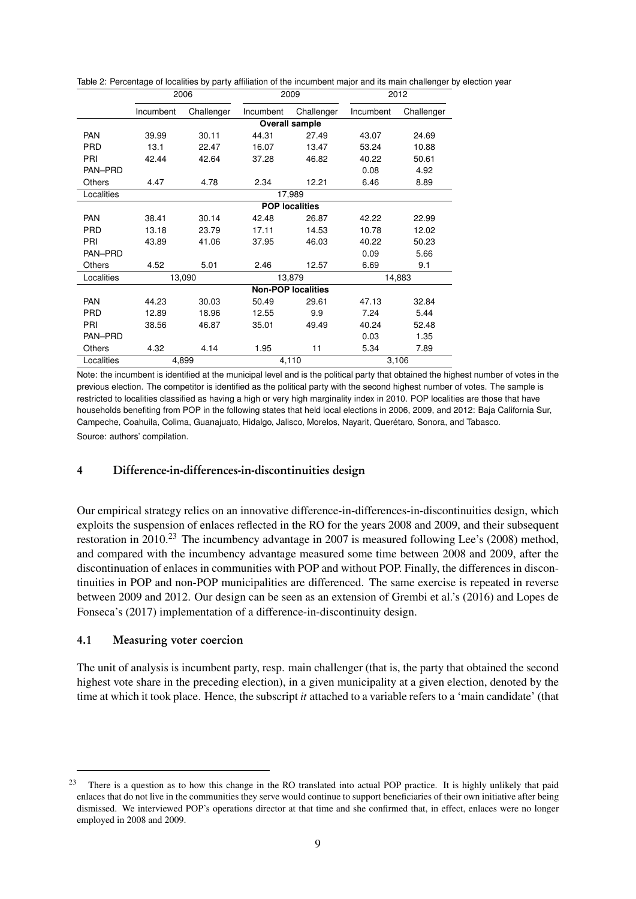Table 2: Percentage of localities by party affiliation of the incumbent major and its main challenger by election year

| | 2006 | | 2009 | | 2012 | |
|---|---|---|---|---|---|---|
| | Incumbent | Challenger | Incumbent | Challenger | Incumbent | Challenger |
| **Overall sample** | | | | | | |
| PAN | 39.99 | 30.11 | 44.31 | 27.49 | 43.07 | 24.69 |
| PRD | 13.1 | 22.47 | 16.07 | 13.47 | 53.24 | 10.88 |
| PRI | 42.44 | 42.64 | 37.28 | 46.82 | 40.22 | 50.61 |
| PAN–PRD | | | | | 0.08 | 4.92 |
| Others | 4.47 | 4.78 | 2.34 | 12.21 | 6.46 | 8.89 |
| Localities | 17,989 | | | | | |
| **POP localities** | | | | | | |
| PAN | 38.41 | 30.14 | 42.48 | 26.87 | 42.22 | 22.99 |
| PRD | 13.18 | 23.79 | 17.11 | 14.53 | 10.78 | 12.02 |
| PRI | 43.89 | 41.06 | 37.95 | 46.03 | 40.22 | 50.23 |
| PAN–PRD | | | | | 0.09 | 5.66 |
| Others | 4.52 | 5.01 | 2.46 | 12.57 | 6.69 | 9.1 |
| Localities | 13,090 | | 13,879 | | 14,883 | |
| **Non-POP localities** | | | | | | |
| PAN | 44.23 | 30.03 | 50.49 | 29.61 | 47.13 | 32.84 |
| PRD | 12.89 | 18.96 | 12.55 | 9.9 | 7.24 | 5.44 |
| PRI | 38.56 | 46.87 | 35.01 | 49.49 | 40.24 | 52.48 |
| PAN–PRD | | | | | 0.03 | 1.35 |
| Others | 4.32 | 4.14 | 1.95 | 11 | 5.34 | 7.89 |
| Localities | 4,899 | | 4,110 | | 3,106 | |

Note: the incumbent is identified at the municipal level and is the political party that obtained the highest number of votes in the previous election. The competitor is identified as the political party with the second highest number of votes. The sample is restricted to localities classified as having a high or very high marginality index in 2010. POP localities are those that have households benefiting from POP in the following states that held local elections in 2006, 2009, and 2012: Baja California Sur, Campeche, Coahuila, Colima, Guanajuato, Hidalgo, Jalisco, Morelos, Nayarit, Querétaro, Sonora, and Tabasco.

Source: authors' compilation.

## 4 Difference-in-differences-in-discontinuities design

Our empirical strategy relies on an innovative difference-in-differences-in-discontinuities design, which exploits the suspension of enlaces reflected in the RO for the years 2008 and 2009, and their subsequent restoration in 2010.[23] The incumbency advantage in 2007 is measured following Lee's (2008) method, and compared with the incumbency advantage measured some time between 2008 and 2009, after the discontinuation of enlaces in communities with POP and without POP. Finally, the differences in discontinuities in POP and non-POP municipalities are differenced. The same exercise is repeated in reverse between 2009 and 2012. Our design can be seen as an extension of Grembi et al.'s (2016) and Lopes de Fonseca's (2017) implementation of a difference-in-discontinuity design.

### 4.1 Measuring voter coercion

The unit of analysis is incumbent party, resp. main challenger (that is, the party that obtained the second highest vote share in the preceding election), in a given municipality at a given election, denoted by the time at which it took place. Hence, the subscript *it* attached to a variable refers to a 'main candidate' (that

[23] There is a question as to how this change in the RO translated into actual POP practice. It is highly unlikely that paid enlaces that do not live in the communities they serve would continue to support beneficiaries of their own initiative after being dismissed. We interviewed POP's operations director at that time and she confirmed that, in effect, enlaces were no longer employed in 2008 and 2009.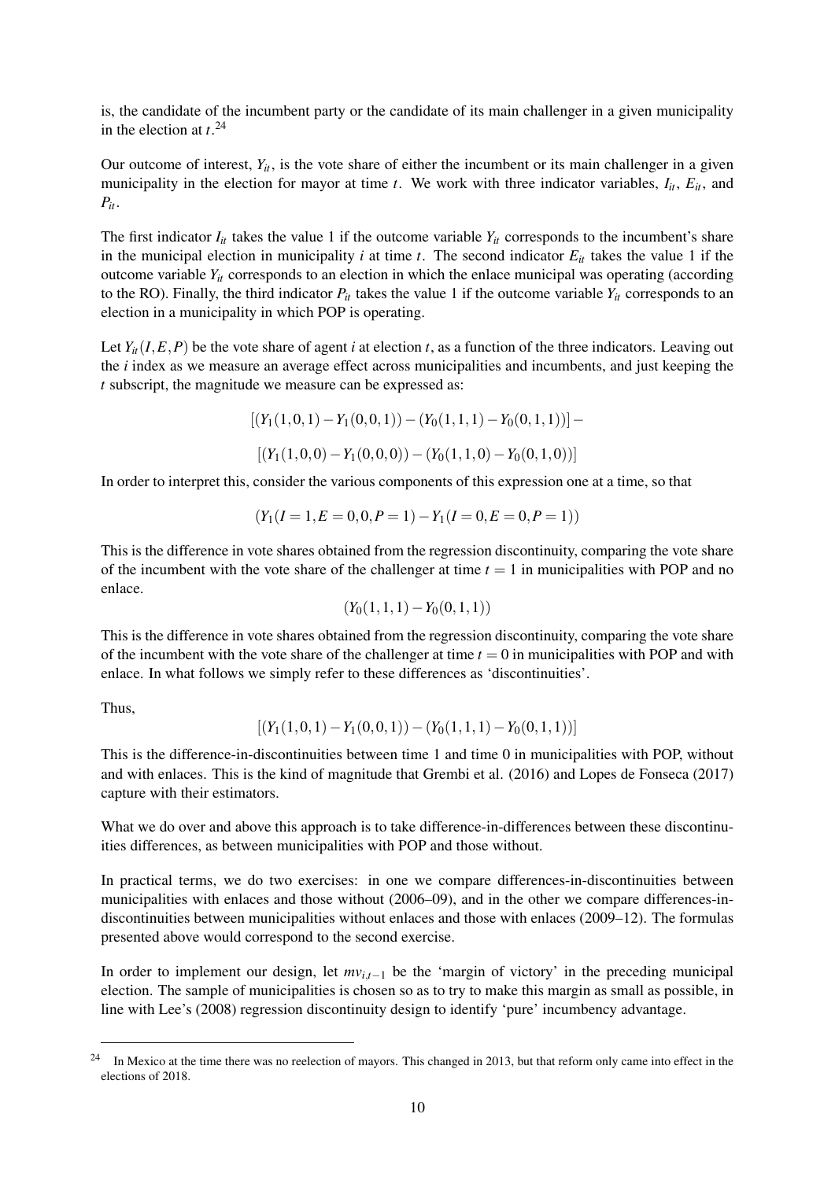is, the candidate of the incumbent party or the candidate of its main challenger in a given municipality in the election at $t$.[24]

Our outcome of interest, $Y_{it}$, is the vote share of either the incumbent or its main challenger in a given municipality in the election for mayor at time $t$. We work with three indicator variables, $I_{it}$, $E_{it}$, and $P_{it}$.

The first indicator $I_{it}$ takes the value 1 if the outcome variable $Y_{it}$ corresponds to the incumbent's share in the municipal election in municipality $i$ at time $t$. The second indicator $E_{it}$ takes the value 1 if the outcome variable $Y_{it}$ corresponds to an election in which the enlace municipal was operating (according to the RO). Finally, the third indicator $P_{it}$ takes the value 1 if the outcome variable $Y_{it}$ corresponds to an election in a municipality in which POP is operating.

Let $Y_{it}(I,E,P)$ be the vote share of agent $i$ at election $t$, as a function of the three indicators. Leaving out the $i$ index as we measure an average effect across municipalities and incumbents, and just keeping the $t$ subscript, the magnitude we measure can be expressed as:

$$[(Y_1(1,0,1) - Y_1(0,0,1)) - (Y_0(1,1,1) - Y_0(0,1,1))] -$$

$$[(Y_1(1,0,0) - Y_1(0,0,0)) - (Y_0(1,1,0) - Y_0(0,1,0))]$$

In order to interpret this, consider the various components of this expression one at a time, so that

$$(Y_1(I=1, E=0, 0, P=1) - Y_1(I=0, E=0, P=1))$$

This is the difference in vote shares obtained from the regression discontinuity, comparing the vote share of the incumbent with the vote share of the challenger at time $t = 1$ in municipalities with POP and no enlace.

$$(Y_0(1,1,1) - Y_0(0,1,1))$$

This is the difference in vote shares obtained from the regression discontinuity, comparing the vote share of the incumbent with the vote share of the challenger at time $t = 0$ in municipalities with POP and with enlace. In what follows we simply refer to these differences as 'discontinuities'.

Thus,

$$[(Y_1(1,0,1) - Y_1(0,0,1)) - (Y_0(1,1,1) - Y_0(0,1,1))]$$

This is the difference-in-discontinuities between time 1 and time 0 in municipalities with POP, without and with enlaces. This is the kind of magnitude that Grembi et al. (2016) and Lopes de Fonseca (2017) capture with their estimators.

What we do over and above this approach is to take difference-in-differences between these discontinuities differences, as between municipalities with POP and those without.

In practical terms, we do two exercises: in one we compare differences-in-discontinuities between municipalities with enlaces and those without (2006–09), and in the other we compare differences-in-discontinuities between municipalities without enlaces and those with enlaces (2009–12). The formulas presented above would correspond to the second exercise.

In order to implement our design, let $mv_{i,t-1}$ be the 'margin of victory' in the preceding municipal election. The sample of municipalities is chosen so as to try to make this margin as small as possible, in line with Lee's (2008) regression discontinuity design to identify 'pure' incumbency advantage.

[24] In Mexico at the time there was no reelection of mayors. This changed in 2013, but that reform only came into effect in the elections of 2018.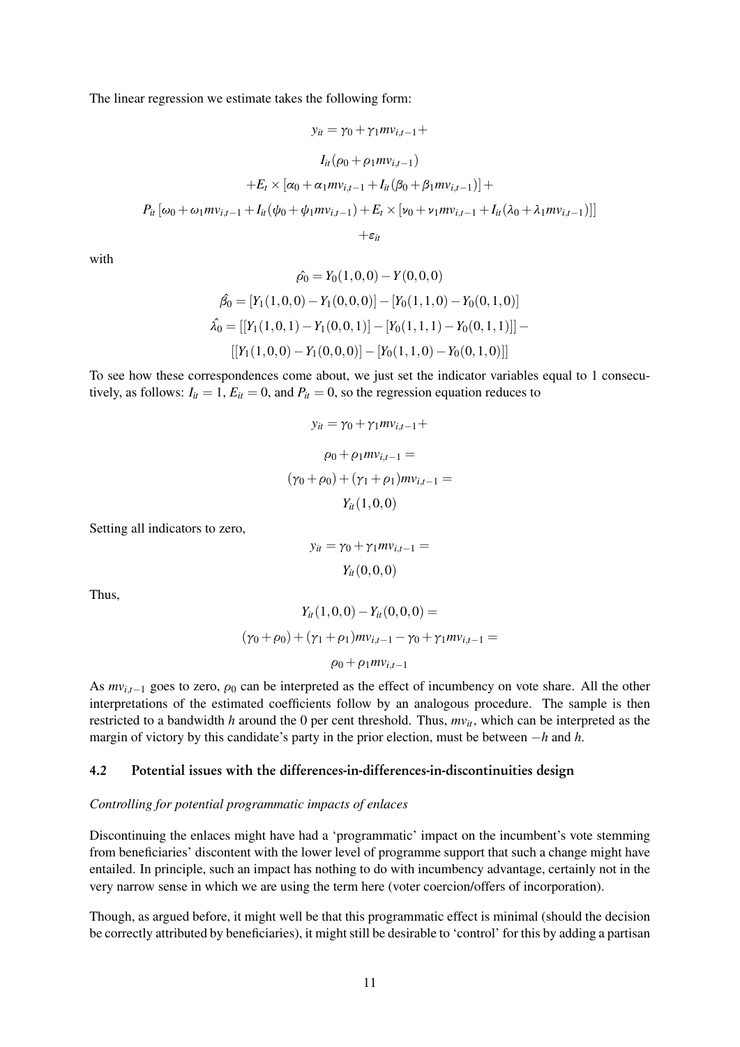The linear regression we estimate takes the following form:

$$y_{it} = \gamma_0 + \gamma_1 mv_{i,t-1} +$$

$$I_{it}(\rho_0 + \rho_1 mv_{i,t-1})$$

$$+E_t \times [\alpha_0 + \alpha_1 mv_{i,t-1} + I_{it}(\beta_0 + \beta_1 mv_{i,t-1})] +$$

$$P_{it}\left[\omega_0 + \omega_1 mv_{i,t-1} + I_{it}(\psi_0 + \psi_1 mv_{i,t-1}) + E_t \times [\nu_0 + \nu_1 mv_{i,t-1} + I_{it}(\lambda_0 + \lambda_1 mv_{i,t-1})]\right]$$

$$+\varepsilon_{it}$$

with

$$\hat{\rho_0} = Y_0(1,0,0) - Y(0,0,0)$$

$$\hat{\beta_0} = [Y_1(1,0,0) - Y_1(0,0,0)] - [Y_0(1,1,0) - Y_0(0,1,0)]$$

$$\hat{\lambda_0} = [[Y_1(1,0,1) - Y_1(0,0,1)] - [Y_0(1,1,1) - Y_0(0,1,1)]] -$$

$$[[Y_1(1,0,0) - Y_1(0,0,0)] - [Y_0(1,1,0) - Y_0(0,1,0)]]$$

To see how these correspondences come about, we just set the indicator variables equal to 1 consecutively, as follows: $I_{it} = 1$, $E_{it} = 0$, and $P_{it} = 0$, so the regression equation reduces to

$$y_{it} = \gamma_0 + \gamma_1 mv_{i,t-1} +$$

$$\rho_0 + \rho_1 mv_{i,t-1} =$$

$$(\gamma_0 + \rho_0) + (\gamma_1 + \rho_1) mv_{i,t-1} =$$

$$Y_{it}(1,0,0)$$

Setting all indicators to zero,

$$y_{it} = \gamma_0 + \gamma_1 mv_{i,t-1} =$$

$$Y_{it}(0,0,0)$$

Thus,

$$Y_{it}(1,0,0) - Y_{it}(0,0,0) =$$

$$(\gamma_0 + \rho_0) + (\gamma_1 + \rho_1) mv_{i,t-1} - \gamma_0 + \gamma_1 mv_{i,t-1} =$$

$$\rho_0 + \rho_1 mv_{i,t-1}$$

As $mv_{i,t-1}$ goes to zero, $\rho_0$ can be interpreted as the effect of incumbency on vote share. All the other interpretations of the estimated coefficients follow by an analogous procedure. The sample is then restricted to a bandwidth $h$ around the 0 per cent threshold. Thus, $mv_{it}$, which can be interpreted as the margin of victory by this candidate's party in the prior election, must be between $-h$ and $h$.

### 4.2 Potential issues with the differences-in-differences-in-discontinuities design

*Controlling for potential programmatic impacts of enlaces*

Discontinuing the enlaces might have had a 'programmatic' impact on the incumbent's vote stemming from beneficiaries' discontent with the lower level of programme support that such a change might have entailed. In principle, such an impact has nothing to do with incumbency advantage, certainly not in the very narrow sense in which we are using the term here (voter coercion/offers of incorporation).

Though, as argued before, it might well be that this programmatic effect is minimal (should the decision be correctly attributed by beneficiaries), it might still be desirable to 'control' for this by adding a partisan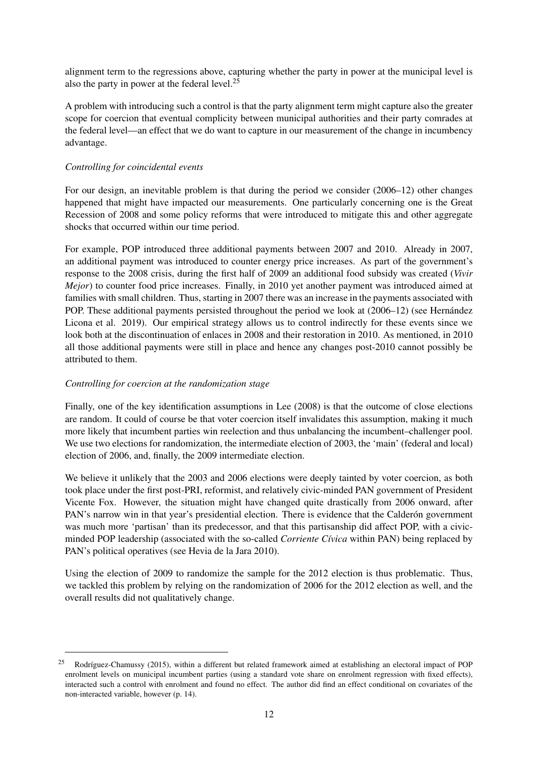alignment term to the regressions above, capturing whether the party in power at the municipal level is also the party in power at the federal level.[25]

A problem with introducing such a control is that the party alignment term might capture also the greater scope for coercion that eventual complicity between municipal authorities and their party comrades at the federal level—an effect that we do want to capture in our measurement of the change in incumbency advantage.

*Controlling for coincidental events*

For our design, an inevitable problem is that during the period we consider (2006–12) other changes happened that might have impacted our measurements. One particularly concerning one is the Great Recession of 2008 and some policy reforms that were introduced to mitigate this and other aggregate shocks that occurred within our time period.

For example, POP introduced three additional payments between 2007 and 2010. Already in 2007, an additional payment was introduced to counter energy price increases. As part of the government's response to the 2008 crisis, during the first half of 2009 an additional food subsidy was created (*Vivir Mejor*) to counter food price increases. Finally, in 2010 yet another payment was introduced aimed at families with small children. Thus, starting in 2007 there was an increase in the payments associated with POP. These additional payments persisted throughout the period we look at (2006–12) (see Hernández Licona et al. 2019). Our empirical strategy allows us to control indirectly for these events since we look both at the discontinuation of enlaces in 2008 and their restoration in 2010. As mentioned, in 2010 all those additional payments were still in place and hence any changes post-2010 cannot possibly be attributed to them.

*Controlling for coercion at the randomization stage*

Finally, one of the key identification assumptions in Lee (2008) is that the outcome of close elections are random. It could of course be that voter coercion itself invalidates this assumption, making it much more likely that incumbent parties win reelection and thus unbalancing the incumbent–challenger pool. We use two elections for randomization, the intermediate election of 2003, the 'main' (federal and local) election of 2006, and, finally, the 2009 intermediate election.

We believe it unlikely that the 2003 and 2006 elections were deeply tainted by voter coercion, as both took place under the first post-PRI, reformist, and relatively civic-minded PAN government of President Vicente Fox. However, the situation might have changed quite drastically from 2006 onward, after PAN's narrow win in that year's presidential election. There is evidence that the Calderón government was much more 'partisan' than its predecessor, and that this partisanship did affect POP, with a civic-minded POP leadership (associated with the so-called *Corriente Cívica* within PAN) being replaced by PAN's political operatives (see Hevia de la Jara 2010).

Using the election of 2009 to randomize the sample for the 2012 election is thus problematic. Thus, we tackled this problem by relying on the randomization of 2006 for the 2012 election as well, and the overall results did not qualitatively change.

---

[25] Rodríguez-Chamussy (2015), within a different but related framework aimed at establishing an electoral impact of POP enrolment levels on municipal incumbent parties (using a standard vote share on enrolment regression with fixed effects), interacted such a control with enrolment and found no effect. The author did find an effect conditional on covariates of the non-interacted variable, however (p. 14).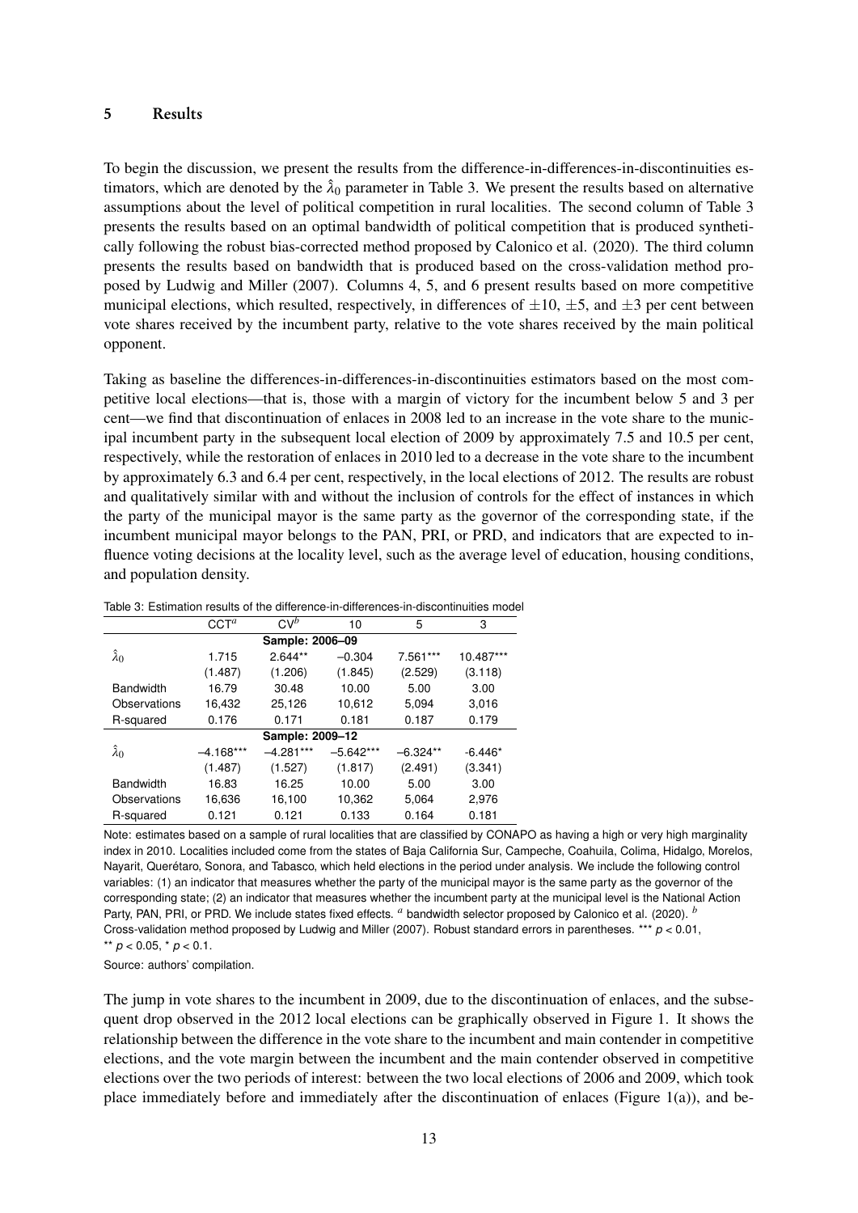## 5 Results

To begin the discussion, we present the results from the difference-in-differences-in-discontinuities estimators, which are denoted by the $\hat{\lambda}_0$ parameter in Table 3. We present the results based on alternative assumptions about the level of political competition in rural localities. The second column of Table 3 presents the results based on an optimal bandwidth of political competition that is produced synthetically following the robust bias-corrected method proposed by Calonico et al. (2020). The third column presents the results based on bandwidth that is produced based on the cross-validation method proposed by Ludwig and Miller (2007). Columns 4, 5, and 6 present results based on more competitive municipal elections, which resulted, respectively, in differences of $\pm 10$, $\pm 5$, and $\pm 3$ per cent between vote shares received by the incumbent party, relative to the vote shares received by the main political opponent.

Taking as baseline the differences-in-differences-in-discontinuities estimators based on the most competitive local elections—that is, those with a margin of victory for the incumbent below 5 and 3 per cent—we find that discontinuation of enlaces in 2008 led to an increase in the vote share to the municipal incumbent party in the subsequent local election of 2009 by approximately 7.5 and 10.5 per cent, respectively, while the restoration of enlaces in 2010 led to a decrease in the vote share to the incumbent by approximately 6.3 and 6.4 per cent, respectively, in the local elections of 2012. The results are robust and qualitatively similar with and without the inclusion of controls for the effect of instances in which the party of the municipal mayor is the same party as the governor of the corresponding state, if the incumbent municipal mayor belongs to the PAN, PRI, or PRD, and indicators that are expected to influence voting decisions at the locality level, such as the average level of education, housing conditions, and population density.

Table 3: Estimation results of the difference-in-differences-in-discontinuities model

| | CCT[a] | CV[b] | 10 | 5 | 3 |
|---|---|---|---|---|---|
| | | **Sample: 2006–09** | | | |
| $\hat{\lambda}_0$ | 1.715 | 2.644** | –0.304 | 7.561*** | 10.487*** |
| | (1.487) | (1.206) | (1.845) | (2.529) | (3.118) |
| Bandwidth | 16.79 | 30.48 | 10.00 | 5.00 | 3.00 |
| Observations | 16,432 | 25,126 | 10,612 | 5,094 | 3,016 |
| R-squared | 0.176 | 0.171 | 0.181 | 0.187 | 0.179 |
| | | **Sample: 2009–12** | | | |
| $\hat{\lambda}_0$ | –4.168*** | –4.281*** | –5.642*** | –6.324** | -6.446* |
| | (1.487) | (1.527) | (1.817) | (2.491) | (3.341) |
| Bandwidth | 16.83 | 16.25 | 10.00 | 5.00 | 3.00 |
| Observations | 16,636 | 16,100 | 10,362 | 5,064 | 2,976 |
| R-squared | 0.121 | 0.121 | 0.133 | 0.164 | 0.181 |

Note: estimates based on a sample of rural localities that are classified by CONAPO as having a high or very high marginality index in 2010. Localities included come from the states of Baja California Sur, Campeche, Coahuila, Colima, Hidalgo, Morelos, Nayarit, Querétaro, Sonora, and Tabasco, which held elections in the period under analysis. We include the following control variables: (1) an indicator that measures whether the party of the municipal mayor is the same party as the governor of the corresponding state; (2) an indicator that measures whether the incumbent party at the municipal level is the National Action Party, PAN, PRI, or PRD. We include states fixed effects. [a] bandwidth selector proposed by Calonico et al. (2020). [b] Cross-validation method proposed by Ludwig and Miller (2007). Robust standard errors in parentheses. *** $p < 0.01$, ** $p < 0.05$, * $p < 0.1$.

Source: authors' compilation.

The jump in vote shares to the incumbent in 2009, due to the discontinuation of enlaces, and the subsequent drop observed in the 2012 local elections can be graphically observed in Figure 1. It shows the relationship between the difference in the vote share to the incumbent and main contender in competitive elections, and the vote margin between the incumbent and the main contender observed in competitive elections over the two periods of interest: between the two local elections of 2006 and 2009, which took place immediately before and immediately after the discontinuation of enlaces (Figure 1(a)), and be-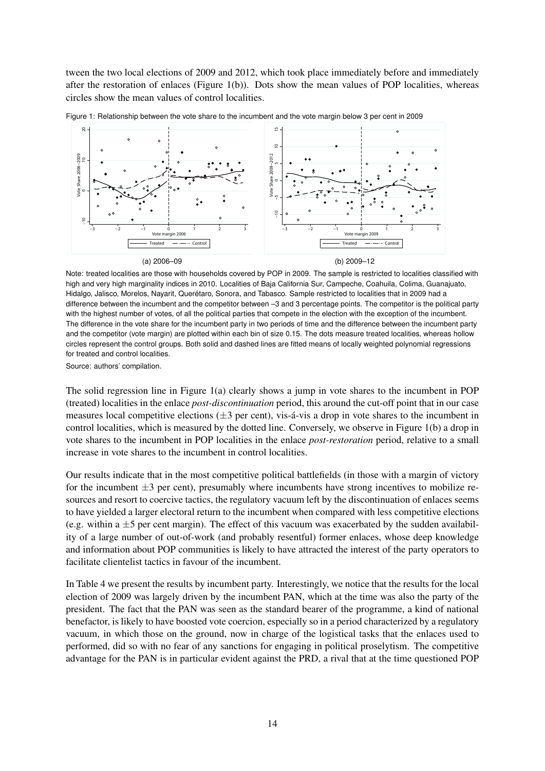tween the two local elections of 2009 and 2012, which took place immediately before and immediately after the restoration of enlaces (Figure 1(b)). Dots show the mean values of POP localities, whereas circles show the mean values of control localities.

Figure 1: Relationship between the vote share to the incumbent and the vote margin below 3 per cent in 2009

(a) 2006–09

(b) 2009–12

Note: treated localities are those with households covered by POP in 2009. The sample is restricted to localities classified with high and very high marginality indices in 2010. Localities of Baja California Sur, Campeche, Coahuila, Colima, Guanajuato, Hidalgo, Jalisco, Morelos, Nayarit, Querétaro, Sonora, and Tabasco. Sample restricted to localities that in 2009 had a difference between the incumbent and the competitor between –3 and 3 percentage points. The competitor is the political party with the highest number of votes, of all the political parties that compete in the election with the exception of the incumbent. The difference in the vote share for the incumbent party in two periods of time and the difference between the incumbent party and the competitor (vote margin) are plotted within each bin of size 0.15. The dots measure treated localities, whereas hollow circles represent the control groups. Both solid and dashed lines are fitted means of locally weighted polynomial regressions for treated and control localities.

Source: authors' compilation.

The solid regression line in Figure 1(a) clearly shows a jump in vote shares to the incumbent in POP (treated) localities in the enlace *post-discontinuation* period, this around the cut-off point that in our case measures local competitive elections ($\pm 3$ per cent), vis-á-vis a drop in vote shares to the incumbent in control localities, which is measured by the dotted line. Conversely, we observe in Figure 1(b) a drop in vote shares to the incumbent in POP localities in the enlace *post-restoration* period, relative to a small increase in vote shares to the incumbent in control localities.

Our results indicate that in the most competitive political battlefields (in those with a margin of victory for the incumbent $\pm 3$ per cent), presumably where incumbents have strong incentives to mobilize resources and resort to coercive tactics, the regulatory vacuum left by the discontinuation of enlaces seems to have yielded a larger electoral return to the incumbent when compared with less competitive elections (e.g. within a $\pm 5$ per cent margin). The effect of this vacuum was exacerbated by the sudden availability of a large number of out-of-work (and probably resentful) former enlaces, whose deep knowledge and information about POP communities is likely to have attracted the interest of the party operators to facilitate clientelist tactics in favour of the incumbent.

In Table 4 we present the results by incumbent party. Interestingly, we notice that the results for the local election of 2009 was largely driven by the incumbent PAN, which at the time was also the party of the president. The fact that the PAN was seen as the standard bearer of the programme, a kind of national benefactor, is likely to have boosted vote coercion, especially so in a period characterized by a regulatory vacuum, in which those on the ground, now in charge of the logistical tasks that the enlaces used to performed, did so with no fear of any sanctions for engaging in political proselytism. The competitive advantage for the PAN is in particular evident against the PRD, a rival that at the time questioned POP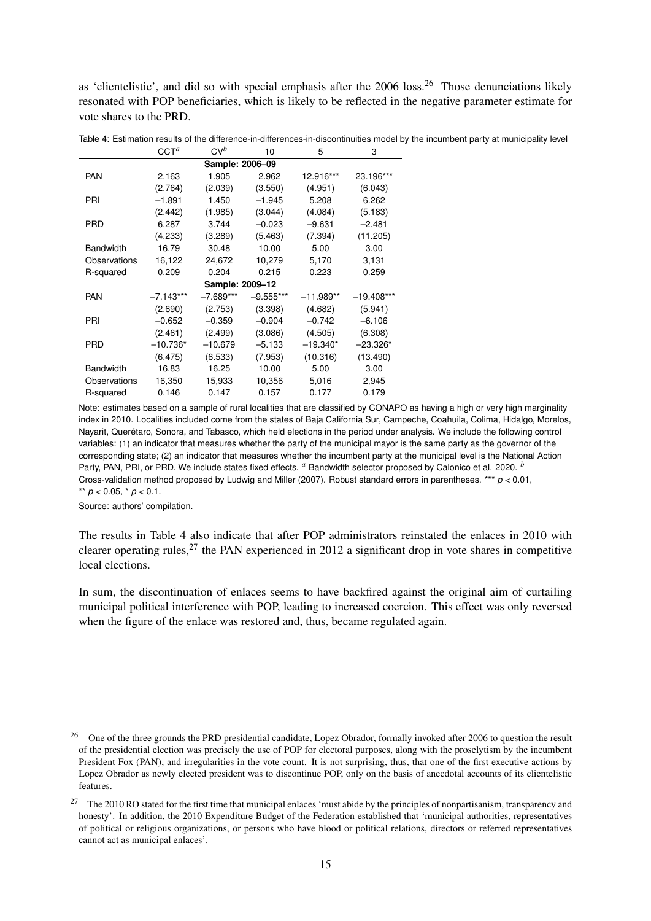as 'clientelistic', and did so with special emphasis after the 2006 loss.[26] Those denunciations likely resonated with POP beneficiaries, which is likely to be reflected in the negative parameter estimate for vote shares to the PRD.

Table 4: Estimation results of the difference-in-differences-in-discontinuities model by the incumbent party at municipality level

| | CCT[a] | CV[b] | 10 | 5 | 3 |
|---|---|---|---|---|---|
| **Sample: 2006–09** | | | | | |
| PAN | 2.163 | 1.905 | 2.962 | 12.916*** | 23.196*** |
| | (2.764) | (2.039) | (3.550) | (4.951) | (6.043) |
| PRI | −1.891 | 1.450 | −1.945 | 5.208 | 6.262 |
| | (2.442) | (1.985) | (3.044) | (4.084) | (5.183) |
| PRD | 6.287 | 3.744 | −0.023 | −9.631 | −2.481 |
| | (4.233) | (3.289) | (5.463) | (7.394) | (11.205) |
| Bandwidth | 16.79 | 30.48 | 10.00 | 5.00 | 3.00 |
| Observations | 16,122 | 24,672 | 10,279 | 5,170 | 3,131 |
| R-squared | 0.209 | 0.204 | 0.215 | 0.223 | 0.259 |
| **Sample: 2009–12** | | | | | |
| PAN | −7.143*** | −7.689*** | −9.555*** | −11.989** | −19.408*** |
| | (2.690) | (2.753) | (3.398) | (4.682) | (5.941) |
| PRI | −0.652 | −0.359 | −0.904 | −0.742 | −6.106 |
| | (2.461) | (2.499) | (3.086) | (4.505) | (6.308) |
| PRD | −10.736* | −10.679 | −5.133 | −19.340* | −23.326* |
| | (6.475) | (6.533) | (7.953) | (10.316) | (13.490) |
| Bandwidth | 16.83 | 16.25 | 10.00 | 5.00 | 3.00 |
| Observations | 16,350 | 15,933 | 10,356 | 5,016 | 2,945 |
| R-squared | 0.146 | 0.147 | 0.157 | 0.177 | 0.179 |

Note: estimates based on a sample of rural localities that are classified by CONAPO as having a high or very high marginality index in 2010. Localities included come from the states of Baja California Sur, Campeche, Coahuila, Colima, Hidalgo, Morelos, Nayarit, Querétaro, Sonora, and Tabasco, which held elections in the period under analysis. We include the following control variables: (1) an indicator that measures whether the party of the municipal mayor is the same party as the governor of the corresponding state; (2) an indicator that measures whether the incumbent party at the municipal level is the National Action Party, PAN, PRI, or PRD. We include states fixed effects. [a] Bandwidth selector proposed by Calonico et al. 2020. [b] Cross-validation method proposed by Ludwig and Miller (2007). Robust standard errors in parentheses. *** $p < 0.01$, ** $p < 0.05$, * $p < 0.1$.

Source: authors' compilation.

The results in Table 4 also indicate that after POP administrators reinstated the enlaces in 2010 with clearer operating rules,[27] the PAN experienced in 2012 a significant drop in vote shares in competitive local elections.

In sum, the discontinuation of enlaces seems to have backfired against the original aim of curtailing municipal political interference with POP, leading to increased coercion. This effect was only reversed when the figure of the enlace was restored and, thus, became regulated again.

[26] One of the three grounds the PRD presidential candidate, Lopez Obrador, formally invoked after 2006 to question the result of the presidential election was precisely the use of POP for electoral purposes, along with the proselytism by the incumbent President Fox (PAN), and irregularities in the vote count. It is not surprising, thus, that one of the first executive actions by Lopez Obrador as newly elected president was to discontinue POP, only on the basis of anecdotal accounts of its clientelistic features.

[27] The 2010 RO stated for the first time that municipal enlaces 'must abide by the principles of nonpartisanism, transparency and honesty'. In addition, the 2010 Expenditure Budget of the Federation established that 'municipal authorities, representatives of political or religious organizations, or persons who have blood or political relations, directors or referred representatives cannot act as municipal enlaces'.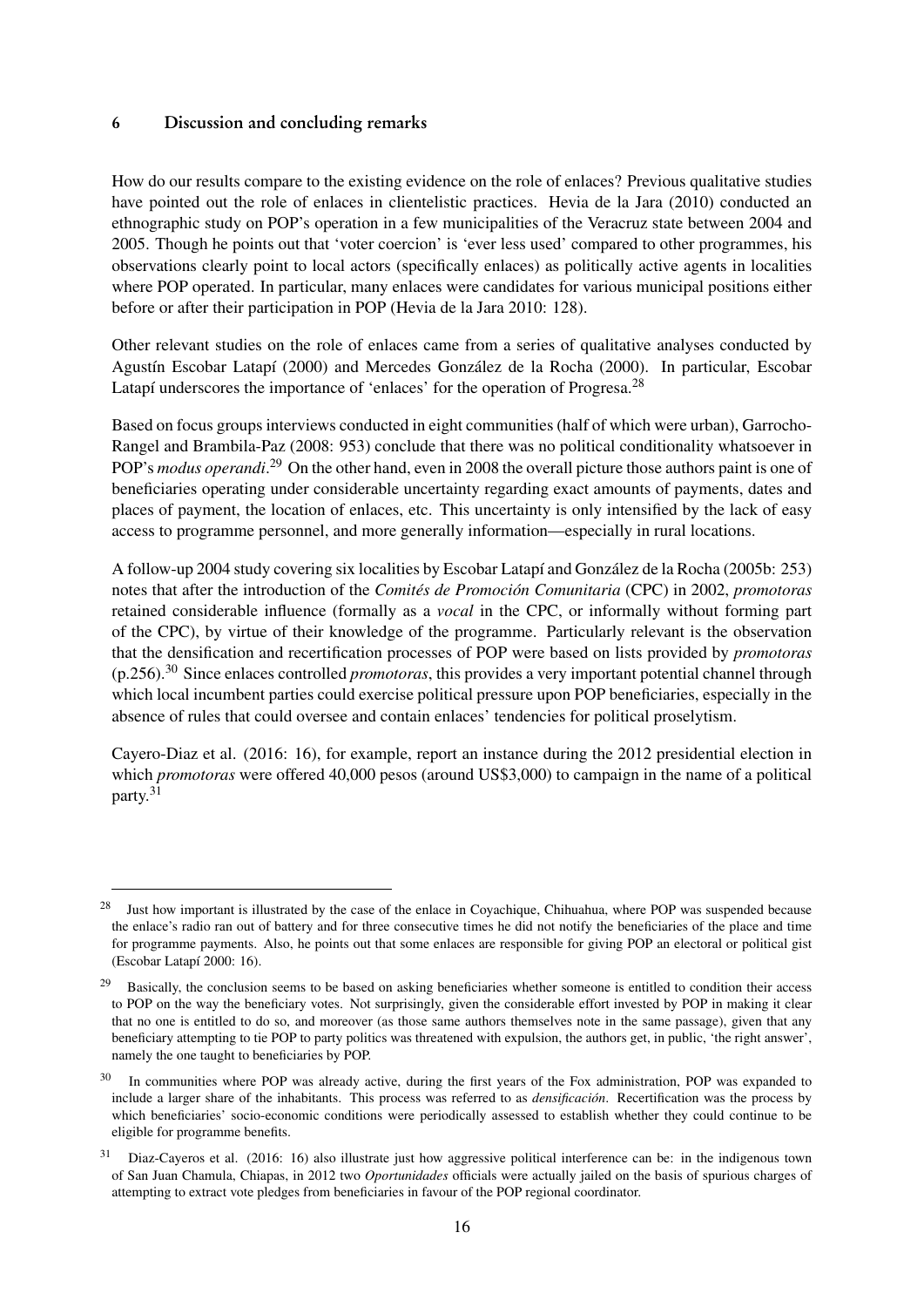## 6 Discussion and concluding remarks

How do our results compare to the existing evidence on the role of enlaces? Previous qualitative studies have pointed out the role of enlaces in clientelistic practices. Hevia de la Jara (2010) conducted an ethnographic study on POP's operation in a few municipalities of the Veracruz state between 2004 and 2005. Though he points out that 'voter coercion' is 'ever less used' compared to other programmes, his observations clearly point to local actors (specifically enlaces) as politically active agents in localities where POP operated. In particular, many enlaces were candidates for various municipal positions either before or after their participation in POP (Hevia de la Jara 2010: 128).

Other relevant studies on the role of enlaces came from a series of qualitative analyses conducted by Agustín Escobar Latapí (2000) and Mercedes González de la Rocha (2000). In particular, Escobar Latapí underscores the importance of 'enlaces' for the operation of Progresa.[28]

Based on focus groups interviews conducted in eight communities (half of which were urban), Garrocho-Rangel and Brambila-Paz (2008: 953) conclude that there was no political conditionality whatsoever in POP's *modus operandi*.[29] On the other hand, even in 2008 the overall picture those authors paint is one of beneficiaries operating under considerable uncertainty regarding exact amounts of payments, dates and places of payment, the location of enlaces, etc. This uncertainty is only intensified by the lack of easy access to programme personnel, and more generally information—especially in rural locations.

A follow-up 2004 study covering six localities by Escobar Latapí and González de la Rocha (2005b: 253) notes that after the introduction of the *Comités de Promoción Comunitaria* (CPC) in 2002, *promotoras* retained considerable influence (formally as a *vocal* in the CPC, or informally without forming part of the CPC), by virtue of their knowledge of the programme. Particularly relevant is the observation that the densification and recertification processes of POP were based on lists provided by *promotoras* (p.256).[30] Since enlaces controlled *promotoras*, this provides a very important potential channel through which local incumbent parties could exercise political pressure upon POP beneficiaries, especially in the absence of rules that could oversee and contain enlaces' tendencies for political proselytism.

Cayero-Diaz et al. (2016: 16), for example, report an instance during the 2012 presidential election in which *promotoras* were offered 40,000 pesos (around US$3,000) to campaign in the name of a political party.[31]

---

[28] Just how important is illustrated by the case of the enlace in Coyachique, Chihuahua, where POP was suspended because the enlace's radio ran out of battery and for three consecutive times he did not notify the beneficiaries of the place and time for programme payments. Also, he points out that some enlaces are responsible for giving POP an electoral or political gist (Escobar Latapí 2000: 16).

[29] Basically, the conclusion seems to be based on asking beneficiaries whether someone is entitled to condition their access to POP on the way the beneficiary votes. Not surprisingly, given the considerable effort invested by POP in making it clear that no one is entitled to do so, and moreover (as those same authors themselves note in the same passage), given that any beneficiary attempting to tie POP to party politics was threatened with expulsion, the authors get, in public, 'the right answer', namely the one taught to beneficiaries by POP.

[30] In communities where POP was already active, during the first years of the Fox administration, POP was expanded to include a larger share of the inhabitants. This process was referred to as *densificación*. Recertification was the process by which beneficiaries' socio-economic conditions were periodically assessed to establish whether they could continue to be eligible for programme benefits.

[31] Diaz-Cayeros et al. (2016: 16) also illustrate just how aggressive political interference can be: in the indigenous town of San Juan Chamula, Chiapas, in 2012 two *Oportunidades* officials were actually jailed on the basis of spurious charges of attempting to extract vote pledges from beneficiaries in favour of the POP regional coordinator.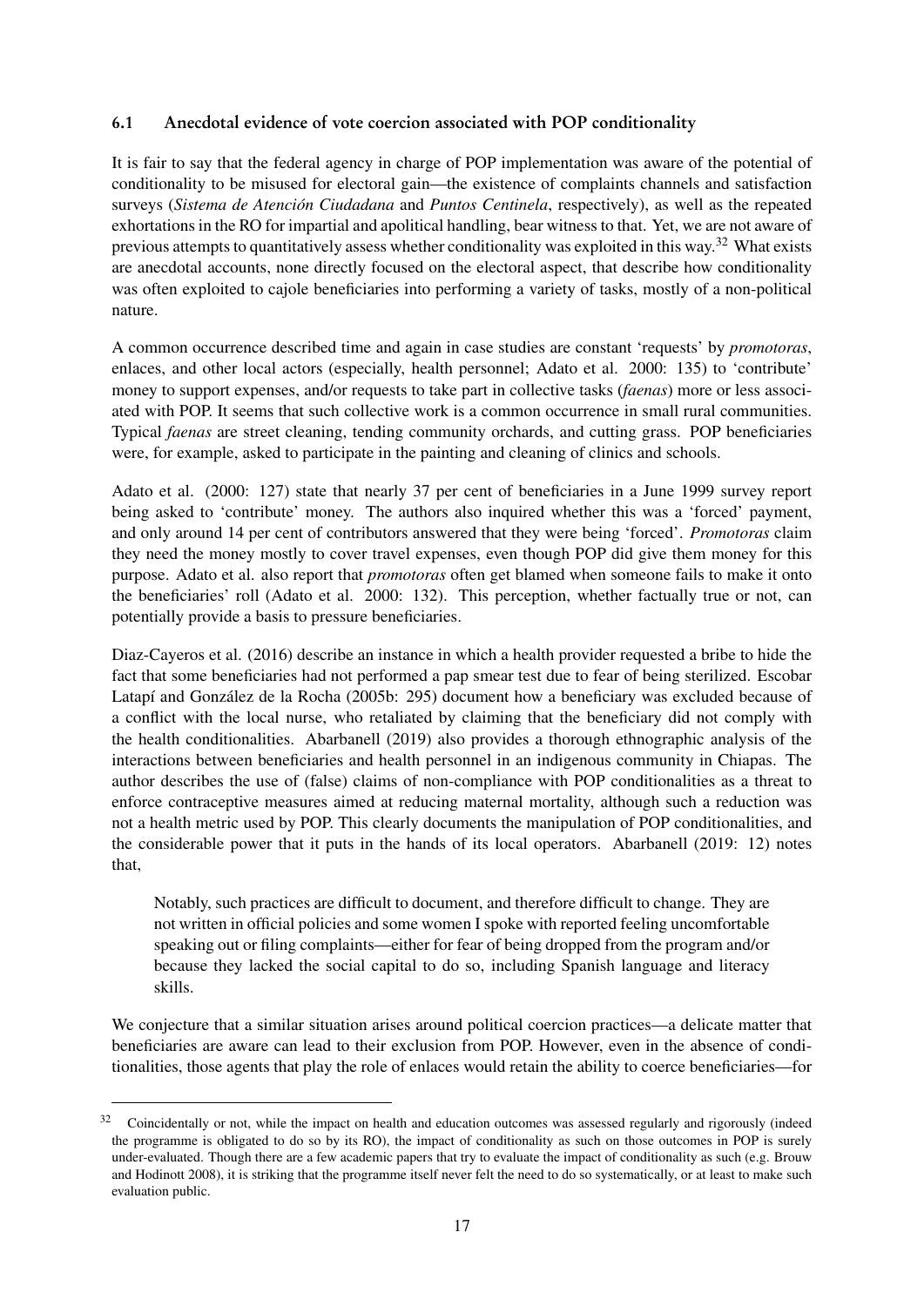### 6.1 Anecdotal evidence of vote coercion associated with POP conditionality

It is fair to say that the federal agency in charge of POP implementation was aware of the potential of conditionality to be misused for electoral gain—the existence of complaints channels and satisfaction surveys (*Sistema de Atención Ciudadana* and *Puntos Centinela*, respectively), as well as the repeated exhortations in the RO for impartial and apolitical handling, bear witness to that. Yet, we are not aware of previous attempts to quantitatively assess whether conditionality was exploited in this way.[32] What exists are anecdotal accounts, none directly focused on the electoral aspect, that describe how conditionality was often exploited to cajole beneficiaries into performing a variety of tasks, mostly of a non-political nature.

A common occurrence described time and again in case studies are constant 'requests' by *promotoras*, enlaces, and other local actors (especially, health personnel; Adato et al. 2000: 135) to 'contribute' money to support expenses, and/or requests to take part in collective tasks (*faenas*) more or less associated with POP. It seems that such collective work is a common occurrence in small rural communities. Typical *faenas* are street cleaning, tending community orchards, and cutting grass. POP beneficiaries were, for example, asked to participate in the painting and cleaning of clinics and schools.

Adato et al. (2000: 127) state that nearly 37 per cent of beneficiaries in a June 1999 survey report being asked to 'contribute' money. The authors also inquired whether this was a 'forced' payment, and only around 14 per cent of contributors answered that they were being 'forced'. *Promotoras* claim they need the money mostly to cover travel expenses, even though POP did give them money for this purpose. Adato et al. also report that *promotoras* often get blamed when someone fails to make it onto the beneficiaries' roll (Adato et al. 2000: 132). This perception, whether factually true or not, can potentially provide a basis to pressure beneficiaries.

Diaz-Cayeros et al. (2016) describe an instance in which a health provider requested a bribe to hide the fact that some beneficiaries had not performed a pap smear test due to fear of being sterilized. Escobar Latapí and González de la Rocha (2005b: 295) document how a beneficiary was excluded because of a conflict with the local nurse, who retaliated by claiming that the beneficiary did not comply with the health conditionalities. Abarbanell (2019) also provides a thorough ethnographic analysis of the interactions between beneficiaries and health personnel in an indigenous community in Chiapas. The author describes the use of (false) claims of non-compliance with POP conditionalities as a threat to enforce contraceptive measures aimed at reducing maternal mortality, although such a reduction was not a health metric used by POP. This clearly documents the manipulation of POP conditionalities, and the considerable power that it puts in the hands of its local operators. Abarbanell (2019: 12) notes that,

> Notably, such practices are difficult to document, and therefore difficult to change. They are not written in official policies and some women I spoke with reported feeling uncomfortable speaking out or filing complaints—either for fear of being dropped from the program and/or because they lacked the social capital to do so, including Spanish language and literacy skills.

We conjecture that a similar situation arises around political coercion practices—a delicate matter that beneficiaries are aware can lead to their exclusion from POP. However, even in the absence of conditionalities, those agents that play the role of enlaces would retain the ability to coerce beneficiaries—for

---

[32] Coincidentally or not, while the impact on health and education outcomes was assessed regularly and rigorously (indeed the programme is obligated to do so by its RO), the impact of conditionality as such on those outcomes in POP is surely under-evaluated. Though there are a few academic papers that try to evaluate the impact of conditionality as such (e.g. Brouw and Hodinott 2008), it is striking that the programme itself never felt the need to do so systematically, or at least to make such evaluation public.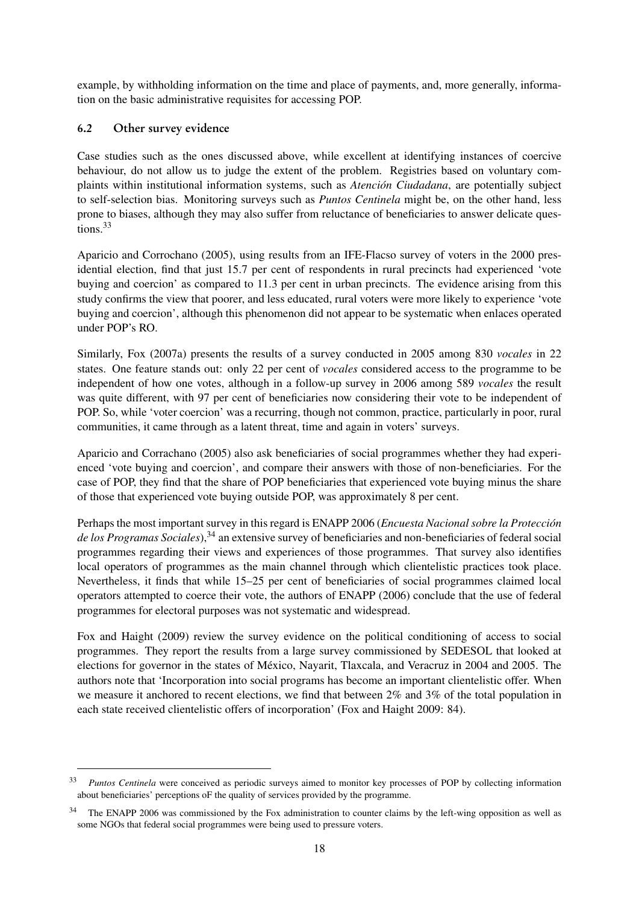example, by withholding information on the time and place of payments, and, more generally, information on the basic administrative requisites for accessing POP.

### 6.2 Other survey evidence

Case studies such as the ones discussed above, while excellent at identifying instances of coercive behaviour, do not allow us to judge the extent of the problem. Registries based on voluntary complaints within institutional information systems, such as *Atención Ciudadana*, are potentially subject to self-selection bias. Monitoring surveys such as *Puntos Centinela* might be, on the other hand, less prone to biases, although they may also suffer from reluctance of beneficiaries to answer delicate questions.[33]

Aparicio and Corrochano (2005), using results from an IFE-Flacso survey of voters in the 2000 presidential election, find that just 15.7 per cent of respondents in rural precincts had experienced 'vote buying and coercion' as compared to 11.3 per cent in urban precincts. The evidence arising from this study confirms the view that poorer, and less educated, rural voters were more likely to experience 'vote buying and coercion', although this phenomenon did not appear to be systematic when enlaces operated under POP's RO.

Similarly, Fox (2007a) presents the results of a survey conducted in 2005 among 830 *vocales* in 22 states. One feature stands out: only 22 per cent of *vocales* considered access to the programme to be independent of how one votes, although in a follow-up survey in 2006 among 589 *vocales* the result was quite different, with 97 per cent of beneficiaries now considering their vote to be independent of POP. So, while 'voter coercion' was a recurring, though not common, practice, particularly in poor, rural communities, it came through as a latent threat, time and again in voters' surveys.

Aparicio and Corrachano (2005) also ask beneficiaries of social programmes whether they had experienced 'vote buying and coercion', and compare their answers with those of non-beneficiaries. For the case of POP, they find that the share of POP beneficiaries that experienced vote buying minus the share of those that experienced vote buying outside POP, was approximately 8 per cent.

Perhaps the most important survey in this regard is ENAPP 2006 (*Encuesta Nacional sobre la Protección de los Programas Sociales*),[34] an extensive survey of beneficiaries and non-beneficiaries of federal social programmes regarding their views and experiences of those programmes. That survey also identifies local operators of programmes as the main channel through which clientelistic practices took place. Nevertheless, it finds that while 15–25 per cent of beneficiaries of social programmes claimed local operators attempted to coerce their vote, the authors of ENAPP (2006) conclude that the use of federal programmes for electoral purposes was not systematic and widespread.

Fox and Haight (2009) review the survey evidence on the political conditioning of access to social programmes. They report the results from a large survey commissioned by SEDESOL that looked at elections for governor in the states of México, Nayarit, Tlaxcala, and Veracruz in 2004 and 2005. The authors note that 'Incorporation into social programs has become an important clientelistic offer. When we measure it anchored to recent elections, we find that between 2% and 3% of the total population in each state received clientelistic offers of incorporation' (Fox and Haight 2009: 84).

---

[33] *Puntos Centinela* were conceived as periodic surveys aimed to monitor key processes of POP by collecting information about beneficiaries' perceptions oF the quality of services provided by the programme.

[34] The ENAPP 2006 was commissioned by the Fox administration to counter claims by the left-wing opposition as well as some NGOs that federal social programmes were being used to pressure voters.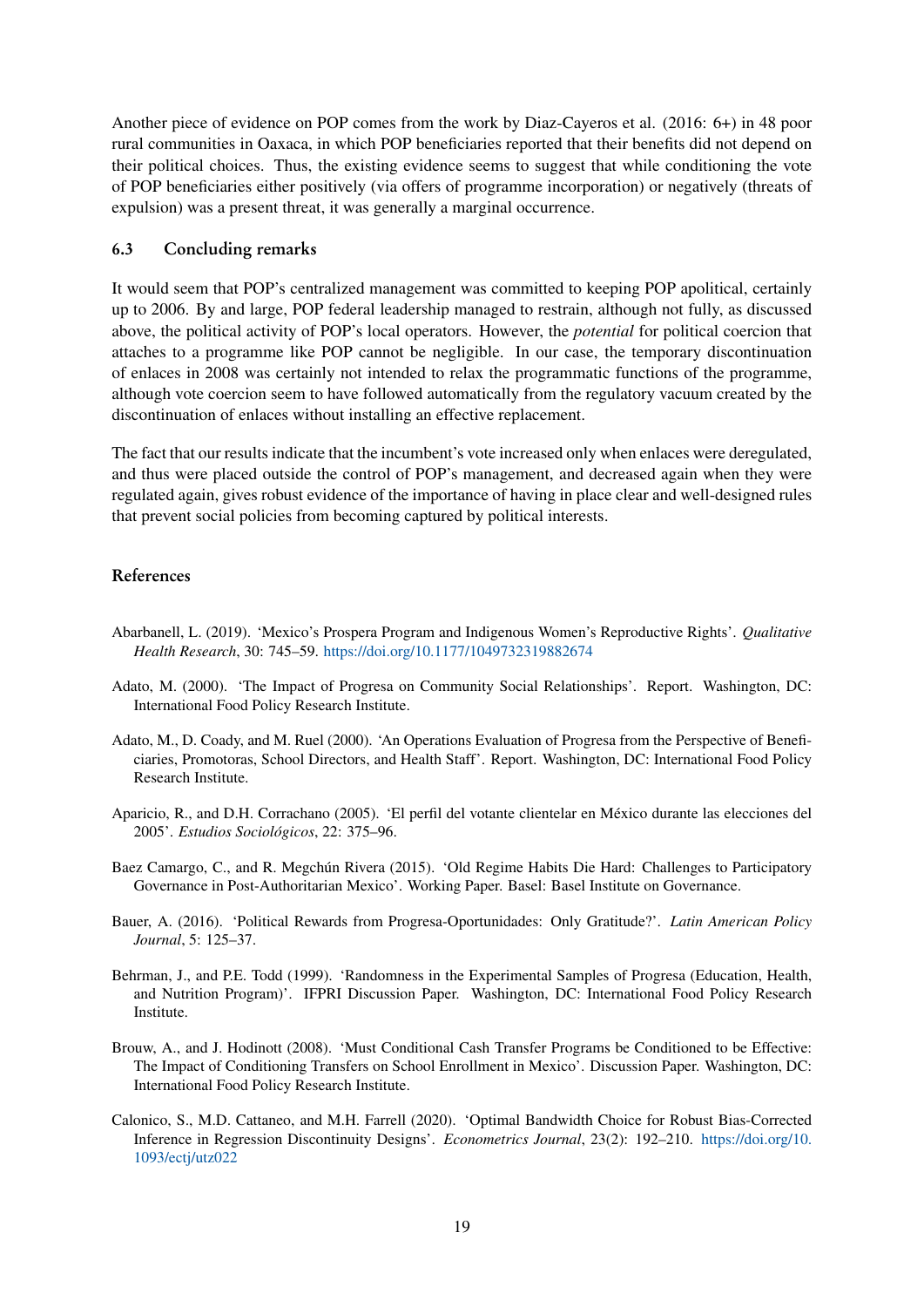Another piece of evidence on POP comes from the work by Diaz-Cayeros et al. (2016: 6+) in 48 poor rural communities in Oaxaca, in which POP beneficiaries reported that their benefits did not depend on their political choices. Thus, the existing evidence seems to suggest that while conditioning the vote of POP beneficiaries either positively (via offers of programme incorporation) or negatively (threats of expulsion) was a present threat, it was generally a marginal occurrence.

### 6.3 Concluding remarks

It would seem that POP's centralized management was committed to keeping POP apolitical, certainly up to 2006. By and large, POP federal leadership managed to restrain, although not fully, as discussed above, the political activity of POP's local operators. However, the *potential* for political coercion that attaches to a programme like POP cannot be negligible. In our case, the temporary discontinuation of enlaces in 2008 was certainly not intended to relax the programmatic functions of the programme, although vote coercion seem to have followed automatically from the regulatory vacuum created by the discontinuation of enlaces without installing an effective replacement.

The fact that our results indicate that the incumbent's vote increased only when enlaces were deregulated, and thus were placed outside the control of POP's management, and decreased again when they were regulated again, gives robust evidence of the importance of having in place clear and well-designed rules that prevent social policies from becoming captured by political interests.

## References

Abarbanell, L. (2019). 'Mexico's Prospera Program and Indigenous Women's Reproductive Rights'. *Qualitative Health Research*, 30: 745–59. https://doi.org/10.1177/1049732319882674

Adato, M. (2000). 'The Impact of Progresa on Community Social Relationships'. Report. Washington, DC: International Food Policy Research Institute.

Adato, M., D. Coady, and M. Ruel (2000). 'An Operations Evaluation of Progresa from the Perspective of Beneficiaries, Promotoras, School Directors, and Health Staff'. Report. Washington, DC: International Food Policy Research Institute.

Aparicio, R., and D.H. Corrachano (2005). 'El perfil del votante clientelar en México durante las elecciones del 2005'. *Estudios Sociológicos*, 22: 375–96.

Baez Camargo, C., and R. Megchún Rivera (2015). 'Old Regime Habits Die Hard: Challenges to Participatory Governance in Post-Authoritarian Mexico'. Working Paper. Basel: Basel Institute on Governance.

Bauer, A. (2016). 'Political Rewards from Progresa-Oportunidades: Only Gratitude?'. *Latin American Policy Journal*, 5: 125–37.

Behrman, J., and P.E. Todd (1999). 'Randomness in the Experimental Samples of Progresa (Education, Health, and Nutrition Program)'. IFPRI Discussion Paper. Washington, DC: International Food Policy Research Institute.

Brouw, A., and J. Hodinott (2008). 'Must Conditional Cash Transfer Programs be Conditioned to be Effective: The Impact of Conditioning Transfers on School Enrollment in Mexico'. Discussion Paper. Washington, DC: International Food Policy Research Institute.

Calonico, S., M.D. Cattaneo, and M.H. Farrell (2020). 'Optimal Bandwidth Choice for Robust Bias-Corrected Inference in Regression Discontinuity Designs'. *Econometrics Journal*, 23(2): 192–210. https://doi.org/10.1093/ectj/utz022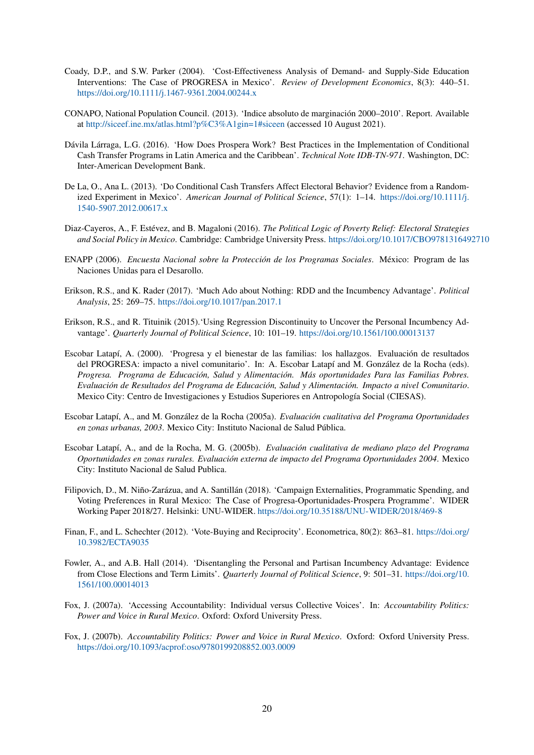Coady, D.P., and S.W. Parker (2004). 'Cost-Effectiveness Analysis of Demand- and Supply-Side Education Interventions: The Case of PROGRESA in Mexico'. *Review of Development Economics*, 8(3): 440–51. https://doi.org/10.1111/j.1467-9361.2004.00244.x

CONAPO, National Population Council. (2013). 'Indice absoluto de marginación 2000–2010'. Report. Available at http://siceef.ine.mx/atlas.html?p%C3%A1gin=1#siceen (accessed 10 August 2021).

Dávila Lárraga, L.G. (2016). 'How Does Prospera Work? Best Practices in the Implementation of Conditional Cash Transfer Programs in Latin America and the Caribbean'. *Technical Note IDB-TN-971*. Washington, DC: Inter-American Development Bank.

De La, O., Ana L. (2013). 'Do Conditional Cash Transfers Affect Electoral Behavior? Evidence from a Randomized Experiment in Mexico'. *American Journal of Political Science*, 57(1): 1–14. https://doi.org/10.1111/j.1540-5907.2012.00617.x

Diaz-Cayeros, A., F. Estévez, and B. Magaloni (2016). *The Political Logic of Poverty Relief: Electoral Strategies and Social Policy in Mexico*. Cambridge: Cambridge University Press. https://doi.org/10.1017/CBO9781316492710

ENAPP (2006). *Encuesta Nacional sobre la Protección de los Programas Sociales*. México: Program de las Naciones Unidas para el Desarollo.

Erikson, R.S., and K. Rader (2017). 'Much Ado about Nothing: RDD and the Incumbency Advantage'. *Political Analysis*, 25: 269–75. https://doi.org/10.1017/pan.2017.1

Erikson, R.S., and R. Tituinik (2015).'Using Regression Discontinuity to Uncover the Personal Incumbency Advantage'. *Quarterly Journal of Political Science*, 10: 101–19. https://doi.org/10.1561/100.00013137

Escobar Latapí, A. (2000). 'Progresa y el bienestar de las familias: los hallazgos. Evaluación de resultados del PROGRESA: impacto a nivel comunitario'. In: A. Escobar Latapí and M. González de la Rocha (eds). *Progresa. Programa de Educación, Salud y Alimentación. Más oportunidades Para las Familias Pobres. Evaluación de Resultados del Programa de Educación, Salud y Alimentación. Impacto a nivel Comunitario*. Mexico City: Centro de Investigaciones y Estudios Superiores en Antropología Social (CIESAS).

Escobar Latapí, A., and M. González de la Rocha (2005a). *Evaluación cualitativa del Programa Oportunidades en zonas urbanas, 2003*. Mexico City: Instituto Nacional de Salud Pública.

Escobar Latapí, A., and de la Rocha, M. G. (2005b). *Evaluación cualitativa de mediano plazo del Programa Oportunidades en zonas rurales. Evaluación externa de impacto del Programa Oportunidades 2004*. Mexico City: Instituto Nacional de Salud Publica.

Filipovich, D., M. Niño-Zarázua, and A. Santillán (2018). 'Campaign Externalities, Programmatic Spending, and Voting Preferences in Rural Mexico: The Case of Progresa-Oportunidades-Prospera Programme'. WIDER Working Paper 2018/27. Helsinki: UNU-WIDER. https://doi.org/10.35188/UNU-WIDER/2018/469-8

Finan, F., and L. Schechter (2012). 'Vote-Buying and Reciprocity'. Econometrica, 80(2): 863–81. https://doi.org/10.3982/ECTA9035

Fowler, A., and A.B. Hall (2014). 'Disentangling the Personal and Partisan Incumbency Advantage: Evidence from Close Elections and Term Limits'. *Quarterly Journal of Political Science*, 9: 501–31. https://doi.org/10.1561/100.00014013

Fox, J. (2007a). 'Accessing Accountability: Individual versus Collective Voices'. In: *Accountability Politics: Power and Voice in Rural Mexico*. Oxford: Oxford University Press.

Fox, J. (2007b). *Accountability Politics: Power and Voice in Rural Mexico*. Oxford: Oxford University Press. https://doi.org/10.1093/acprof:oso/9780199208852.003.0009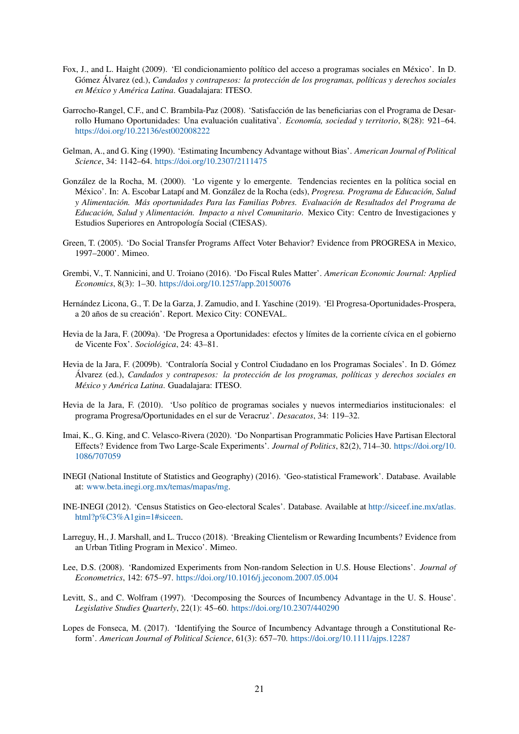Fox, J., and L. Haight (2009). 'El condicionamiento político del acceso a programas sociales en México'. In D. Gómez Álvarez (ed.), *Candados y contrapesos: la protección de los programas, políticas y derechos sociales en México y América Latina*. Guadalajara: ITESO.

Garrocho-Rangel, C.F., and C. Brambila-Paz (2008). 'Satisfacción de las beneficiarias con el Programa de Desarrollo Humano Oportunidades: Una evaluación cualitativa'. *Economía, sociedad y territorio*, 8(28): 921–64. https://doi.org/10.22136/est002008222

Gelman, A., and G. King (1990). 'Estimating Incumbency Advantage without Bias'. *American Journal of Political Science*, 34: 1142–64. https://doi.org/10.2307/2111475

González de la Rocha, M. (2000). 'Lo vigente y lo emergente. Tendencias recientes en la política social en México'. In: A. Escobar Latapí and M. González de la Rocha (eds), *Progresa. Programa de Educación, Salud y Alimentación. Más oportunidades Para las Familias Pobres. Evaluación de Resultados del Programa de Educación, Salud y Alimentación. Impacto a nivel Comunitario*. Mexico City: Centro de Investigaciones y Estudios Superiores en Antropología Social (CIESAS).

Green, T. (2005). 'Do Social Transfer Programs Affect Voter Behavior? Evidence from PROGRESA in Mexico, 1997–2000'. Mimeo.

Grembi, V., T. Nannicini, and U. Troiano (2016). 'Do Fiscal Rules Matter'. *American Economic Journal: Applied Economics*, 8(3): 1–30. https://doi.org/10.1257/app.20150076

Hernández Licona, G., T. De la Garza, J. Zamudio, and I. Yaschine (2019). 'El Progresa-Oportunidades-Prospera, a 20 años de su creación'. Report. Mexico City: CONEVAL.

Hevia de la Jara, F. (2009a). 'De Progresa a Oportunidades: efectos y límites de la corriente cívica en el gobierno de Vicente Fox'. *Sociológica*, 24: 43–81.

Hevia de la Jara, F. (2009b). 'Contraloría Social y Control Ciudadano en los Programas Sociales'. In D. Gómez Álvarez (ed.), *Candados y contrapesos: la protección de los programas, políticas y derechos sociales en México y América Latina*. Guadalajara: ITESO.

Hevia de la Jara, F. (2010). 'Uso político de programas sociales y nuevos intermediarios institucionales: el programa Progresa/Oportunidades en el sur de Veracruz'. *Desacatos*, 34: 119–32.

Imai, K., G. King, and C. Velasco-Rivera (2020). 'Do Nonpartisan Programmatic Policies Have Partisan Electoral Effects? Evidence from Two Large-Scale Experiments'. *Journal of Politics*, 82(2), 714–30. https://doi.org/10.1086/707059

INEGI (National Institute of Statistics and Geography) (2016). 'Geo-statistical Framework'. Database. Available at: www.beta.inegi.org.mx/temas/mapas/mg.

INE-INEGI (2012). 'Census Statistics on Geo-electoral Scales'. Database. Available at http://siceef.ine.mx/atlas.html?p%C3%A1gin=1#siceen.

Larreguy, H., J. Marshall, and L. Trucco (2018). 'Breaking Clientelism or Rewarding Incumbents? Evidence from an Urban Titling Program in Mexico'. Mimeo.

Lee, D.S. (2008). 'Randomized Experiments from Non-random Selection in U.S. House Elections'. *Journal of Econometrics*, 142: 675–97. https://doi.org/10.1016/j.jeconom.2007.05.004

Levitt, S., and C. Wolfram (1997). 'Decomposing the Sources of Incumbency Advantage in the U. S. House'. *Legislative Studies Quarterly*, 22(1): 45–60. https://doi.org/10.2307/440290

Lopes de Fonseca, M. (2017). 'Identifying the Source of Incumbency Advantage through a Constitutional Reform'. *American Journal of Political Science*, 61(3): 657–70. https://doi.org/10.1111/ajps.12287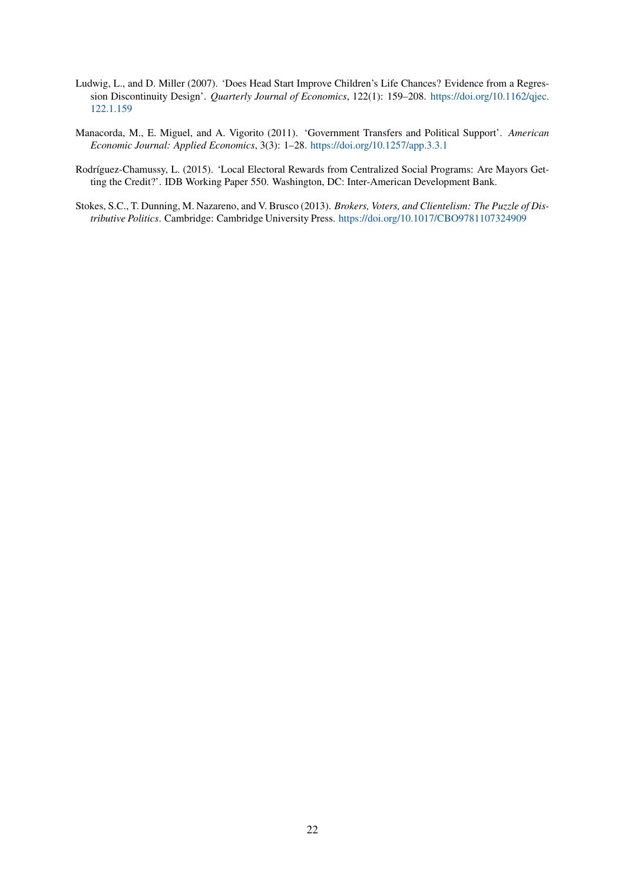Ludwig, L., and D. Miller (2007). 'Does Head Start Improve Children's Life Chances? Evidence from a Regression Discontinuity Design'. *Quarterly Journal of Economics*, 122(1): 159–208. https://doi.org/10.1162/qjec.122.1.159

Manacorda, M., E. Miguel, and A. Vigorito (2011). 'Government Transfers and Political Support'. *American Economic Journal: Applied Economics*, 3(3): 1–28. https://doi.org/10.1257/app.3.3.1

Rodríguez-Chamussy, L. (2015). 'Local Electoral Rewards from Centralized Social Programs: Are Mayors Getting the Credit?'. IDB Working Paper 550. Washington, DC: Inter-American Development Bank.

Stokes, S.C., T. Dunning, M. Nazareno, and V. Brusco (2013). *Brokers, Voters, and Clientelism: The Puzzle of Distributive Politics*. Cambridge: Cambridge University Press. https://doi.org/10.1017/CBO9781107324909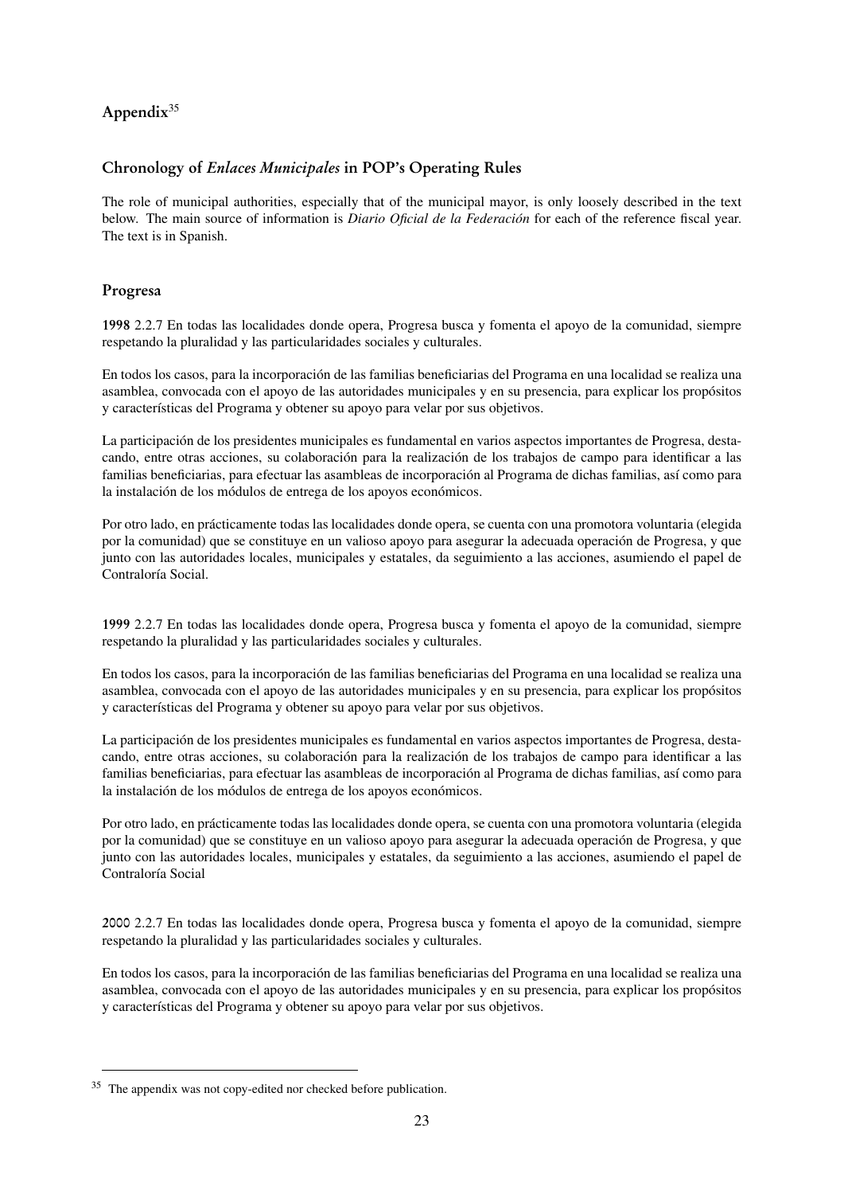## Appendix[35]

### Chronology of *Enlaces Municipales* in POP's Operating Rules

The role of municipal authorities, especially that of the municipal mayor, is only loosely described in the text below. The main source of information is *Diario Oficial de la Federación* for each of the reference fiscal year. The text is in Spanish.

### Progresa

**1998** 2.2.7 En todas las localidades donde opera, Progresa busca y fomenta el apoyo de la comunidad, siempre respetando la pluralidad y las particularidades sociales y culturales.

En todos los casos, para la incorporación de las familias beneficiarias del Programa en una localidad se realiza una asamblea, convocada con el apoyo de las autoridades municipales y en su presencia, para explicar los propósitos y características del Programa y obtener su apoyo para velar por sus objetivos.

La participación de los presidentes municipales es fundamental en varios aspectos importantes de Progresa, destacando, entre otras acciones, su colaboración para la realización de los trabajos de campo para identificar a las familias beneficiarias, para efectuar las asambleas de incorporación al Programa de dichas familias, así como para la instalación de los módulos de entrega de los apoyos económicos.

Por otro lado, en prácticamente todas las localidades donde opera, se cuenta con una promotora voluntaria (elegida por la comunidad) que se constituye en un valioso apoyo para asegurar la adecuada operación de Progresa, y que junto con las autoridades locales, municipales y estatales, da seguimiento a las acciones, asumiendo el papel de Contraloría Social.

**1999** 2.2.7 En todas las localidades donde opera, Progresa busca y fomenta el apoyo de la comunidad, siempre respetando la pluralidad y las particularidades sociales y culturales.

En todos los casos, para la incorporación de las familias beneficiarias del Programa en una localidad se realiza una asamblea, convocada con el apoyo de las autoridades municipales y en su presencia, para explicar los propósitos y características del Programa y obtener su apoyo para velar por sus objetivos.

La participación de los presidentes municipales es fundamental en varios aspectos importantes de Progresa, destacando, entre otras acciones, su colaboración para la realización de los trabajos de campo para identificar a las familias beneficiarias, para efectuar las asambleas de incorporación al Programa de dichas familias, así como para la instalación de los módulos de entrega de los apoyos económicos.

Por otro lado, en prácticamente todas las localidades donde opera, se cuenta con una promotora voluntaria (elegida por la comunidad) que se constituye en un valioso apoyo para asegurar la adecuada operación de Progresa, y que junto con las autoridades locales, municipales y estatales, da seguimiento a las acciones, asumiendo el papel de Contraloría Social

**2000** 2.2.7 En todas las localidades donde opera, Progresa busca y fomenta el apoyo de la comunidad, siempre respetando la pluralidad y las particularidades sociales y culturales.

En todos los casos, para la incorporación de las familias beneficiarias del Programa en una localidad se realiza una asamblea, convocada con el apoyo de las autoridades municipales y en su presencia, para explicar los propósitos y características del Programa y obtener su apoyo para velar por sus objetivos.

[35] The appendix was not copy-edited nor checked before publication.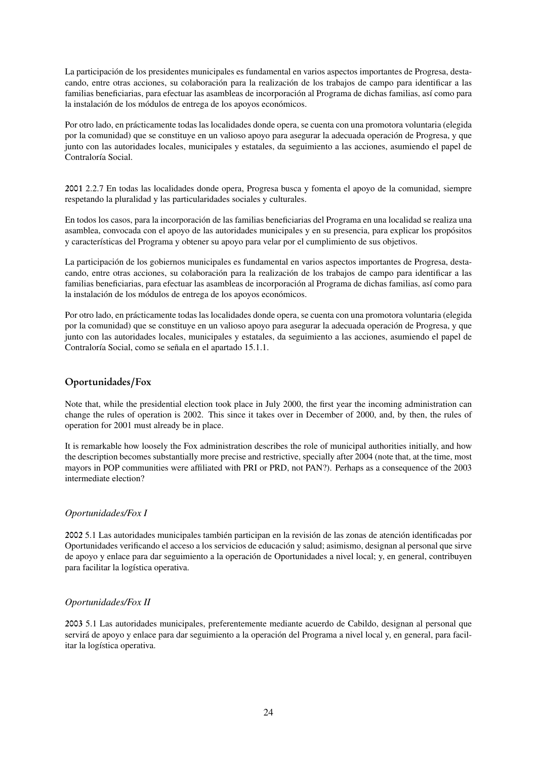La participación de los presidentes municipales es fundamental en varios aspectos importantes de Progresa, destacando, entre otras acciones, su colaboración para la realización de los trabajos de campo para identificar a las familias beneficiarias, para efectuar las asambleas de incorporación al Programa de dichas familias, así como para la instalación de los módulos de entrega de los apoyos económicos.

Por otro lado, en prácticamente todas las localidades donde opera, se cuenta con una promotora voluntaria (elegida por la comunidad) que se constituye en un valioso apoyo para asegurar la adecuada operación de Progresa, y que junto con las autoridades locales, municipales y estatales, da seguimiento a las acciones, asumiendo el papel de Contraloría Social.

2001 2.2.7 En todas las localidades donde opera, Progresa busca y fomenta el apoyo de la comunidad, siempre respetando la pluralidad y las particularidades sociales y culturales.

En todos los casos, para la incorporación de las familias beneficiarias del Programa en una localidad se realiza una asamblea, convocada con el apoyo de las autoridades municipales y en su presencia, para explicar los propósitos y características del Programa y obtener su apoyo para velar por el cumplimiento de sus objetivos.

La participación de los gobiernos municipales es fundamental en varios aspectos importantes de Progresa, destacando, entre otras acciones, su colaboración para la realización de los trabajos de campo para identificar a las familias beneficiarias, para efectuar las asambleas de incorporación al Programa de dichas familias, así como para la instalación de los módulos de entrega de los apoyos económicos.

Por otro lado, en prácticamente todas las localidades donde opera, se cuenta con una promotora voluntaria (elegida por la comunidad) que se constituye en un valioso apoyo para asegurar la adecuada operación de Progresa, y que junto con las autoridades locales, municipales y estatales, da seguimiento a las acciones, asumiendo el papel de Contraloría Social, como se señala en el apartado 15.1.1.

## Oportunidades/Fox

Note that, while the presidential election took place in July 2000, the first year the incoming administration can change the rules of operation is 2002. This since it takes over in December of 2000, and, by then, the rules of operation for 2001 must already be in place.

It is remarkable how loosely the Fox administration describes the role of municipal authorities initially, and how the description becomes substantially more precise and restrictive, specially after 2004 (note that, at the time, most mayors in POP communities were affiliated with PRI or PRD, not PAN?). Perhaps as a consequence of the 2003 intermediate election?

### *Oportunidades/Fox I*

2002 5.1 Las autoridades municipales también participan en la revisión de las zonas de atención identificadas por Oportunidades verificando el acceso a los servicios de educación y salud; asimismo, designan al personal que sirve de apoyo y enlace para dar seguimiento a la operación de Oportunidades a nivel local; y, en general, contribuyen para facilitar la logística operativa.

### *Oportunidades/Fox II*

2003 5.1 Las autoridades municipales, preferentemente mediante acuerdo de Cabildo, designan al personal que servirá de apoyo y enlace para dar seguimiento a la operación del Programa a nivel local y, en general, para facilitar la logística operativa.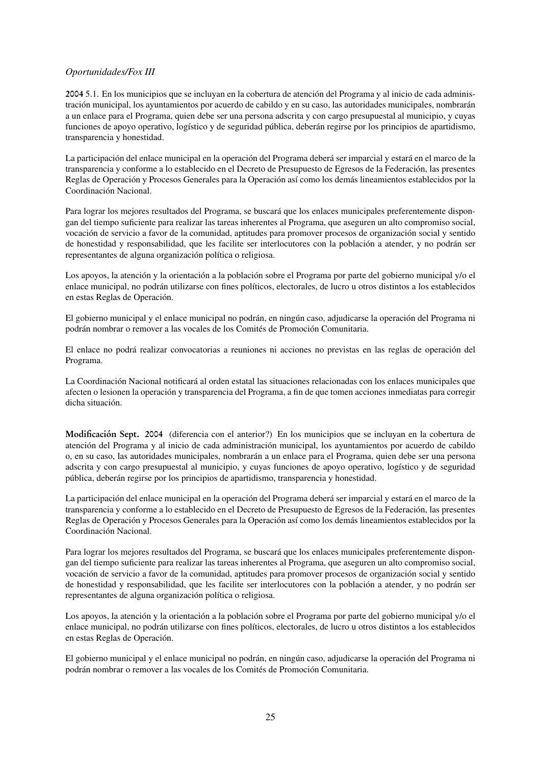*Oportunidades/Fox III*

**2004** 5.1. En los municipios que se incluyan en la cobertura de atención del Programa y al inicio de cada administración municipal, los ayuntamientos por acuerdo de cabildo y en su caso, las autoridades municipales, nombrarán a un enlace para el Programa, quien debe ser una persona adscrita y con cargo presupuestal al municipio, y cuyas funciones de apoyo operativo, logístico y de seguridad pública, deberán regirse por los principios de apartidismo, transparencia y honestidad.

La participación del enlace municipal en la operación del Programa deberá ser imparcial y estará en el marco de la transparencia y conforme a lo establecido en el Decreto de Presupuesto de Egresos de la Federación, las presentes Reglas de Operación y Procesos Generales para la Operación así como los demás lineamientos establecidos por la Coordinación Nacional.

Para lograr los mejores resultados del Programa, se buscará que los enlaces municipales preferentemente dispongan del tiempo suficiente para realizar las tareas inherentes al Programa, que aseguren un alto compromiso social, vocación de servicio a favor de la comunidad, aptitudes para promover procesos de organización social y sentido de honestidad y responsabilidad, que les facilite ser interlocutores con la población a atender, y no podrán ser representantes de alguna organización política o religiosa.

Los apoyos, la atención y la orientación a la población sobre el Programa por parte del gobierno municipal y/o el enlace municipal, no podrán utilizarse con fines políticos, electorales, de lucro u otros distintos a los establecidos en estas Reglas de Operación.

El gobierno municipal y el enlace municipal no podrán, en ningún caso, adjudicarse la operación del Programa ni podrán nombrar o remover a las vocales de los Comités de Promoción Comunitaria.

El enlace no podrá realizar convocatorias a reuniones ni acciones no previstas en las reglas de operación del Programa.

La Coordinación Nacional notificará al orden estatal las situaciones relacionadas con los enlaces municipales que afecten o lesionen la operación y transparencia del Programa, a fin de que tomen acciones inmediatas para corregir dicha situación.

**Modificación Sept. 2004** (diferencia con el anterior?) En los municipios que se incluyan en la cobertura de atención del Programa y al inicio de cada administración municipal, los ayuntamientos por acuerdo de cabildo o, en su caso, las autoridades municipales, nombrarán a un enlace para el Programa, quien debe ser una persona adscrita y con cargo presupuestal al municipio, y cuyas funciones de apoyo operativo, logístico y de seguridad pública, deberán regirse por los principios de apartidismo, transparencia y honestidad.

La participación del enlace municipal en la operación del Programa deberá ser imparcial y estará en el marco de la transparencia y conforme a lo establecido en el Decreto de Presupuesto de Egresos de la Federación, las presentes Reglas de Operación y Procesos Generales para la Operación así como los demás lineamientos establecidos por la Coordinación Nacional.

Para lograr los mejores resultados del Programa, se buscará que los enlaces municipales preferentemente dispongan del tiempo suficiente para realizar las tareas inherentes al Programa, que aseguren un alto compromiso social, vocación de servicio a favor de la comunidad, aptitudes para promover procesos de organización social y sentido de honestidad y responsabilidad, que les facilite ser interlocutores con la población a atender, y no podrán ser representantes de alguna organización política o religiosa.

Los apoyos, la atención y la orientación a la población sobre el Programa por parte del gobierno municipal y/o el enlace municipal, no podrán utilizarse con fines políticos, electorales, de lucro u otros distintos a los establecidos en estas Reglas de Operación.

El gobierno municipal y el enlace municipal no podrán, en ningún caso, adjudicarse la operación del Programa ni podrán nombrar o remover a las vocales de los Comités de Promoción Comunitaria.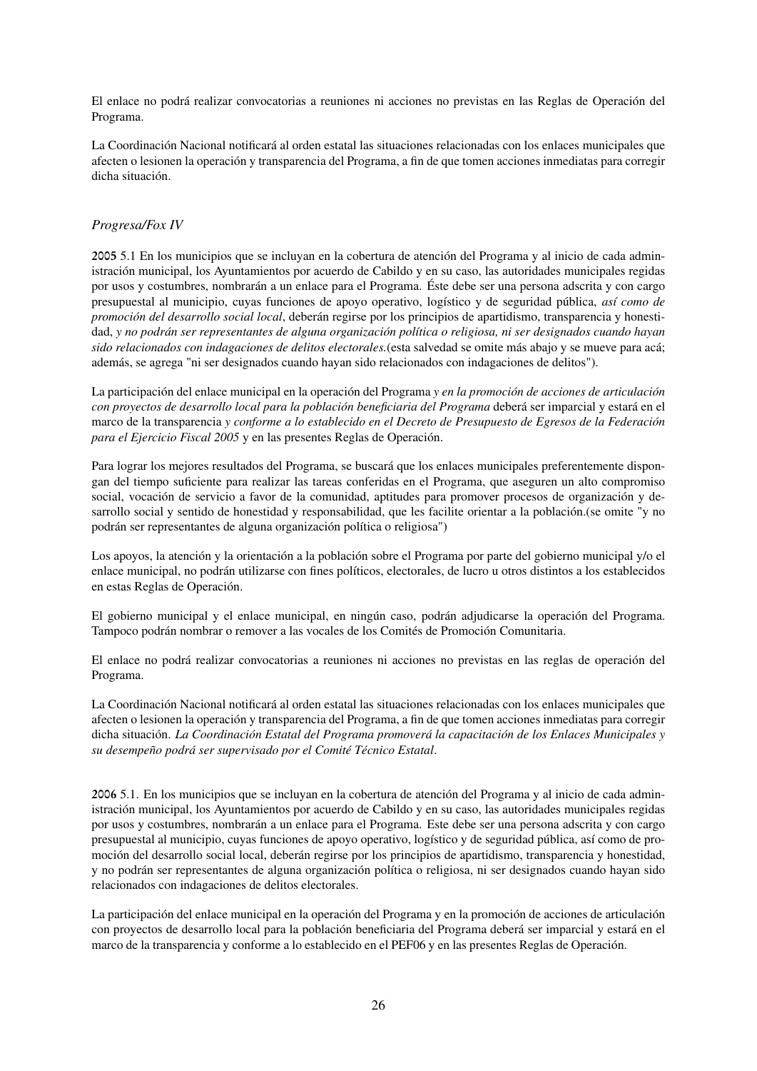El enlace no podrá realizar convocatorias a reuniones ni acciones no previstas en las Reglas de Operación del Programa.

La Coordinación Nacional notificará al orden estatal las situaciones relacionadas con los enlaces municipales que afecten o lesionen la operación y transparencia del Programa, a fin de que tomen acciones inmediatas para corregir dicha situación.

### *Progresa/Fox IV*

**2005** 5.1 En los municipios que se incluyan en la cobertura de atención del Programa y al inicio de cada administración municipal, los Ayuntamientos por acuerdo de Cabildo y en su caso, las autoridades municipales regidas por usos y costumbres, nombrarán a un enlace para el Programa. Éste debe ser una persona adscrita y con cargo presupuestal al municipio, cuyas funciones de apoyo operativo, logístico y de seguridad pública, *así como de promoción del desarrollo social local*, deberán regirse por los principios de apartidismo, transparencia y honestidad, *y no podrán ser representantes de alguna organización política o religiosa, ni ser designados cuando hayan sido relacionados con indagaciones de delitos electorales.*(esta salvedad se omite más abajo y se mueve para acá; además, se agrega "ni ser designados cuando hayan sido relacionados con indagaciones de delitos").

La participación del enlace municipal en la operación del Programa *y en la promoción de acciones de articulación con proyectos de desarrollo local para la población beneficiaria del Programa* deberá ser imparcial y estará en el marco de la transparencia *y conforme a lo establecido en el Decreto de Presupuesto de Egresos de la Federación para el Ejercicio Fiscal 2005* y en las presentes Reglas de Operación.

Para lograr los mejores resultados del Programa, se buscará que los enlaces municipales preferentemente dispongan del tiempo suficiente para realizar las tareas conferidas en el Programa, que aseguren un alto compromiso social, vocación de servicio a favor de la comunidad, aptitudes para promover procesos de organización y desarrollo social y sentido de honestidad y responsabilidad, que les facilite orientar a la población.(se omite "y no podrán ser representantes de alguna organización política o religiosa")

Los apoyos, la atención y la orientación a la población sobre el Programa por parte del gobierno municipal y/o el enlace municipal, no podrán utilizarse con fines políticos, electorales, de lucro u otros distintos a los establecidos en estas Reglas de Operación.

El gobierno municipal y el enlace municipal, en ningún caso, podrán adjudicarse la operación del Programa. Tampoco podrán nombrar o remover a las vocales de los Comités de Promoción Comunitaria.

El enlace no podrá realizar convocatorias a reuniones ni acciones no previstas en las reglas de operación del Programa.

La Coordinación Nacional notificará al orden estatal las situaciones relacionadas con los enlaces municipales que afecten o lesionen la operación y transparencia del Programa, a fin de que tomen acciones inmediatas para corregir dicha situación. *La Coordinación Estatal del Programa promoverá la capacitación de los Enlaces Municipales y su desempeño podrá ser supervisado por el Comité Técnico Estatal*.

**2006** 5.1. En los municipios que se incluyan en la cobertura de atención del Programa y al inicio de cada administración municipal, los Ayuntamientos por acuerdo de Cabildo y en su caso, las autoridades municipales regidas por usos y costumbres, nombrarán a un enlace para el Programa. Este debe ser una persona adscrita y con cargo presupuestal al municipio, cuyas funciones de apoyo operativo, logístico y de seguridad pública, así como de promoción del desarrollo social local, deberán regirse por los principios de apartidismo, transparencia y honestidad, y no podrán ser representantes de alguna organización política o religiosa, ni ser designados cuando hayan sido relacionados con indagaciones de delitos electorales.

La participación del enlace municipal en la operación del Programa y en la promoción de acciones de articulación con proyectos de desarrollo local para la población beneficiaria del Programa deberá ser imparcial y estará en el marco de la transparencia y conforme a lo establecido en el PEF06 y en las presentes Reglas de Operación.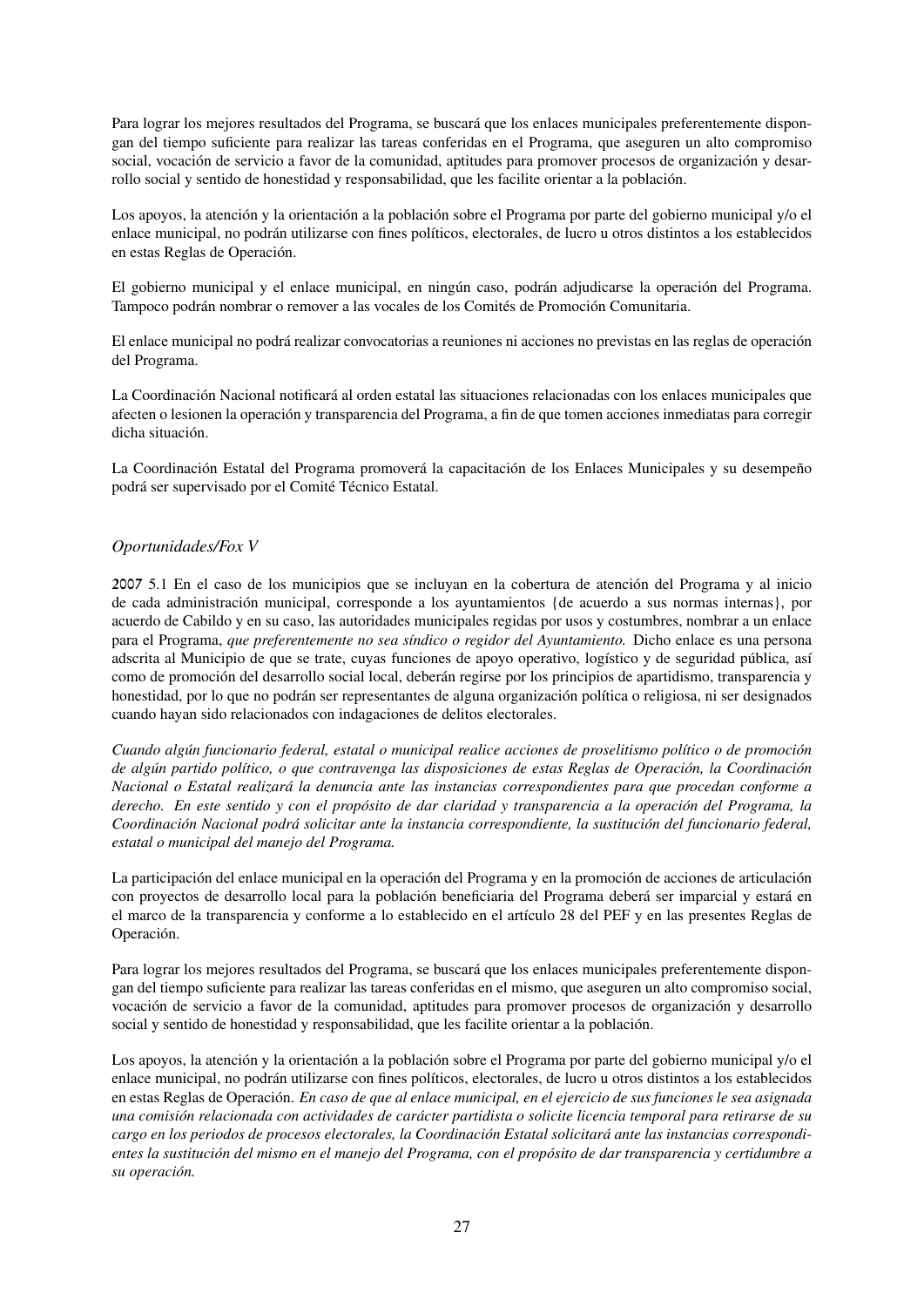Para lograr los mejores resultados del Programa, se buscará que los enlaces municipales preferentemente dispongan del tiempo suficiente para realizar las tareas conferidas en el Programa, que aseguren un alto compromiso social, vocación de servicio a favor de la comunidad, aptitudes para promover procesos de organización y desarrollo social y sentido de honestidad y responsabilidad, que les facilite orientar a la población.

Los apoyos, la atención y la orientación a la población sobre el Programa por parte del gobierno municipal y/o el enlace municipal, no podrán utilizarse con fines políticos, electorales, de lucro u otros distintos a los establecidos en estas Reglas de Operación.

El gobierno municipal y el enlace municipal, en ningún caso, podrán adjudicarse la operación del Programa. Tampoco podrán nombrar o remover a las vocales de los Comités de Promoción Comunitaria.

El enlace municipal no podrá realizar convocatorias a reuniones ni acciones no previstas en las reglas de operación del Programa.

La Coordinación Nacional notificará al orden estatal las situaciones relacionadas con los enlaces municipales que afecten o lesionen la operación y transparencia del Programa, a fin de que tomen acciones inmediatas para corregir dicha situación.

La Coordinación Estatal del Programa promoverá la capacitación de los Enlaces Municipales y su desempeño podrá ser supervisado por el Comité Técnico Estatal.

*Oportunidades/Fox V*

2007 5.1 En el caso de los municipios que se incluyan en la cobertura de atención del Programa y al inicio de cada administración municipal, corresponde a los ayuntamientos {de acuerdo a sus normas internas}, por acuerdo de Cabildo y en su caso, las autoridades municipales regidas por usos y costumbres, nombrar a un enlace para el Programa, *que preferentemente no sea síndico o regidor del Ayuntamiento.* Dicho enlace es una persona adscrita al Municipio de que se trate, cuyas funciones de apoyo operativo, logístico y de seguridad pública, así como de promoción del desarrollo social local, deberán regirse por los principios de apartidismo, transparencia y honestidad, por lo que no podrán ser representantes de alguna organización política o religiosa, ni ser designados cuando hayan sido relacionados con indagaciones de delitos electorales.

*Cuando algún funcionario federal, estatal o municipal realice acciones de proselitismo político o de promoción de algún partido político, o que contravenga las disposiciones de estas Reglas de Operación, la Coordinación Nacional o Estatal realizará la denuncia ante las instancias correspondientes para que procedan conforme a derecho. En este sentido y con el propósito de dar claridad y transparencia a la operación del Programa, la Coordinación Nacional podrá solicitar ante la instancia correspondiente, la sustitución del funcionario federal, estatal o municipal del manejo del Programa.*

La participación del enlace municipal en la operación del Programa y en la promoción de acciones de articulación con proyectos de desarrollo local para la población beneficiaria del Programa deberá ser imparcial y estará en el marco de la transparencia y conforme a lo establecido en el artículo 28 del PEF y en las presentes Reglas de Operación.

Para lograr los mejores resultados del Programa, se buscará que los enlaces municipales preferentemente dispongan del tiempo suficiente para realizar las tareas conferidas en el mismo, que aseguren un alto compromiso social, vocación de servicio a favor de la comunidad, aptitudes para promover procesos de organización y desarrollo social y sentido de honestidad y responsabilidad, que les facilite orientar a la población.

Los apoyos, la atención y la orientación a la población sobre el Programa por parte del gobierno municipal y/o el enlace municipal, no podrán utilizarse con fines políticos, electorales, de lucro u otros distintos a los establecidos en estas Reglas de Operación. *En caso de que al enlace municipal, en el ejercicio de sus funciones le sea asignada una comisión relacionada con actividades de carácter partidista o solicite licencia temporal para retirarse de su cargo en los periodos de procesos electorales, la Coordinación Estatal solicitará ante las instancias correspondientes la sustitución del mismo en el manejo del Programa, con el propósito de dar transparencia y certidumbre a su operación.*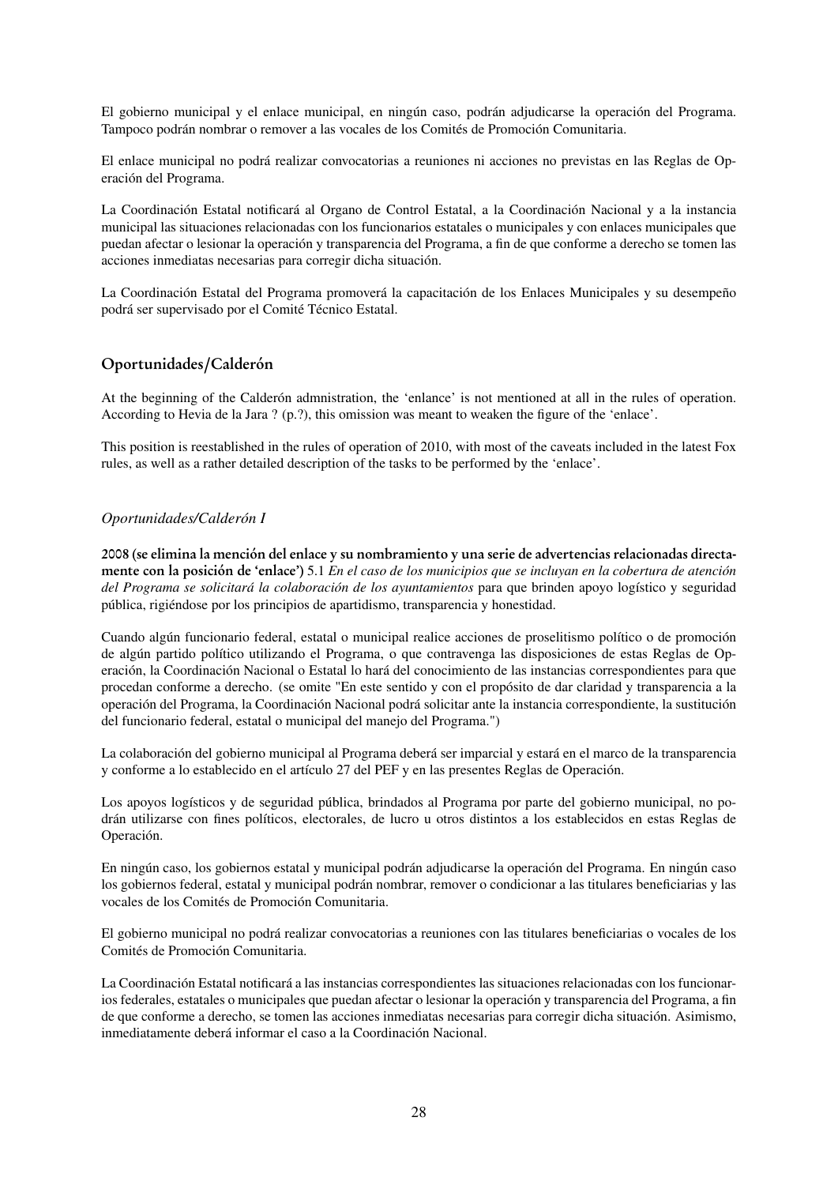El gobierno municipal y el enlace municipal, en ningún caso, podrán adjudicarse la operación del Programa. Tampoco podrán nombrar o remover a las vocales de los Comités de Promoción Comunitaria.

El enlace municipal no podrá realizar convocatorias a reuniones ni acciones no previstas en las Reglas de Operación del Programa.

La Coordinación Estatal notificará al Organo de Control Estatal, a la Coordinación Nacional y a la instancia municipal las situaciones relacionadas con los funcionarios estatales o municipales y con enlaces municipales que puedan afectar o lesionar la operación y transparencia del Programa, a fin de que conforme a derecho se tomen las acciones inmediatas necesarias para corregir dicha situación.

La Coordinación Estatal del Programa promoverá la capacitación de los Enlaces Municipales y su desempeño podrá ser supervisado por el Comité Técnico Estatal.

## Oportunidades/Calderón

At the beginning of the Calderón admnistration, the 'enlance' is not mentioned at all in the rules of operation. According to Hevia de la Jara ? (p.?), this omission was meant to weaken the figure of the 'enlace'.

This position is reestablished in the rules of operation of 2010, with most of the caveats included in the latest Fox rules, as well as a rather detailed description of the tasks to be performed by the 'enlace'.

### *Oportunidades/Calderón I*

**2008 (se elimina la mención del enlace y su nombramiento y una serie de advertencias relacionadas directamente con la posición de 'enlace')** 5.1 *En el caso de los municipios que se incluyan en la cobertura de atención del Programa se solicitará la colaboración de los ayuntamientos* para que brinden apoyo logístico y seguridad pública, rigiéndose por los principios de apartidismo, transparencia y honestidad.

Cuando algún funcionario federal, estatal o municipal realice acciones de proselitismo político o de promoción de algún partido político utilizando el Programa, o que contravenga las disposiciones de estas Reglas de Operación, la Coordinación Nacional o Estatal lo hará del conocimiento de las instancias correspondientes para que procedan conforme a derecho. (se omite "En este sentido y con el propósito de dar claridad y transparencia a la operación del Programa, la Coordinación Nacional podrá solicitar ante la instancia correspondiente, la sustitución del funcionario federal, estatal o municipal del manejo del Programa.")

La colaboración del gobierno municipal al Programa deberá ser imparcial y estará en el marco de la transparencia y conforme a lo establecido en el artículo 27 del PEF y en las presentes Reglas de Operación.

Los apoyos logísticos y de seguridad pública, brindados al Programa por parte del gobierno municipal, no podrán utilizarse con fines políticos, electorales, de lucro u otros distintos a los establecidos en estas Reglas de Operación.

En ningún caso, los gobiernos estatal y municipal podrán adjudicarse la operación del Programa. En ningún caso los gobiernos federal, estatal y municipal podrán nombrar, remover o condicionar a las titulares beneficiarias y las vocales de los Comités de Promoción Comunitaria.

El gobierno municipal no podrá realizar convocatorias a reuniones con las titulares beneficiarias o vocales de los Comités de Promoción Comunitaria.

La Coordinación Estatal notificará a las instancias correspondientes las situaciones relacionadas con los funcionarios federales, estatales o municipales que puedan afectar o lesionar la operación y transparencia del Programa, a fin de que conforme a derecho, se tomen las acciones inmediatas necesarias para corregir dicha situación. Asimismo, inmediatamente deberá informar el caso a la Coordinación Nacional.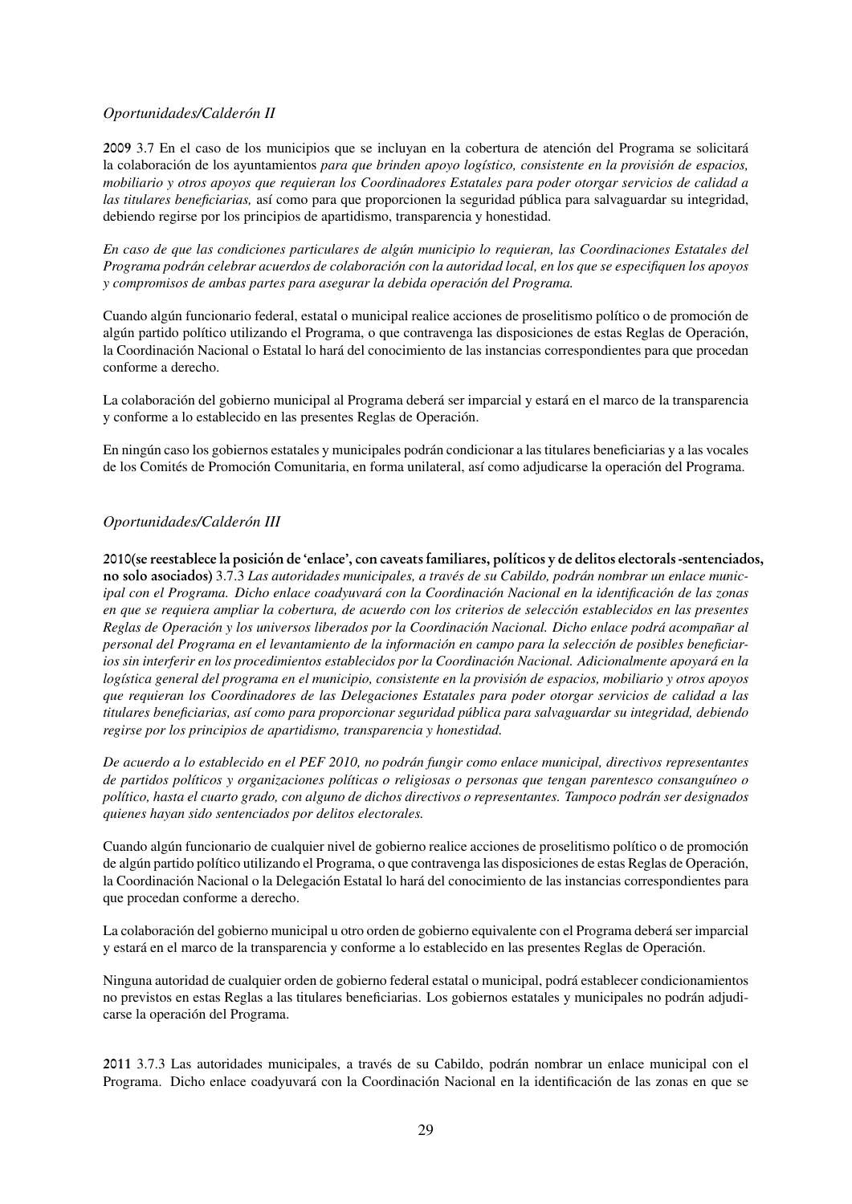*Oportunidades/Calderón II*

**2009** 3.7 En el caso de los municipios que se incluyan en la cobertura de atención del Programa se solicitará la colaboración de los ayuntamientos *para que brinden apoyo logístico, consistente en la provisión de espacios, mobiliario y otros apoyos que requieran los Coordinadores Estatales para poder otorgar servicios de calidad a las titulares beneficiarias,* así como para que proporcionen la seguridad pública para salvaguardar su integridad, debiendo regirse por los principios de apartidismo, transparencia y honestidad.

*En caso de que las condiciones particulares de algún municipio lo requieran, las Coordinaciones Estatales del Programa podrán celebrar acuerdos de colaboración con la autoridad local, en los que se especifiquen los apoyos y compromisos de ambas partes para asegurar la debida operación del Programa.*

Cuando algún funcionario federal, estatal o municipal realice acciones de proselitismo político o de promoción de algún partido político utilizando el Programa, o que contravenga las disposiciones de estas Reglas de Operación, la Coordinación Nacional o Estatal lo hará del conocimiento de las instancias correspondientes para que procedan conforme a derecho.

La colaboración del gobierno municipal al Programa deberá ser imparcial y estará en el marco de la transparencia y conforme a lo establecido en las presentes Reglas de Operación.

En ningún caso los gobiernos estatales y municipales podrán condicionar a las titulares beneficiarias y a las vocales de los Comités de Promoción Comunitaria, en forma unilateral, así como adjudicarse la operación del Programa.

*Oportunidades/Calderón III*

**2010(se reestablece la posición de 'enlace', con caveats familiares, políticos y de delitos electorals -sentenciados, no solo asociados)** 3.7.3 *Las autoridades municipales, a través de su Cabildo, podrán nombrar un enlace municipal con el Programa. Dicho enlace coadyuvará con la Coordinación Nacional en la identificación de las zonas en que se requiera ampliar la cobertura, de acuerdo con los criterios de selección establecidos en las presentes Reglas de Operación y los universos liberados por la Coordinación Nacional. Dicho enlace podrá acompañar al personal del Programa en el levantamiento de la información en campo para la selección de posibles beneficiarios sin interferir en los procedimientos establecidos por la Coordinación Nacional. Adicionalmente apoyará en la logística general del programa en el municipio, consistente en la provisión de espacios, mobiliario y otros apoyos que requieran los Coordinadores de las Delegaciones Estatales para poder otorgar servicios de calidad a las titulares beneficiarias, así como para proporcionar seguridad pública para salvaguardar su integridad, debiendo regirse por los principios de apartidismo, transparencia y honestidad.*

*De acuerdo a lo establecido en el PEF 2010, no podrán fungir como enlace municipal, directivos representantes de partidos políticos y organizaciones políticas o religiosas o personas que tengan parentesco consanguíneo o político, hasta el cuarto grado, con alguno de dichos directivos o representantes. Tampoco podrán ser designados quienes hayan sido sentenciados por delitos electorales.*

Cuando algún funcionario de cualquier nivel de gobierno realice acciones de proselitismo político o de promoción de algún partido político utilizando el Programa, o que contravenga las disposiciones de estas Reglas de Operación, la Coordinación Nacional o la Delegación Estatal lo hará del conocimiento de las instancias correspondientes para que procedan conforme a derecho.

La colaboración del gobierno municipal u otro orden de gobierno equivalente con el Programa deberá ser imparcial y estará en el marco de la transparencia y conforme a lo establecido en las presentes Reglas de Operación.

Ninguna autoridad de cualquier orden de gobierno federal estatal o municipal, podrá establecer condicionamientos no previstos en estas Reglas a las titulares beneficiarias. Los gobiernos estatales y municipales no podrán adjudicarse la operación del Programa.

**2011** 3.7.3 Las autoridades municipales, a través de su Cabildo, podrán nombrar un enlace municipal con el Programa. Dicho enlace coadyuvará con la Coordinación Nacional en la identificación de las zonas en que se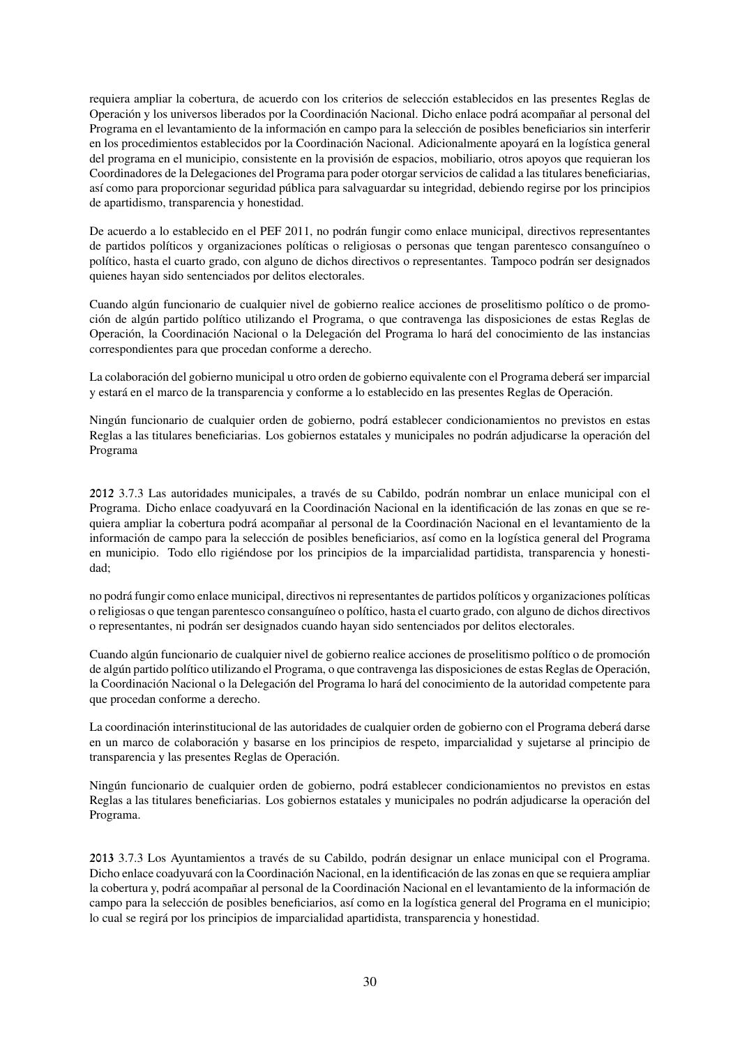requiera ampliar la cobertura, de acuerdo con los criterios de selección establecidos en las presentes Reglas de Operación y los universos liberados por la Coordinación Nacional. Dicho enlace podrá acompañar al personal del Programa en el levantamiento de la información en campo para la selección de posibles beneficiarios sin interferir en los procedimientos establecidos por la Coordinación Nacional. Adicionalmente apoyará en la logística general del programa en el municipio, consistente en la provisión de espacios, mobiliario, otros apoyos que requieran los Coordinadores de la Delegaciones del Programa para poder otorgar servicios de calidad a las titulares beneficiarias, así como para proporcionar seguridad pública para salvaguardar su integridad, debiendo regirse por los principios de apartidismo, transparencia y honestidad.

De acuerdo a lo establecido en el PEF 2011, no podrán fungir como enlace municipal, directivos representantes de partidos políticos y organizaciones políticas o religiosas o personas que tengan parentesco consanguíneo o político, hasta el cuarto grado, con alguno de dichos directivos o representantes. Tampoco podrán ser designados quienes hayan sido sentenciados por delitos electorales.

Cuando algún funcionario de cualquier nivel de gobierno realice acciones de proselitismo político o de promoción de algún partido político utilizando el Programa, o que contravenga las disposiciones de estas Reglas de Operación, la Coordinación Nacional o la Delegación del Programa lo hará del conocimiento de las instancias correspondientes para que procedan conforme a derecho.

La colaboración del gobierno municipal u otro orden de gobierno equivalente con el Programa deberá ser imparcial y estará en el marco de la transparencia y conforme a lo establecido en las presentes Reglas de Operación.

Ningún funcionario de cualquier orden de gobierno, podrá establecer condicionamientos no previstos en estas Reglas a las titulares beneficiarias. Los gobiernos estatales y municipales no podrán adjudicarse la operación del Programa

2012 3.7.3 Las autoridades municipales, a través de su Cabildo, podrán nombrar un enlace municipal con el Programa. Dicho enlace coadyuvará en la Coordinación Nacional en la identificación de las zonas en que se requiera ampliar la cobertura podrá acompañar al personal de la Coordinación Nacional en el levantamiento de la información de campo para la selección de posibles beneficiarios, así como en la logística general del Programa en municipio. Todo ello rigiéndose por los principios de la imparcialidad partidista, transparencia y honestidad;

no podrá fungir como enlace municipal, directivos ni representantes de partidos políticos y organizaciones políticas o religiosas o que tengan parentesco consanguíneo o político, hasta el cuarto grado, con alguno de dichos directivos o representantes, ni podrán ser designados cuando hayan sido sentenciados por delitos electorales.

Cuando algún funcionario de cualquier nivel de gobierno realice acciones de proselitismo político o de promoción de algún partido político utilizando el Programa, o que contravenga las disposiciones de estas Reglas de Operación, la Coordinación Nacional o la Delegación del Programa lo hará del conocimiento de la autoridad competente para que procedan conforme a derecho.

La coordinación interinstitucional de las autoridades de cualquier orden de gobierno con el Programa deberá darse en un marco de colaboración y basarse en los principios de respeto, imparcialidad y sujetarse al principio de transparencia y las presentes Reglas de Operación.

Ningún funcionario de cualquier orden de gobierno, podrá establecer condicionamientos no previstos en estas Reglas a las titulares beneficiarias. Los gobiernos estatales y municipales no podrán adjudicarse la operación del Programa.

2013 3.7.3 Los Ayuntamientos a través de su Cabildo, podrán designar un enlace municipal con el Programa. Dicho enlace coadyuvará con la Coordinación Nacional, en la identificación de las zonas en que se requiera ampliar la cobertura y, podrá acompañar al personal de la Coordinación Nacional en el levantamiento de la información de campo para la selección de posibles beneficiarios, así como en la logística general del Programa en el municipio; lo cual se regirá por los principios de imparcialidad apartidista, transparencia y honestidad.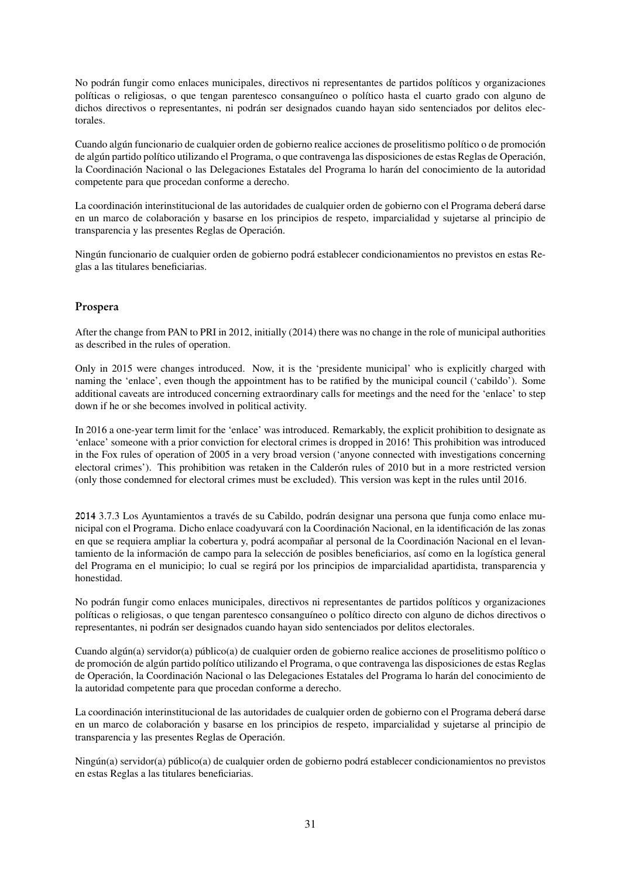No podrán fungir como enlaces municipales, directivos ni representantes de partidos políticos y organizaciones políticas o religiosas, o que tengan parentesco consanguíneo o político hasta el cuarto grado con alguno de dichos directivos o representantes, ni podrán ser designados cuando hayan sido sentenciados por delitos electorales.

Cuando algún funcionario de cualquier orden de gobierno realice acciones de proselitismo político o de promoción de algún partido político utilizando el Programa, o que contravenga las disposiciones de estas Reglas de Operación, la Coordinación Nacional o las Delegaciones Estatales del Programa lo harán del conocimiento de la autoridad competente para que procedan conforme a derecho.

La coordinación interinstitucional de las autoridades de cualquier orden de gobierno con el Programa deberá darse en un marco de colaboración y basarse en los principios de respeto, imparcialidad y sujetarse al principio de transparencia y las presentes Reglas de Operación.

Ningún funcionario de cualquier orden de gobierno podrá establecer condicionamientos no previstos en estas Reglas a las titulares beneficiarias.

### Prospera

After the change from PAN to PRI in 2012, initially (2014) there was no change in the role of municipal authorities as described in the rules of operation.

Only in 2015 were changes introduced. Now, it is the 'presidente municipal' who is explicitly charged with naming the 'enlace', even though the appointment has to be ratified by the municipal council ('cabildo'). Some additional caveats are introduced concerning extraordinary calls for meetings and the need for the 'enlace' to step down if he or she becomes involved in political activity.

In 2016 a one-year term limit for the 'enlace' was introduced. Remarkably, the explicit prohibition to designate as 'enlace' someone with a prior conviction for electoral crimes is dropped in 2016! This prohibition was introduced in the Fox rules of operation of 2005 in a very broad version ('anyone connected with investigations concerning electoral crimes'). This prohibition was retaken in the Calderón rules of 2010 but in a more restricted version (only those condemned for electoral crimes must be excluded). This version was kept in the rules until 2016.

**2014** 3.7.3 Los Ayuntamientos a través de su Cabildo, podrán designar una persona que funja como enlace municipal con el Programa. Dicho enlace coadyuvará con la Coordinación Nacional, en la identificación de las zonas en que se requiera ampliar la cobertura y, podrá acompañar al personal de la Coordinación Nacional en el levantamiento de la información de campo para la selección de posibles beneficiarios, así como en la logística general del Programa en el municipio; lo cual se regirá por los principios de imparcialidad apartidista, transparencia y honestidad.

No podrán fungir como enlaces municipales, directivos ni representantes de partidos políticos y organizaciones políticas o religiosas, o que tengan parentesco consanguíneo o político directo con alguno de dichos directivos o representantes, ni podrán ser designados cuando hayan sido sentenciados por delitos electorales.

Cuando algún(a) servidor(a) público(a) de cualquier orden de gobierno realice acciones de proselitismo político o de promoción de algún partido político utilizando el Programa, o que contravenga las disposiciones de estas Reglas de Operación, la Coordinación Nacional o las Delegaciones Estatales del Programa lo harán del conocimiento de la autoridad competente para que procedan conforme a derecho.

La coordinación interinstitucional de las autoridades de cualquier orden de gobierno con el Programa deberá darse en un marco de colaboración y basarse en los principios de respeto, imparcialidad y sujetarse al principio de transparencia y las presentes Reglas de Operación.

Ningún(a) servidor(a) público(a) de cualquier orden de gobierno podrá establecer condicionamientos no previstos en estas Reglas a las titulares beneficiarias.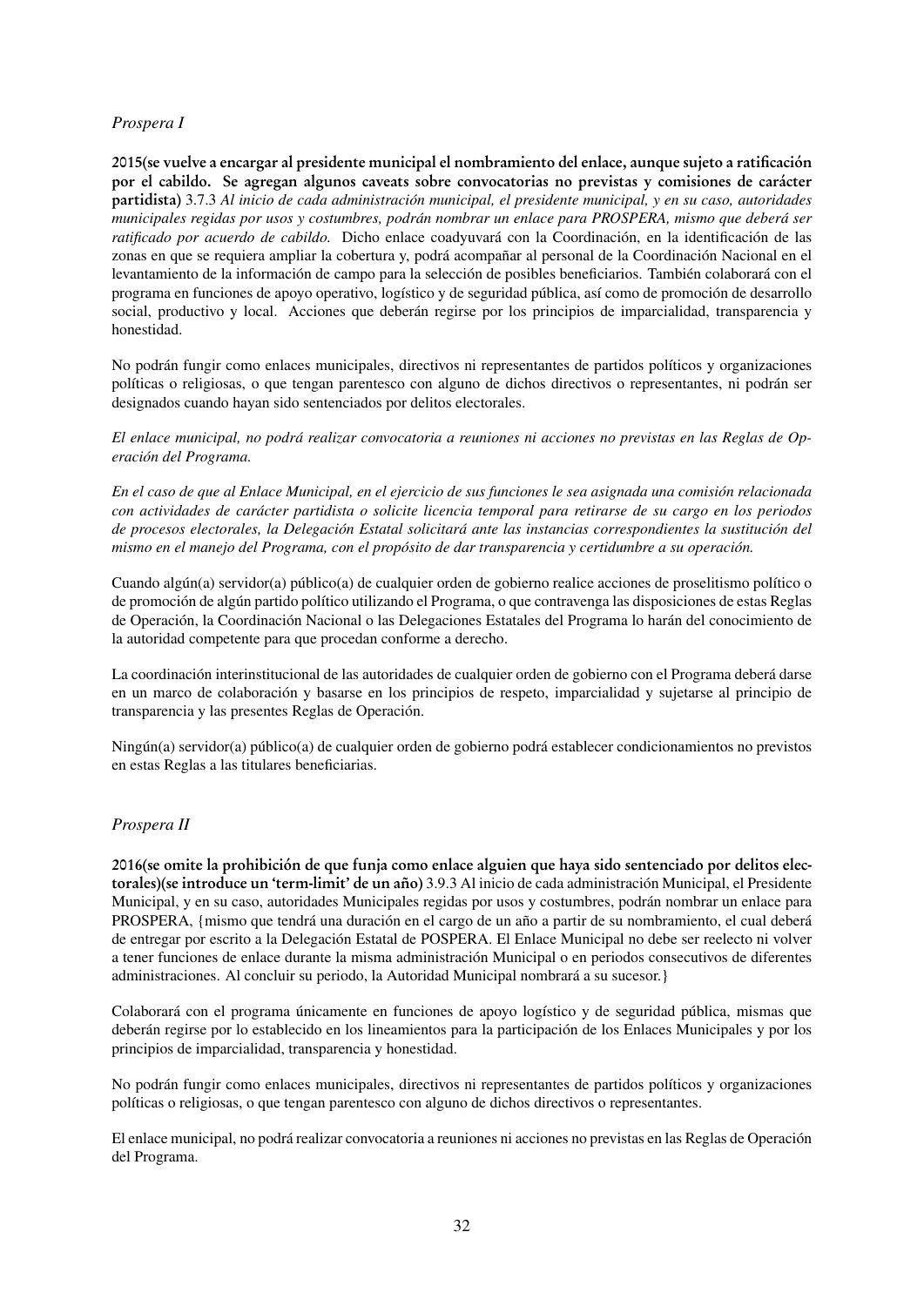*Prospera I*

**2015(se vuelve a encargar al presidente municipal el nombramiento del enlace, aunque sujeto a ratificación por el cabildo. Se agregan algunos caveats sobre convocatorias no previstas y comisiones de carácter partidista)** 3.7.3 *Al inicio de cada administración municipal, el presidente municipal, y en su caso, autoridades municipales regidas por usos y costumbres, podrán nombrar un enlace para PROSPERA, mismo que deberá ser ratificado por acuerdo de cabildo.* Dicho enlace coadyuvará con la Coordinación, en la identificación de las zonas en que se requiera ampliar la cobertura y, podrá acompañar al personal de la Coordinación Nacional en el levantamiento de la información de campo para la selección de posibles beneficiarios. También colaborará con el programa en funciones de apoyo operativo, logístico y de seguridad pública, así como de promoción de desarrollo social, productivo y local. Acciones que deberán regirse por los principios de imparcialidad, transparencia y honestidad.

No podrán fungir como enlaces municipales, directivos ni representantes de partidos políticos y organizaciones políticas o religiosas, o que tengan parentesco con alguno de dichos directivos o representantes, ni podrán ser designados cuando hayan sido sentenciados por delitos electorales.

*El enlace municipal, no podrá realizar convocatoria a reuniones ni acciones no previstas en las Reglas de Operación del Programa.*

*En el caso de que al Enlace Municipal, en el ejercicio de sus funciones le sea asignada una comisión relacionada con actividades de carácter partidista o solicite licencia temporal para retirarse de su cargo en los periodos de procesos electorales, la Delegación Estatal solicitará ante las instancias correspondientes la sustitución del mismo en el manejo del Programa, con el propósito de dar transparencia y certidumbre a su operación.*

Cuando algún(a) servidor(a) público(a) de cualquier orden de gobierno realice acciones de proselitismo político o de promoción de algún partido político utilizando el Programa, o que contravenga las disposiciones de estas Reglas de Operación, la Coordinación Nacional o las Delegaciones Estatales del Programa lo harán del conocimiento de la autoridad competente para que procedan conforme a derecho.

La coordinación interinstitucional de las autoridades de cualquier orden de gobierno con el Programa deberá darse en un marco de colaboración y basarse en los principios de respeto, imparcialidad y sujetarse al principio de transparencia y las presentes Reglas de Operación.

Ningún(a) servidor(a) público(a) de cualquier orden de gobierno podrá establecer condicionamientos no previstos en estas Reglas a las titulares beneficiarias.

*Prospera II*

**2016(se omite la prohibición de que funja como enlace alguien que haya sido sentenciado por delitos electorales)(se introduce un 'term-limit' de un año)** 3.9.3 Al inicio de cada administración Municipal, el Presidente Municipal, y en su caso, autoridades Municipales regidas por usos y costumbres, podrán nombrar un enlace para PROSPERA, {mismo que tendrá una duración en el cargo de un año a partir de su nombramiento, el cual deberá de entregar por escrito a la Delegación Estatal de POSPERA. El Enlace Municipal no debe ser reelecto ni volver a tener funciones de enlace durante la misma administración Municipal o en periodos consecutivos de diferentes administraciones. Al concluir su periodo, la Autoridad Municipal nombrará a su sucesor.}

Colaborará con el programa únicamente en funciones de apoyo logístico y de seguridad pública, mismas que deberán regirse por lo establecido en los lineamientos para la participación de los Enlaces Municipales y por los principios de imparcialidad, transparencia y honestidad.

No podrán fungir como enlaces municipales, directivos ni representantes de partidos políticos y organizaciones políticas o religiosas, o que tengan parentesco con alguno de dichos directivos o representantes.

El enlace municipal, no podrá realizar convocatoria a reuniones ni acciones no previstas en las Reglas de Operación del Programa.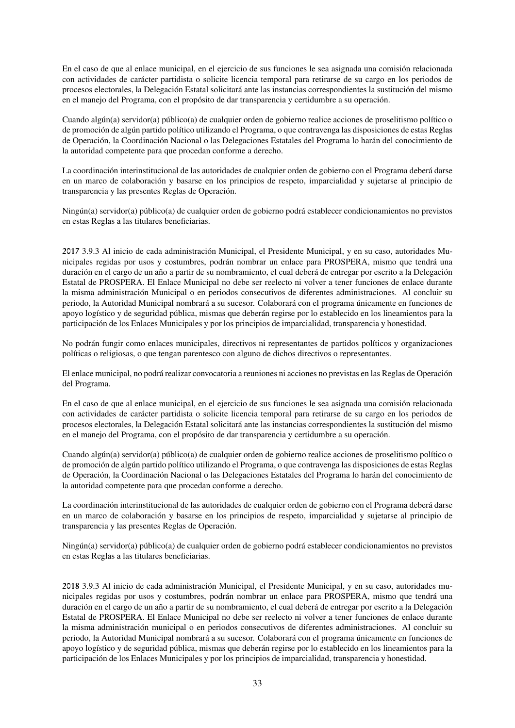En el caso de que al enlace municipal, en el ejercicio de sus funciones le sea asignada una comisión relacionada con actividades de carácter partidista o solicite licencia temporal para retirarse de su cargo en los periodos de procesos electorales, la Delegación Estatal solicitará ante las instancias correspondientes la sustitución del mismo en el manejo del Programa, con el propósito de dar transparencia y certidumbre a su operación.

Cuando algún(a) servidor(a) público(a) de cualquier orden de gobierno realice acciones de proselitismo político o de promoción de algún partido político utilizando el Programa, o que contravenga las disposiciones de estas Reglas de Operación, la Coordinación Nacional o las Delegaciones Estatales del Programa lo harán del conocimiento de la autoridad competente para que procedan conforme a derecho.

La coordinación interinstitucional de las autoridades de cualquier orden de gobierno con el Programa deberá darse en un marco de colaboración y basarse en los principios de respeto, imparcialidad y sujetarse al principio de transparencia y las presentes Reglas de Operación.

Ningún(a) servidor(a) público(a) de cualquier orden de gobierno podrá establecer condicionamientos no previstos en estas Reglas a las titulares beneficiarias.

**2017** 3.9.3 Al inicio de cada administración Municipal, el Presidente Municipal, y en su caso, autoridades Municipales regidas por usos y costumbres, podrán nombrar un enlace para PROSPERA, mismo que tendrá una duración en el cargo de un año a partir de su nombramiento, el cual deberá de entregar por escrito a la Delegación Estatal de PROSPERA. El Enlace Municipal no debe ser reelecto ni volver a tener funciones de enlace durante la misma administración Municipal o en periodos consecutivos de diferentes administraciones. Al concluir su periodo, la Autoridad Municipal nombrará a su sucesor. Colaborará con el programa únicamente en funciones de apoyo logístico y de seguridad pública, mismas que deberán regirse por lo establecido en los lineamientos para la participación de los Enlaces Municipales y por los principios de imparcialidad, transparencia y honestidad.

No podrán fungir como enlaces municipales, directivos ni representantes de partidos políticos y organizaciones políticas o religiosas, o que tengan parentesco con alguno de dichos directivos o representantes.

El enlace municipal, no podrá realizar convocatoria a reuniones ni acciones no previstas en las Reglas de Operación del Programa.

En el caso de que al enlace municipal, en el ejercicio de sus funciones le sea asignada una comisión relacionada con actividades de carácter partidista o solicite licencia temporal para retirarse de su cargo en los periodos de procesos electorales, la Delegación Estatal solicitará ante las instancias correspondientes la sustitución del mismo en el manejo del Programa, con el propósito de dar transparencia y certidumbre a su operación.

Cuando algún(a) servidor(a) público(a) de cualquier orden de gobierno realice acciones de proselitismo político o de promoción de algún partido político utilizando el Programa, o que contravenga las disposiciones de estas Reglas de Operación, la Coordinación Nacional o las Delegaciones Estatales del Programa lo harán del conocimiento de la autoridad competente para que procedan conforme a derecho.

La coordinación interinstitucional de las autoridades de cualquier orden de gobierno con el Programa deberá darse en un marco de colaboración y basarse en los principios de respeto, imparcialidad y sujetarse al principio de transparencia y las presentes Reglas de Operación.

Ningún(a) servidor(a) público(a) de cualquier orden de gobierno podrá establecer condicionamientos no previstos en estas Reglas a las titulares beneficiarias.

**2018** 3.9.3 Al inicio de cada administración Municipal, el Presidente Municipal, y en su caso, autoridades municipales regidas por usos y costumbres, podrán nombrar un enlace para PROSPERA, mismo que tendrá una duración en el cargo de un año a partir de su nombramiento, el cual deberá de entregar por escrito a la Delegación Estatal de PROSPERA. El Enlace Municipal no debe ser reelecto ni volver a tener funciones de enlace durante la misma administración municipal o en periodos consecutivos de diferentes administraciones. Al concluir su periodo, la Autoridad Municipal nombrará a su sucesor. Colaborará con el programa únicamente en funciones de apoyo logístico y de seguridad pública, mismas que deberán regirse por lo establecido en los lineamientos para la participación de los Enlaces Municipales y por los principios de imparcialidad, transparencia y honestidad.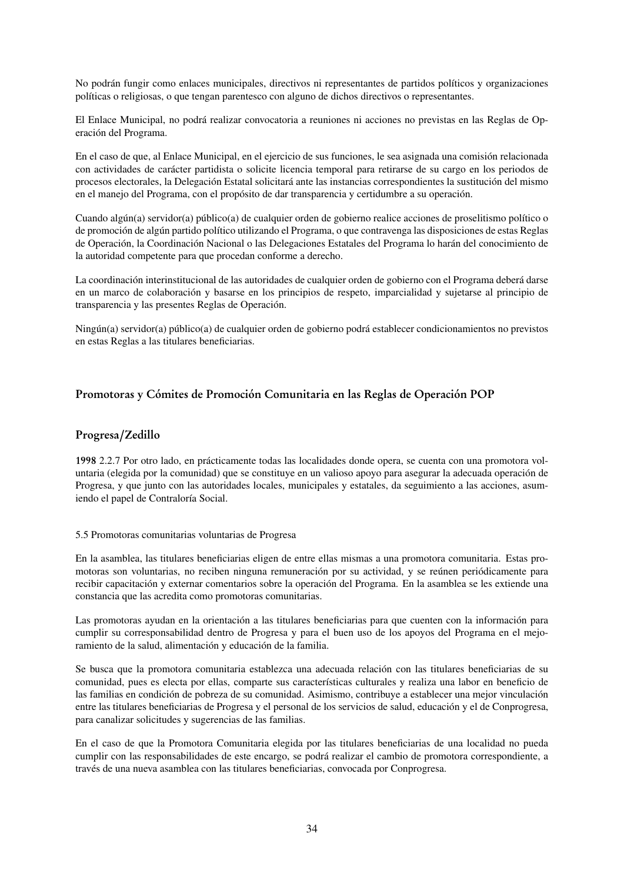No podrán fungir como enlaces municipales, directivos ni representantes de partidos políticos y organizaciones políticas o religiosas, o que tengan parentesco con alguno de dichos directivos o representantes.

El Enlace Municipal, no podrá realizar convocatoria a reuniones ni acciones no previstas en las Reglas de Operación del Programa.

En el caso de que, al Enlace Municipal, en el ejercicio de sus funciones, le sea asignada una comisión relacionada con actividades de carácter partidista o solicite licencia temporal para retirarse de su cargo en los periodos de procesos electorales, la Delegación Estatal solicitará ante las instancias correspondientes la sustitución del mismo en el manejo del Programa, con el propósito de dar transparencia y certidumbre a su operación.

Cuando algún(a) servidor(a) público(a) de cualquier orden de gobierno realice acciones de proselitismo político o de promoción de algún partido político utilizando el Programa, o que contravenga las disposiciones de estas Reglas de Operación, la Coordinación Nacional o las Delegaciones Estatales del Programa lo harán del conocimiento de la autoridad competente para que procedan conforme a derecho.

La coordinación interinstitucional de las autoridades de cualquier orden de gobierno con el Programa deberá darse en un marco de colaboración y basarse en los principios de respeto, imparcialidad y sujetarse al principio de transparencia y las presentes Reglas de Operación.

Ningún(a) servidor(a) público(a) de cualquier orden de gobierno podrá establecer condicionamientos no previstos en estas Reglas a las titulares beneficiarias.

## Promotoras y Cómites de Promoción Comunitaria en las Reglas de Operación POP

### Progresa/Zedillo

**1998** 2.2.7 Por otro lado, en prácticamente todas las localidades donde opera, se cuenta con una promotora voluntaria (elegida por la comunidad) que se constituye en un valioso apoyo para asegurar la adecuada operación de Progresa, y que junto con las autoridades locales, municipales y estatales, da seguimiento a las acciones, asumiendo el papel de Contraloría Social.

5.5 Promotoras comunitarias voluntarias de Progresa

En la asamblea, las titulares beneficiarias eligen de entre ellas mismas a una promotora comunitaria. Estas promotoras son voluntarias, no reciben ninguna remuneración por su actividad, y se reúnen periódicamente para recibir capacitación y externar comentarios sobre la operación del Programa. En la asamblea se les extiende una constancia que las acredita como promotoras comunitarias.

Las promotoras ayudan en la orientación a las titulares beneficiarias para que cuenten con la información para cumplir su corresponsabilidad dentro de Progresa y para el buen uso de los apoyos del Programa en el mejoramiento de la salud, alimentación y educación de la familia.

Se busca que la promotora comunitaria establezca una adecuada relación con las titulares beneficiarias de su comunidad, pues es electa por ellas, comparte sus características culturales y realiza una labor en beneficio de las familias en condición de pobreza de su comunidad. Asimismo, contribuye a establecer una mejor vinculación entre las titulares beneficiarias de Progresa y el personal de los servicios de salud, educación y el de Conprogresa, para canalizar solicitudes y sugerencias de las familias.

En el caso de que la Promotora Comunitaria elegida por las titulares beneficiarias de una localidad no pueda cumplir con las responsabilidades de este encargo, se podrá realizar el cambio de promotora correspondiente, a través de una nueva asamblea con las titulares beneficiarias, convocada por Conprogresa.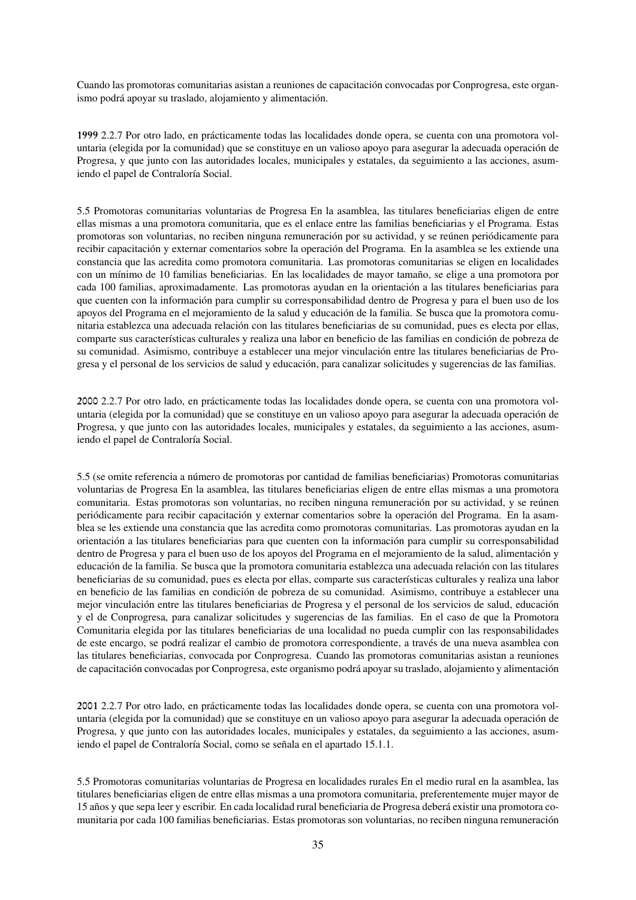Cuando las promotoras comunitarias asistan a reuniones de capacitación convocadas por Conprogresa, este organismo podrá apoyar su traslado, alojamiento y alimentación.

**1999** 2.2.7 Por otro lado, en prácticamente todas las localidades donde opera, se cuenta con una promotora voluntaria (elegida por la comunidad) que se constituye en un valioso apoyo para asegurar la adecuada operación de Progresa, y que junto con las autoridades locales, municipales y estatales, da seguimiento a las acciones, asumiendo el papel de Contraloría Social.

5.5 Promotoras comunitarias voluntarias de Progresa En la asamblea, las titulares beneficiarias eligen de entre ellas mismas a una promotora comunitaria, que es el enlace entre las familias beneficiarias y el Programa. Estas promotoras son voluntarias, no reciben ninguna remuneración por su actividad, y se reúnen periódicamente para recibir capacitación y externar comentarios sobre la operación del Programa. En la asamblea se les extiende una constancia que las acredita como promotora comunitaria. Las promotoras comunitarias se eligen en localidades con un mínimo de 10 familias beneficiarias. En las localidades de mayor tamaño, se elige a una promotora por cada 100 familias, aproximadamente. Las promotoras ayudan en la orientación a las titulares beneficiarias para que cuenten con la información para cumplir su corresponsabilidad dentro de Progresa y para el buen uso de los apoyos del Programa en el mejoramiento de la salud y educación de la familia. Se busca que la promotora comunitaria establezca una adecuada relación con las titulares beneficiarias de su comunidad, pues es electa por ellas, comparte sus características culturales y realiza una labor en beneficio de las familias en condición de pobreza de su comunidad. Asimismo, contribuye a establecer una mejor vinculación entre las titulares beneficiarias de Progresa y el personal de los servicios de salud y educación, para canalizar solicitudes y sugerencias de las familias.

**2000** 2.2.7 Por otro lado, en prácticamente todas las localidades donde opera, se cuenta con una promotora voluntaria (elegida por la comunidad) que se constituye en un valioso apoyo para asegurar la adecuada operación de Progresa, y que junto con las autoridades locales, municipales y estatales, da seguimiento a las acciones, asumiendo el papel de Contraloría Social.

5.5 (se omite referencia a número de promotoras por cantidad de familias beneficiarias) Promotoras comunitarias voluntarias de Progresa En la asamblea, las titulares beneficiarias eligen de entre ellas mismas a una promotora comunitaria. Estas promotoras son voluntarias, no reciben ninguna remuneración por su actividad, y se reúnen periódicamente para recibir capacitación y externar comentarios sobre la operación del Programa. En la asamblea se les extiende una constancia que las acredita como promotoras comunitarias. Las promotoras ayudan en la orientación a las titulares beneficiarias para que cuenten con la información para cumplir su corresponsabilidad dentro de Progresa y para el buen uso de los apoyos del Programa en el mejoramiento de la salud, alimentación y educación de la familia. Se busca que la promotora comunitaria establezca una adecuada relación con las titulares beneficiarias de su comunidad, pues es electa por ellas, comparte sus características culturales y realiza una labor en beneficio de las familias en condición de pobreza de su comunidad. Asimismo, contribuye a establecer una mejor vinculación entre las titulares beneficiarias de Progresa y el personal de los servicios de salud, educación y el de Conprogresa, para canalizar solicitudes y sugerencias de las familias. En el caso de que la Promotora Comunitaria elegida por las titulares beneficiarias de una localidad no pueda cumplir con las responsabilidades de este encargo, se podrá realizar el cambio de promotora correspondiente, a través de una nueva asamblea con las titulares beneficiarias, convocada por Conprogresa. Cuando las promotoras comunitarias asistan a reuniones de capacitación convocadas por Conprogresa, este organismo podrá apoyar su traslado, alojamiento y alimentación

**2001** 2.2.7 Por otro lado, en prácticamente todas las localidades donde opera, se cuenta con una promotora voluntaria (elegida por la comunidad) que se constituye en un valioso apoyo para asegurar la adecuada operación de Progresa, y que junto con las autoridades locales, municipales y estatales, da seguimiento a las acciones, asumiendo el papel de Contraloría Social, como se señala en el apartado 15.1.1.

5.5 Promotoras comunitarias voluntarias de Progresa en localidades rurales En el medio rural en la asamblea, las titulares beneficiarias eligen de entre ellas mismas a una promotora comunitaria, preferentemente mujer mayor de 15 años y que sepa leer y escribir. En cada localidad rural beneficiaria de Progresa deberá existir una promotora comunitaria por cada 100 familias beneficiarias. Estas promotoras son voluntarias, no reciben ninguna remuneración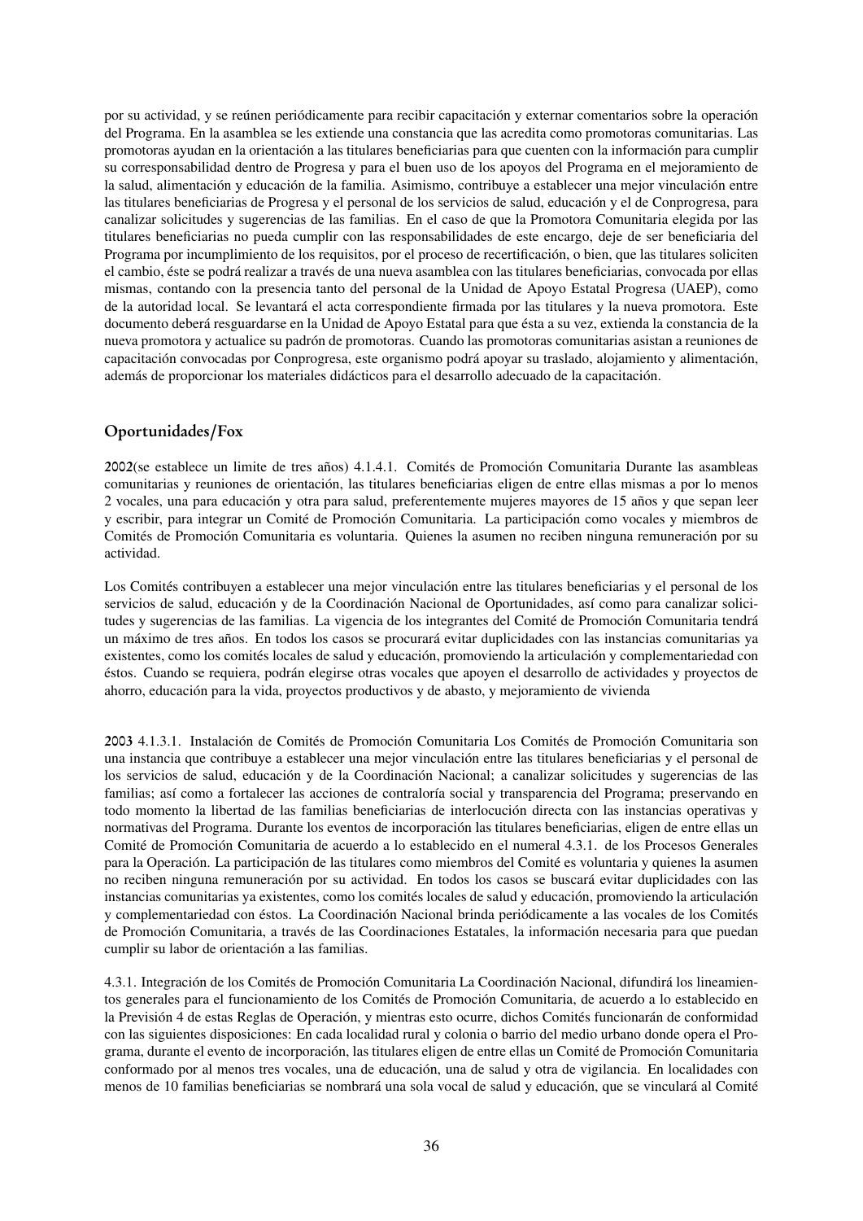por su actividad, y se reúnen periódicamente para recibir capacitación y externar comentarios sobre la operación del Programa. En la asamblea se les extiende una constancia que las acredita como promotoras comunitarias. Las promotoras ayudan en la orientación a las titulares beneficiarias para que cuenten con la información para cumplir su corresponsabilidad dentro de Progresa y para el buen uso de los apoyos del Programa en el mejoramiento de la salud, alimentación y educación de la familia. Asimismo, contribuye a establecer una mejor vinculación entre las titulares beneficiarias de Progresa y el personal de los servicios de salud, educación y el de Conprogresa, para canalizar solicitudes y sugerencias de las familias. En el caso de que la Promotora Comunitaria elegida por las titulares beneficiarias no pueda cumplir con las responsabilidades de este encargo, deje de ser beneficiaria del Programa por incumplimiento de los requisitos, por el proceso de recertificación, o bien, que las titulares soliciten el cambio, éste se podrá realizar a través de una nueva asamblea con las titulares beneficiarias, convocada por ellas mismas, contando con la presencia tanto del personal de la Unidad de Apoyo Estatal Progresa (UAEP), como de la autoridad local. Se levantará el acta correspondiente firmada por las titulares y la nueva promotora. Este documento deberá resguardarse en la Unidad de Apoyo Estatal para que ésta a su vez, extienda la constancia de la nueva promotora y actualice su padrón de promotoras. Cuando las promotoras comunitarias asistan a reuniones de capacitación convocadas por Conprogresa, este organismo podrá apoyar su traslado, alojamiento y alimentación, además de proporcionar los materiales didácticos para el desarrollo adecuado de la capacitación.

## Oportunidades/Fox

**2002**(se establece un limite de tres años) 4.1.4.1. Comités de Promoción Comunitaria Durante las asambleas comunitarias y reuniones de orientación, las titulares beneficiarias eligen de entre ellas mismas a por lo menos 2 vocales, una para educación y otra para salud, preferentemente mujeres mayores de 15 años y que sepan leer y escribir, para integrar un Comité de Promoción Comunitaria. La participación como vocales y miembros de Comités de Promoción Comunitaria es voluntaria. Quienes la asumen no reciben ninguna remuneración por su actividad.

Los Comités contribuyen a establecer una mejor vinculación entre las titulares beneficiarias y el personal de los servicios de salud, educación y de la Coordinación Nacional de Oportunidades, así como para canalizar solicitudes y sugerencias de las familias. La vigencia de los integrantes del Comité de Promoción Comunitaria tendrá un máximo de tres años. En todos los casos se procurará evitar duplicidades con las instancias comunitarias ya existentes, como los comités locales de salud y educación, promoviendo la articulación y complementariedad con éstos. Cuando se requiera, podrán elegirse otras vocales que apoyen el desarrollo de actividades y proyectos de ahorro, educación para la vida, proyectos productivos y de abasto, y mejoramiento de vivienda

**2003** 4.1.3.1. Instalación de Comités de Promoción Comunitaria Los Comités de Promoción Comunitaria son una instancia que contribuye a establecer una mejor vinculación entre las titulares beneficiarias y el personal de los servicios de salud, educación y de la Coordinación Nacional; a canalizar solicitudes y sugerencias de las familias; así como a fortalecer las acciones de contraloría social y transparencia del Programa; preservando en todo momento la libertad de las familias beneficiarias de interlocución directa con las instancias operativas y normativas del Programa. Durante los eventos de incorporación las titulares beneficiarias, eligen de entre ellas un Comité de Promoción Comunitaria de acuerdo a lo establecido en el numeral 4.3.1. de los Procesos Generales para la Operación. La participación de las titulares como miembros del Comité es voluntaria y quienes la asumen no reciben ninguna remuneración por su actividad. En todos los casos se buscará evitar duplicidades con las instancias comunitarias ya existentes, como los comités locales de salud y educación, promoviendo la articulación y complementariedad con éstos. La Coordinación Nacional brinda periódicamente a las vocales de los Comités de Promoción Comunitaria, a través de las Coordinaciones Estatales, la información necesaria para que puedan cumplir su labor de orientación a las familias.

4.3.1. Integración de los Comités de Promoción Comunitaria La Coordinación Nacional, difundirá los lineamientos generales para el funcionamiento de los Comités de Promoción Comunitaria, de acuerdo a lo establecido en la Previsión 4 de estas Reglas de Operación, y mientras esto ocurre, dichos Comités funcionarán de conformidad con las siguientes disposiciones: En cada localidad rural y colonia o barrio del medio urbano donde opera el Programa, durante el evento de incorporación, las titulares eligen de entre ellas un Comité de Promoción Comunitaria conformado por al menos tres vocales, una de educación, una de salud y otra de vigilancia. En localidades con menos de 10 familias beneficiarias se nombrará una sola vocal de salud y educación, que se vinculará al Comité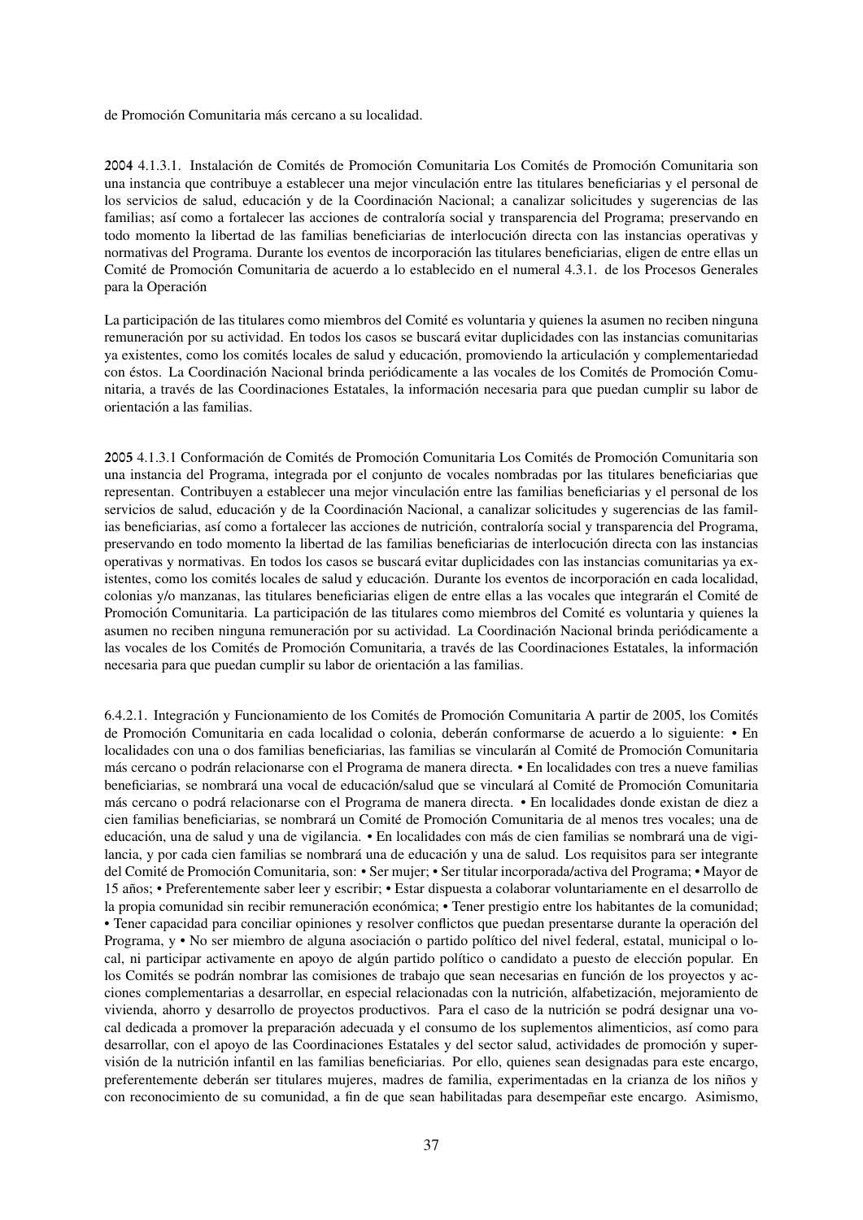de Promoción Comunitaria más cercano a su localidad.

2004 4.1.3.1. Instalación de Comités de Promoción Comunitaria Los Comités de Promoción Comunitaria son una instancia que contribuye a establecer una mejor vinculación entre las titulares beneficiarias y el personal de los servicios de salud, educación y de la Coordinación Nacional; a canalizar solicitudes y sugerencias de las familias; así como a fortalecer las acciones de contraloría social y transparencia del Programa; preservando en todo momento la libertad de las familias beneficiarias de interlocución directa con las instancias operativas y normativas del Programa. Durante los eventos de incorporación las titulares beneficiarias, eligen de entre ellas un Comité de Promoción Comunitaria de acuerdo a lo establecido en el numeral 4.3.1. de los Procesos Generales para la Operación

La participación de las titulares como miembros del Comité es voluntaria y quienes la asumen no reciben ninguna remuneración por su actividad. En todos los casos se buscará evitar duplicidades con las instancias comunitarias ya existentes, como los comités locales de salud y educación, promoviendo la articulación y complementariedad con éstos. La Coordinación Nacional brinda periódicamente a las vocales de los Comités de Promoción Comunitaria, a través de las Coordinaciones Estatales, la información necesaria para que puedan cumplir su labor de orientación a las familias.

2005 4.1.3.1 Conformación de Comités de Promoción Comunitaria Los Comités de Promoción Comunitaria son una instancia del Programa, integrada por el conjunto de vocales nombradas por las titulares beneficiarias que representan. Contribuyen a establecer una mejor vinculación entre las familias beneficiarias y el personal de los servicios de salud, educación y de la Coordinación Nacional, a canalizar solicitudes y sugerencias de las familias beneficiarias, así como a fortalecer las acciones de nutrición, contraloría social y transparencia del Programa, preservando en todo momento la libertad de las familias beneficiarias de interlocución directa con las instancias operativas y normativas. En todos los casos se buscará evitar duplicidades con las instancias comunitarias ya existentes, como los comités locales de salud y educación. Durante los eventos de incorporación en cada localidad, colonias y/o manzanas, las titulares beneficiarias eligen de entre ellas a las vocales que integrarán el Comité de Promoción Comunitaria. La participación de las titulares como miembros del Comité es voluntaria y quienes la asumen no reciben ninguna remuneración por su actividad. La Coordinación Nacional brinda periódicamente a las vocales de los Comités de Promoción Comunitaria, a través de las Coordinaciones Estatales, la información necesaria para que puedan cumplir su labor de orientación a las familias.

6.4.2.1. Integración y Funcionamiento de los Comités de Promoción Comunitaria A partir de 2005, los Comités de Promoción Comunitaria en cada localidad o colonia, deberán conformarse de acuerdo a lo siguiente: • En localidades con una o dos familias beneficiarias, las familias se vincularán al Comité de Promoción Comunitaria más cercano o podrán relacionarse con el Programa de manera directa. • En localidades con tres a nueve familias beneficiarias, se nombrará una vocal de educación/salud que se vinculará al Comité de Promoción Comunitaria más cercano o podrá relacionarse con el Programa de manera directa. • En localidades donde existan de diez a cien familias beneficiarias, se nombrará un Comité de Promoción Comunitaria de al menos tres vocales; una de educación, una de salud y una de vigilancia. • En localidades con más de cien familias se nombrará una de vigilancia, y por cada cien familias se nombrará una de educación y una de salud. Los requisitos para ser integrante del Comité de Promoción Comunitaria, son: • Ser mujer; • Ser titular incorporada/activa del Programa; • Mayor de 15 años; • Preferentemente saber leer y escribir; • Estar dispuesta a colaborar voluntariamente en el desarrollo de la propia comunidad sin recibir remuneración económica; • Tener prestigio entre los habitantes de la comunidad; • Tener capacidad para conciliar opiniones y resolver conflictos que puedan presentarse durante la operación del Programa, y • No ser miembro de alguna asociación o partido político del nivel federal, estatal, municipal o local, ni participar activamente en apoyo de algún partido político o candidato a puesto de elección popular. En los Comités se podrán nombrar las comisiones de trabajo que sean necesarias en función de los proyectos y acciones complementarias a desarrollar, en especial relacionadas con la nutrición, alfabetización, mejoramiento de vivienda, ahorro y desarrollo de proyectos productivos. Para el caso de la nutrición se podrá designar una vocal dedicada a promover la preparación adecuada y el consumo de los suplementos alimenticios, así como para desarrollar, con el apoyo de las Coordinaciones Estatales y del sector salud, actividades de promoción y supervisión de la nutrición infantil en las familias beneficiarias. Por ello, quienes sean designadas para este encargo, preferentemente deberán ser titulares mujeres, madres de familia, experimentadas en la crianza de los niños y con reconocimiento de su comunidad, a fin de que sean habilitadas para desempeñar este encargo. Asimismo,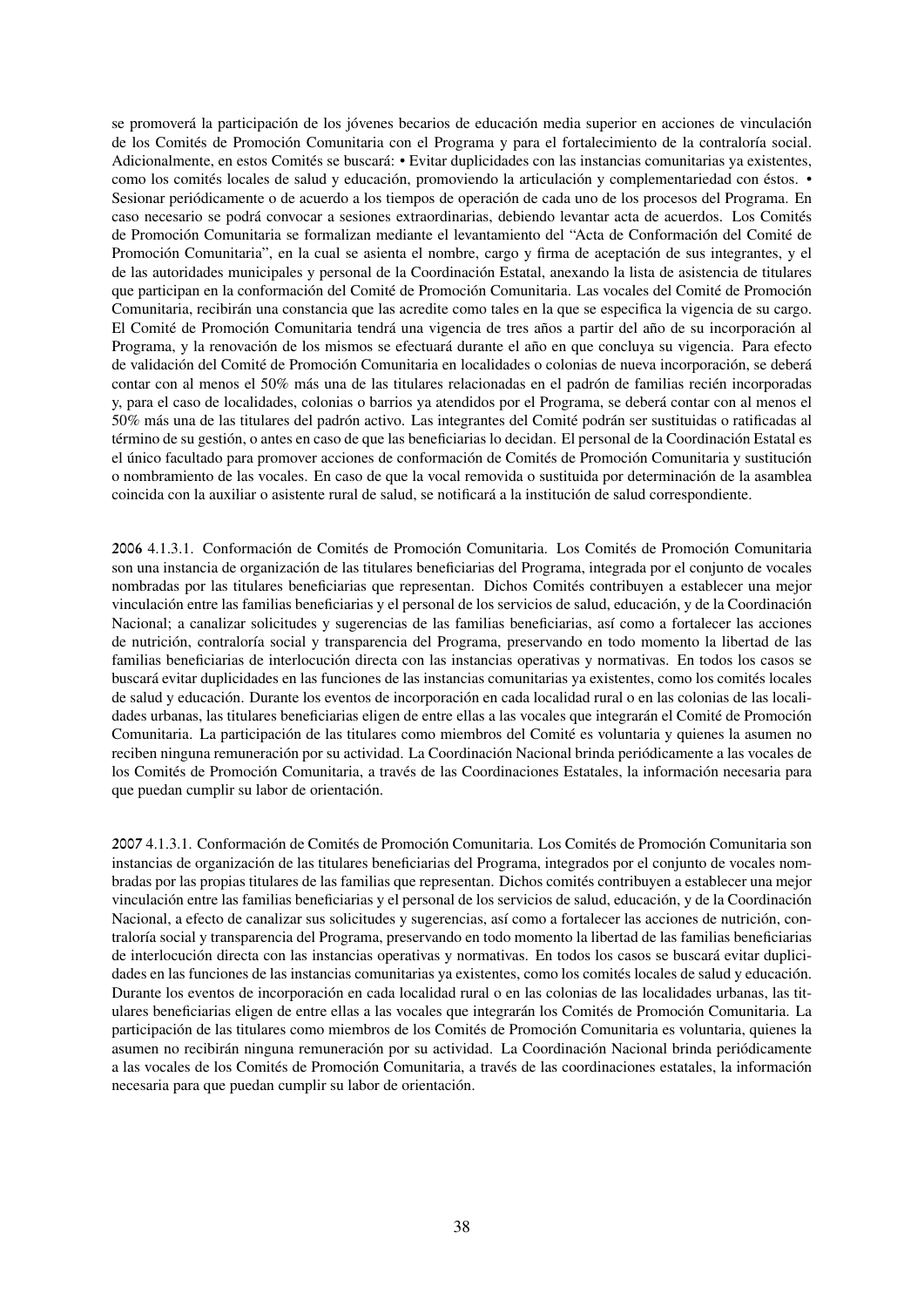se promoverá la participación de los jóvenes becarios de educación media superior en acciones de vinculación de los Comités de Promoción Comunitaria con el Programa y para el fortalecimiento de la contraloría social. Adicionalmente, en estos Comités se buscará: • Evitar duplicidades con las instancias comunitarias ya existentes, como los comités locales de salud y educación, promoviendo la articulación y complementariedad con éstos. • Sesionar periódicamente o de acuerdo a los tiempos de operación de cada uno de los procesos del Programa. En caso necesario se podrá convocar a sesiones extraordinarias, debiendo levantar acta de acuerdos. Los Comités de Promoción Comunitaria se formalizan mediante el levantamiento del "Acta de Conformación del Comité de Promoción Comunitaria", en la cual se asienta el nombre, cargo y firma de aceptación de sus integrantes, y el de las autoridades municipales y personal de la Coordinación Estatal, anexando la lista de asistencia de titulares que participan en la conformación del Comité de Promoción Comunitaria. Las vocales del Comité de Promoción Comunitaria, recibirán una constancia que las acredite como tales en la que se especifica la vigencia de su cargo. El Comité de Promoción Comunitaria tendrá una vigencia de tres años a partir del año de su incorporación al Programa, y la renovación de los mismos se efectuará durante el año en que concluya su vigencia. Para efecto de validación del Comité de Promoción Comunitaria en localidades o colonias de nueva incorporación, se deberá contar con al menos el 50% más una de las titulares relacionadas en el padrón de familias recién incorporadas y, para el caso de localidades, colonias o barrios ya atendidos por el Programa, se deberá contar con al menos el 50% más una de las titulares del padrón activo. Las integrantes del Comité podrán ser sustituidas o ratificadas al término de su gestión, o antes en caso de que las beneficiarias lo decidan. El personal de la Coordinación Estatal es el único facultado para promover acciones de conformación de Comités de Promoción Comunitaria y sustitución o nombramiento de las vocales. En caso de que la vocal removida o sustituida por determinación de la asamblea coincida con la auxiliar o asistente rural de salud, se notificará a la institución de salud correspondiente.

2006 4.1.3.1. Conformación de Comités de Promoción Comunitaria. Los Comités de Promoción Comunitaria son una instancia de organización de las titulares beneficiarias del Programa, integrada por el conjunto de vocales nombradas por las titulares beneficiarias que representan. Dichos Comités contribuyen a establecer una mejor vinculación entre las familias beneficiarias y el personal de los servicios de salud, educación, y de la Coordinación Nacional; a canalizar solicitudes y sugerencias de las familias beneficiarias, así como a fortalecer las acciones de nutrición, contraloría social y transparencia del Programa, preservando en todo momento la libertad de las familias beneficiarias de interlocución directa con las instancias operativas y normativas. En todos los casos se buscará evitar duplicidades en las funciones de las instancias comunitarias ya existentes, como los comités locales de salud y educación. Durante los eventos de incorporación en cada localidad rural o en las colonias de las localidades urbanas, las titulares beneficiarias eligen de entre ellas a las vocales que integrarán el Comité de Promoción Comunitaria. La participación de las titulares como miembros del Comité es voluntaria y quienes la asumen no reciben ninguna remuneración por su actividad. La Coordinación Nacional brinda periódicamente a las vocales de los Comités de Promoción Comunitaria, a través de las Coordinaciones Estatales, la información necesaria para que puedan cumplir su labor de orientación.

2007 4.1.3.1. Conformación de Comités de Promoción Comunitaria. Los Comités de Promoción Comunitaria son instancias de organización de las titulares beneficiarias del Programa, integrados por el conjunto de vocales nombradas por las propias titulares de las familias que representan. Dichos comités contribuyen a establecer una mejor vinculación entre las familias beneficiarias y el personal de los servicios de salud, educación, y de la Coordinación Nacional, a efecto de canalizar sus solicitudes y sugerencias, así como a fortalecer las acciones de nutrición, contraloría social y transparencia del Programa, preservando en todo momento la libertad de las familias beneficiarias de interlocución directa con las instancias operativas y normativas. En todos los casos se buscará evitar duplicidades en las funciones de las instancias comunitarias ya existentes, como los comités locales de salud y educación. Durante los eventos de incorporación en cada localidad rural o en las colonias de las localidades urbanas, las titulares beneficiarias eligen de entre ellas a las vocales que integrarán los Comités de Promoción Comunitaria. La participación de las titulares como miembros de los Comités de Promoción Comunitaria es voluntaria, quienes la asumen no recibirán ninguna remuneración por su actividad. La Coordinación Nacional brinda periódicamente a las vocales de los Comités de Promoción Comunitaria, a través de las coordinaciones estatales, la información necesaria para que puedan cumplir su labor de orientación.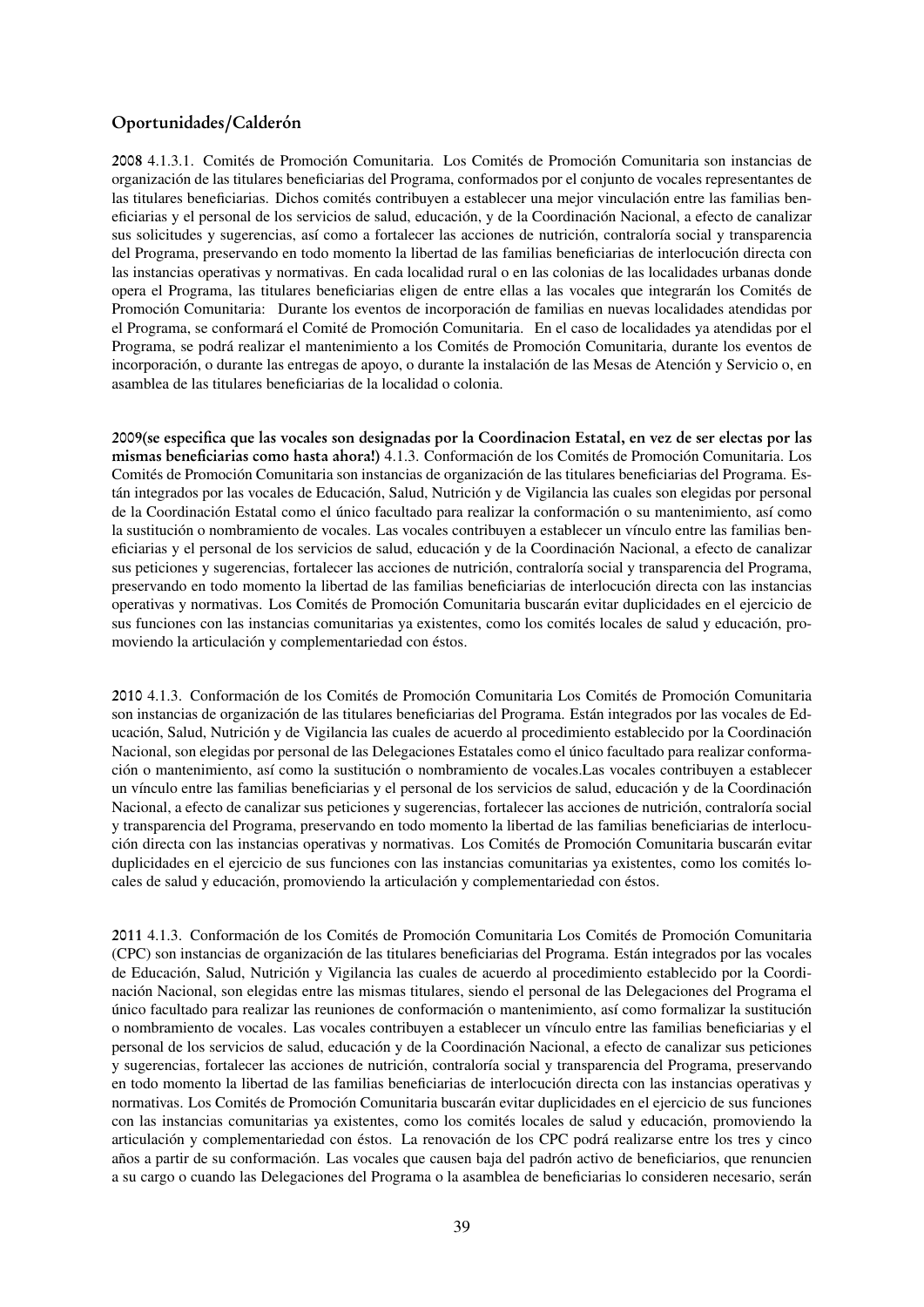## Oportunidades/Calderón

**2008** 4.1.3.1. Comités de Promoción Comunitaria. Los Comités de Promoción Comunitaria son instancias de organización de las titulares beneficiarias del Programa, conformados por el conjunto de vocales representantes de las titulares beneficiarias. Dichos comités contribuyen a establecer una mejor vinculación entre las familias beneficiarias y el personal de los servicios de salud, educación, y de la Coordinación Nacional, a efecto de canalizar sus solicitudes y sugerencias, así como a fortalecer las acciones de nutrición, contraloría social y transparencia del Programa, preservando en todo momento la libertad de las familias beneficiarias de interlocución directa con las instancias operativas y normativas. En cada localidad rural o en las colonias de las localidades urbanas donde opera el Programa, las titulares beneficiarias eligen de entre ellas a las vocales que integrarán los Comités de Promoción Comunitaria: Durante los eventos de incorporación de familias en nuevas localidades atendidas por el Programa, se conformará el Comité de Promoción Comunitaria. En el caso de localidades ya atendidas por el Programa, se podrá realizar el mantenimiento a los Comités de Promoción Comunitaria, durante los eventos de incorporación, o durante las entregas de apoyo, o durante la instalación de las Mesas de Atención y Servicio o, en asamblea de las titulares beneficiarias de la localidad o colonia.

**2009(se especifica que las vocales son designadas por la Coordinacion Estatal, en vez de ser electas por las mismas beneficiarias como hasta ahora!)** 4.1.3. Conformación de los Comités de Promoción Comunitaria. Los Comités de Promoción Comunitaria son instancias de organización de las titulares beneficiarias del Programa. Están integrados por las vocales de Educación, Salud, Nutrición y de Vigilancia las cuales son elegidas por personal de la Coordinación Estatal como el único facultado para realizar la conformación o su mantenimiento, así como la sustitución o nombramiento de vocales. Las vocales contribuyen a establecer un vínculo entre las familias beneficiarias y el personal de los servicios de salud, educación y de la Coordinación Nacional, a efecto de canalizar sus peticiones y sugerencias, fortalecer las acciones de nutrición, contraloría social y transparencia del Programa, preservando en todo momento la libertad de las familias beneficiarias de interlocución directa con las instancias operativas y normativas. Los Comités de Promoción Comunitaria buscarán evitar duplicidades en el ejercicio de sus funciones con las instancias comunitarias ya existentes, como los comités locales de salud y educación, promoviendo la articulación y complementariedad con éstos.

**2010** 4.1.3. Conformación de los Comités de Promoción Comunitaria Los Comités de Promoción Comunitaria son instancias de organización de las titulares beneficiarias del Programa. Están integrados por las vocales de Educación, Salud, Nutrición y de Vigilancia las cuales de acuerdo al procedimiento establecido por la Coordinación Nacional, son elegidas por personal de las Delegaciones Estatales como el único facultado para realizar conformación o mantenimiento, así como la sustitución o nombramiento de vocales.Las vocales contribuyen a establecer un vínculo entre las familias beneficiarias y el personal de los servicios de salud, educación y de la Coordinación Nacional, a efecto de canalizar sus peticiones y sugerencias, fortalecer las acciones de nutrición, contraloría social y transparencia del Programa, preservando en todo momento la libertad de las familias beneficiarias de interlocución directa con las instancias operativas y normativas. Los Comités de Promoción Comunitaria buscarán evitar duplicidades en el ejercicio de sus funciones con las instancias comunitarias ya existentes, como los comités locales de salud y educación, promoviendo la articulación y complementariedad con éstos.

**2011** 4.1.3. Conformación de los Comités de Promoción Comunitaria Los Comités de Promoción Comunitaria (CPC) son instancias de organización de las titulares beneficiarias del Programa. Están integrados por las vocales de Educación, Salud, Nutrición y Vigilancia las cuales de acuerdo al procedimiento establecido por la Coordinación Nacional, son elegidas entre las mismas titulares, siendo el personal de las Delegaciones del Programa el único facultado para realizar las reuniones de conformación o mantenimiento, así como formalizar la sustitución o nombramiento de vocales. Las vocales contribuyen a establecer un vínculo entre las familias beneficiarias y el personal de los servicios de salud, educación y de la Coordinación Nacional, a efecto de canalizar sus peticiones y sugerencias, fortalecer las acciones de nutrición, contraloría social y transparencia del Programa, preservando en todo momento la libertad de las familias beneficiarias de interlocución directa con las instancias operativas y normativas. Los Comités de Promoción Comunitaria buscarán evitar duplicidades en el ejercicio de sus funciones con las instancias comunitarias ya existentes, como los comités locales de salud y educación, promoviendo la articulación y complementariedad con éstos. La renovación de los CPC podrá realizarse entre los tres y cinco años a partir de su conformación. Las vocales que causen baja del padrón activo de beneficiarios, que renuncien a su cargo o cuando las Delegaciones del Programa o la asamblea de beneficiarias lo consideren necesario, serán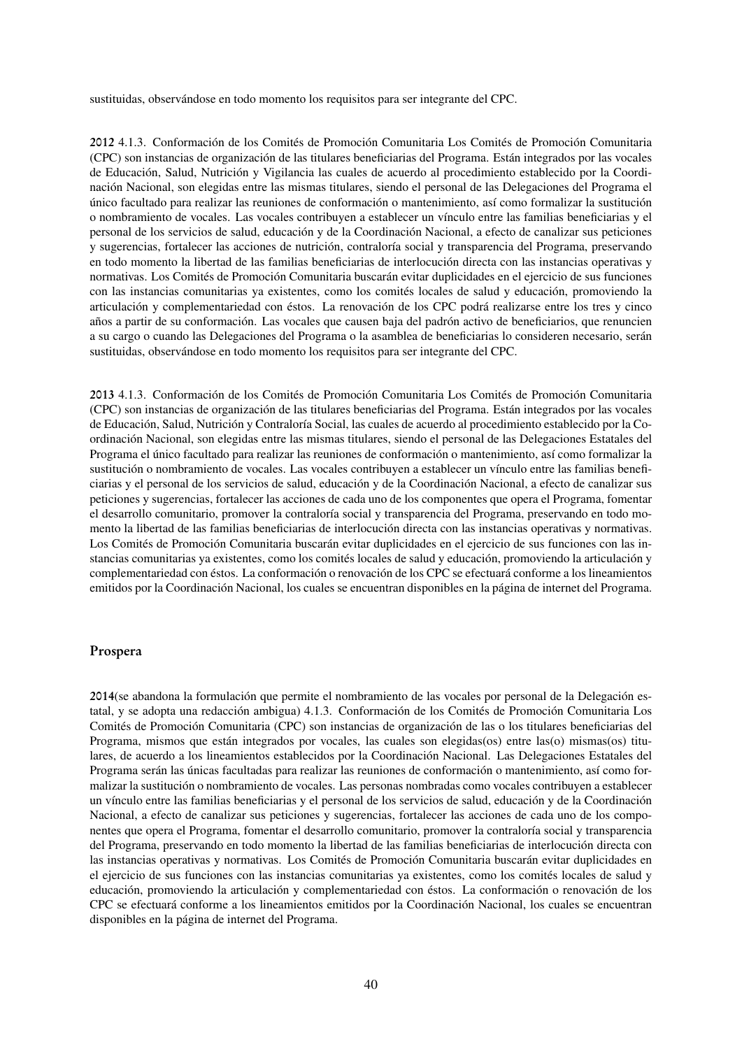sustituidas, observándose en todo momento los requisitos para ser integrante del CPC.

**2012** 4.1.3. Conformación de los Comités de Promoción Comunitaria Los Comités de Promoción Comunitaria (CPC) son instancias de organización de las titulares beneficiarias del Programa. Están integrados por las vocales de Educación, Salud, Nutrición y Vigilancia las cuales de acuerdo al procedimiento establecido por la Coordinación Nacional, son elegidas entre las mismas titulares, siendo el personal de las Delegaciones del Programa el único facultado para realizar las reuniones de conformación o mantenimiento, así como formalizar la sustitución o nombramiento de vocales. Las vocales contribuyen a establecer un vínculo entre las familias beneficiarias y el personal de los servicios de salud, educación y de la Coordinación Nacional, a efecto de canalizar sus peticiones y sugerencias, fortalecer las acciones de nutrición, contraloría social y transparencia del Programa, preservando en todo momento la libertad de las familias beneficiarias de interlocución directa con las instancias operativas y normativas. Los Comités de Promoción Comunitaria buscarán evitar duplicidades en el ejercicio de sus funciones con las instancias comunitarias ya existentes, como los comités locales de salud y educación, promoviendo la articulación y complementariedad con éstos. La renovación de los CPC podrá realizarse entre los tres y cinco años a partir de su conformación. Las vocales que causen baja del padrón activo de beneficiarios, que renuncien a su cargo o cuando las Delegaciones del Programa o la asamblea de beneficiarias lo consideren necesario, serán sustituidas, observándose en todo momento los requisitos para ser integrante del CPC.

**2013** 4.1.3. Conformación de los Comités de Promoción Comunitaria Los Comités de Promoción Comunitaria (CPC) son instancias de organización de las titulares beneficiarias del Programa. Están integrados por las vocales de Educación, Salud, Nutrición y Contraloría Social, las cuales de acuerdo al procedimiento establecido por la Coordinación Nacional, son elegidas entre las mismas titulares, siendo el personal de las Delegaciones Estatales del Programa el único facultado para realizar las reuniones de conformación o mantenimiento, así como formalizar la sustitución o nombramiento de vocales. Las vocales contribuyen a establecer un vínculo entre las familias beneficiarias y el personal de los servicios de salud, educación y de la Coordinación Nacional, a efecto de canalizar sus peticiones y sugerencias, fortalecer las acciones de cada uno de los componentes que opera el Programa, fomentar el desarrollo comunitario, promover la contraloría social y transparencia del Programa, preservando en todo momento la libertad de las familias beneficiarias de interlocución directa con las instancias operativas y normativas. Los Comités de Promoción Comunitaria buscarán evitar duplicidades en el ejercicio de sus funciones con las instancias comunitarias ya existentes, como los comités locales de salud y educación, promoviendo la articulación y complementariedad con éstos. La conformación o renovación de los CPC se efectuará conforme a los lineamientos emitidos por la Coordinación Nacional, los cuales se encuentran disponibles en la página de internet del Programa.

## Prospera

**2014**(se abandona la formulación que permite el nombramiento de las vocales por personal de la Delegación estatal, y se adopta una redacción ambigua) 4.1.3. Conformación de los Comités de Promoción Comunitaria Los Comités de Promoción Comunitaria (CPC) son instancias de organización de las o los titulares beneficiarias del Programa, mismos que están integrados por vocales, las cuales son elegidas(os) entre las(o) mismas(os) titulares, de acuerdo a los lineamientos establecidos por la Coordinación Nacional. Las Delegaciones Estatales del Programa serán las únicas facultadas para realizar las reuniones de conformación o mantenimiento, así como formalizar la sustitución o nombramiento de vocales. Las personas nombradas como vocales contribuyen a establecer un vínculo entre las familias beneficiarias y el personal de los servicios de salud, educación y de la Coordinación Nacional, a efecto de canalizar sus peticiones y sugerencias, fortalecer las acciones de cada uno de los componentes que opera el Programa, fomentar el desarrollo comunitario, promover la contraloría social y transparencia del Programa, preservando en todo momento la libertad de las familias beneficiarias de interlocución directa con las instancias operativas y normativas. Los Comités de Promoción Comunitaria buscarán evitar duplicidades en el ejercicio de sus funciones con las instancias comunitarias ya existentes, como los comités locales de salud y educación, promoviendo la articulación y complementariedad con éstos. La conformación o renovación de los CPC se efectuará conforme a los lineamientos emitidos por la Coordinación Nacional, los cuales se encuentran disponibles en la página de internet del Programa.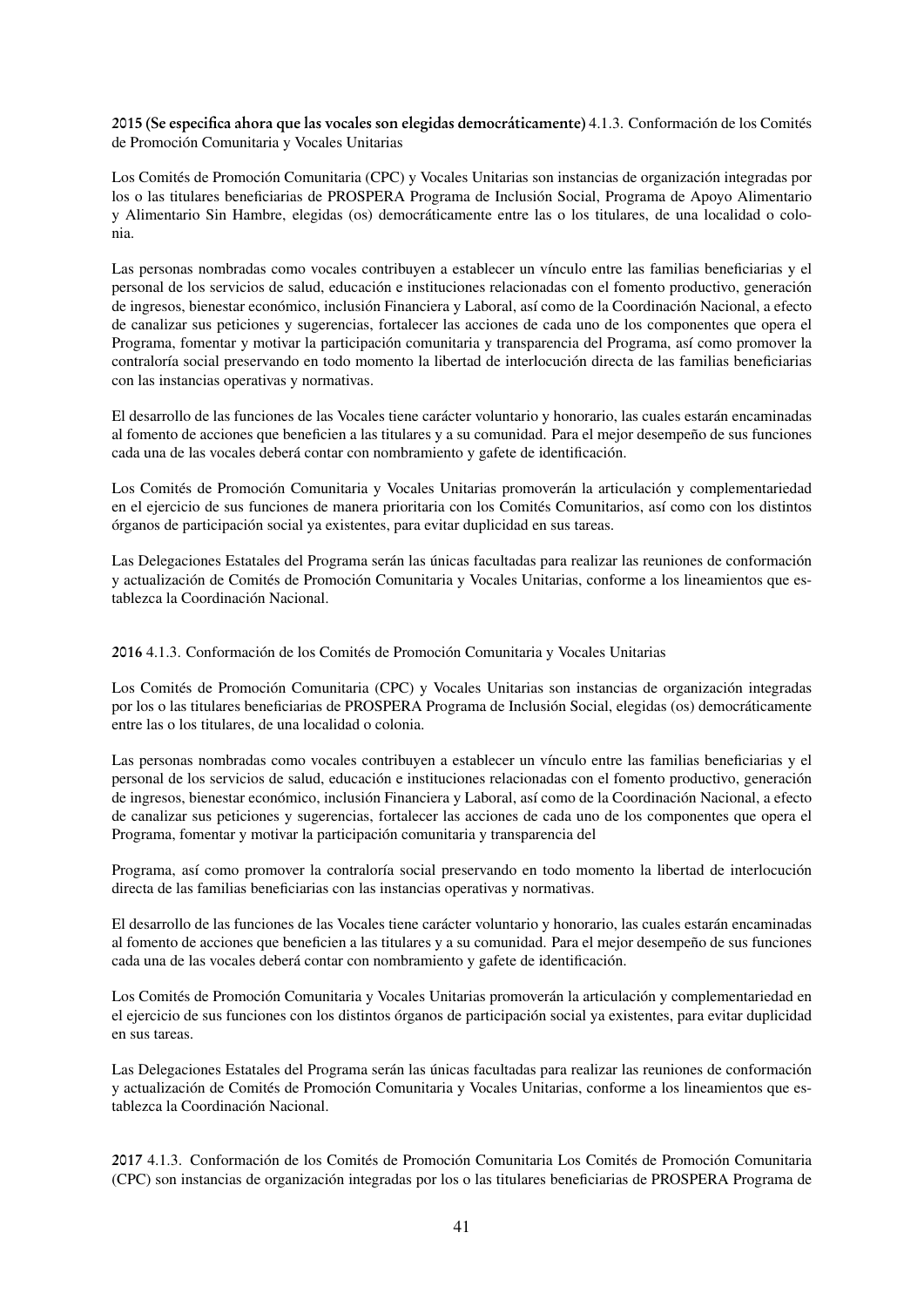**2015 (Se especifica ahora que las vocales son elegidas democráticamente)** 4.1.3. Conformación de los Comités de Promoción Comunitaria y Vocales Unitarias

Los Comités de Promoción Comunitaria (CPC) y Vocales Unitarias son instancias de organización integradas por los o las titulares beneficiarias de PROSPERA Programa de Inclusión Social, Programa de Apoyo Alimentario y Alimentario Sin Hambre, elegidas (os) democráticamente entre las o los titulares, de una localidad o colonia.

Las personas nombradas como vocales contribuyen a establecer un vínculo entre las familias beneficiarias y el personal de los servicios de salud, educación e instituciones relacionadas con el fomento productivo, generación de ingresos, bienestar económico, inclusión Financiera y Laboral, así como de la Coordinación Nacional, a efecto de canalizar sus peticiones y sugerencias, fortalecer las acciones de cada uno de los componentes que opera el Programa, fomentar y motivar la participación comunitaria y transparencia del Programa, así como promover la contraloría social preservando en todo momento la libertad de interlocución directa de las familias beneficiarias con las instancias operativas y normativas.

El desarrollo de las funciones de las Vocales tiene carácter voluntario y honorario, las cuales estarán encaminadas al fomento de acciones que beneficien a las titulares y a su comunidad. Para el mejor desempeño de sus funciones cada una de las vocales deberá contar con nombramiento y gafete de identificación.

Los Comités de Promoción Comunitaria y Vocales Unitarias promoverán la articulación y complementariedad en el ejercicio de sus funciones de manera prioritaria con los Comités Comunitarios, así como con los distintos órganos de participación social ya existentes, para evitar duplicidad en sus tareas.

Las Delegaciones Estatales del Programa serán las únicas facultadas para realizar las reuniones de conformación y actualización de Comités de Promoción Comunitaria y Vocales Unitarias, conforme a los lineamientos que establezca la Coordinación Nacional.

**2016** 4.1.3. Conformación de los Comités de Promoción Comunitaria y Vocales Unitarias

Los Comités de Promoción Comunitaria (CPC) y Vocales Unitarias son instancias de organización integradas por los o las titulares beneficiarias de PROSPERA Programa de Inclusión Social, elegidas (os) democráticamente entre las o los titulares, de una localidad o colonia.

Las personas nombradas como vocales contribuyen a establecer un vínculo entre las familias beneficiarias y el personal de los servicios de salud, educación e instituciones relacionadas con el fomento productivo, generación de ingresos, bienestar económico, inclusión Financiera y Laboral, así como de la Coordinación Nacional, a efecto de canalizar sus peticiones y sugerencias, fortalecer las acciones de cada uno de los componentes que opera el Programa, fomentar y motivar la participación comunitaria y transparencia del

Programa, así como promover la contraloría social preservando en todo momento la libertad de interlocución directa de las familias beneficiarias con las instancias operativas y normativas.

El desarrollo de las funciones de las Vocales tiene carácter voluntario y honorario, las cuales estarán encaminadas al fomento de acciones que beneficien a las titulares y a su comunidad. Para el mejor desempeño de sus funciones cada una de las vocales deberá contar con nombramiento y gafete de identificación.

Los Comités de Promoción Comunitaria y Vocales Unitarias promoverán la articulación y complementariedad en el ejercicio de sus funciones con los distintos órganos de participación social ya existentes, para evitar duplicidad en sus tareas.

Las Delegaciones Estatales del Programa serán las únicas facultadas para realizar las reuniones de conformación y actualización de Comités de Promoción Comunitaria y Vocales Unitarias, conforme a los lineamientos que establezca la Coordinación Nacional.

**2017** 4.1.3. Conformación de los Comités de Promoción Comunitaria Los Comités de Promoción Comunitaria (CPC) son instancias de organización integradas por los o las titulares beneficiarias de PROSPERA Programa de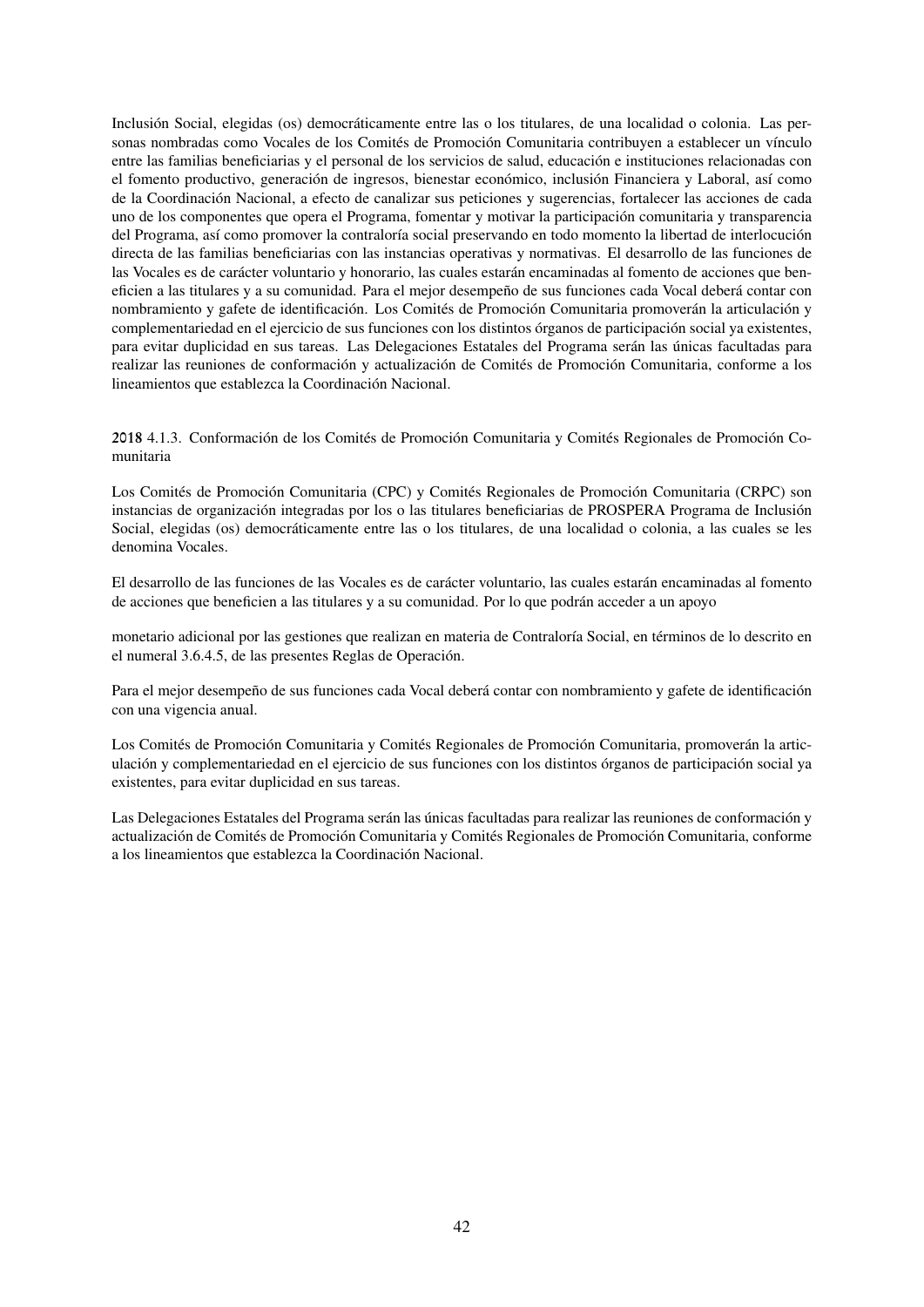Inclusión Social, elegidas (os) democráticamente entre las o los titulares, de una localidad o colonia. Las personas nombradas como Vocales de los Comités de Promoción Comunitaria contribuyen a establecer un vínculo entre las familias beneficiarias y el personal de los servicios de salud, educación e instituciones relacionadas con el fomento productivo, generación de ingresos, bienestar económico, inclusión Financiera y Laboral, así como de la Coordinación Nacional, a efecto de canalizar sus peticiones y sugerencias, fortalecer las acciones de cada uno de los componentes que opera el Programa, fomentar y motivar la participación comunitaria y transparencia del Programa, así como promover la contraloría social preservando en todo momento la libertad de interlocución directa de las familias beneficiarias con las instancias operativas y normativas. El desarrollo de las funciones de las Vocales es de carácter voluntario y honorario, las cuales estarán encaminadas al fomento de acciones que beneficien a las titulares y a su comunidad. Para el mejor desempeño de sus funciones cada Vocal deberá contar con nombramiento y gafete de identificación. Los Comités de Promoción Comunitaria promoverán la articulación y complementariedad en el ejercicio de sus funciones con los distintos órganos de participación social ya existentes, para evitar duplicidad en sus tareas. Las Delegaciones Estatales del Programa serán las únicas facultadas para realizar las reuniones de conformación y actualización de Comités de Promoción Comunitaria, conforme a los lineamientos que establezca la Coordinación Nacional.

2018 4.1.3. Conformación de los Comités de Promoción Comunitaria y Comités Regionales de Promoción Comunitaria

Los Comités de Promoción Comunitaria (CPC) y Comités Regionales de Promoción Comunitaria (CRPC) son instancias de organización integradas por los o las titulares beneficiarias de PROSPERA Programa de Inclusión Social, elegidas (os) democráticamente entre las o los titulares, de una localidad o colonia, a las cuales se les denomina Vocales.

El desarrollo de las funciones de las Vocales es de carácter voluntario, las cuales estarán encaminadas al fomento de acciones que beneficien a las titulares y a su comunidad. Por lo que podrán acceder a un apoyo

monetario adicional por las gestiones que realizan en materia de Contraloría Social, en términos de lo descrito en el numeral 3.6.4.5, de las presentes Reglas de Operación.

Para el mejor desempeño de sus funciones cada Vocal deberá contar con nombramiento y gafete de identificación con una vigencia anual.

Los Comités de Promoción Comunitaria y Comités Regionales de Promoción Comunitaria, promoverán la articulación y complementariedad en el ejercicio de sus funciones con los distintos órganos de participación social ya existentes, para evitar duplicidad en sus tareas.

Las Delegaciones Estatales del Programa serán las únicas facultadas para realizar las reuniones de conformación y actualización de Comités de Promoción Comunitaria y Comités Regionales de Promoción Comunitaria, conforme a los lineamientos que establezca la Coordinación Nacional.